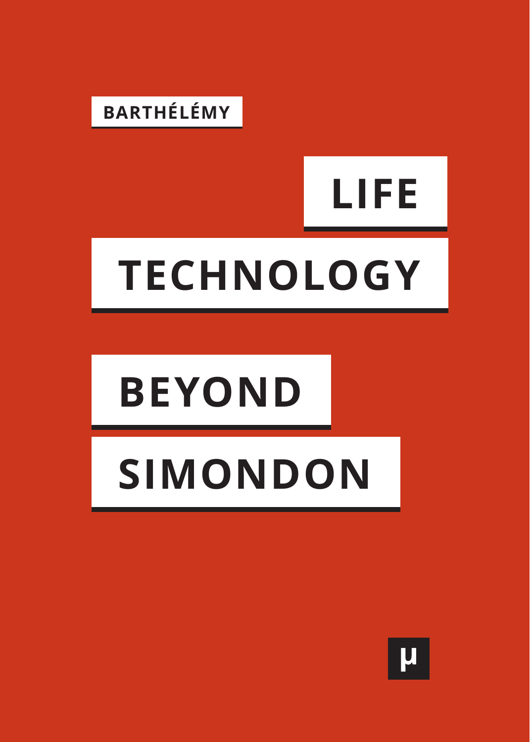BARTHÉLÉMY

# LIFE AND TECHNOLOGY

# BEYOND SIMONDON

μ

BARTHÉLÉMY

# LIFE TECHNOLOGY

# BEYOND SIMONDON

μ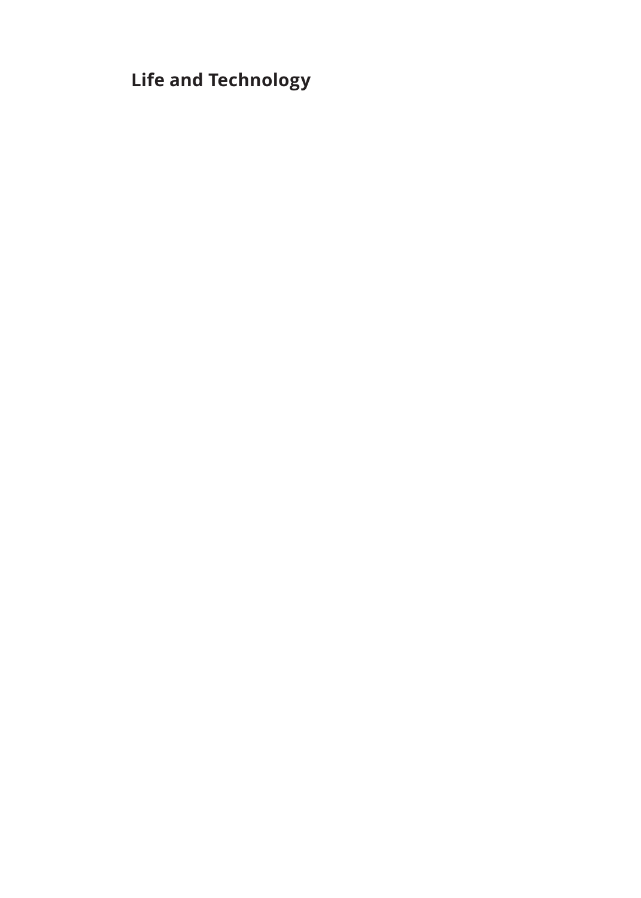# Life and Technology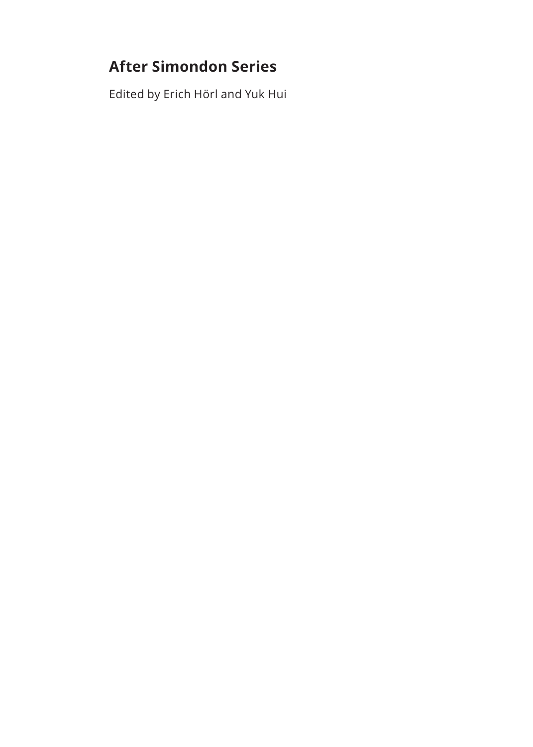## After Simondon Series

Edited by Erich Hörl and Yuk Hui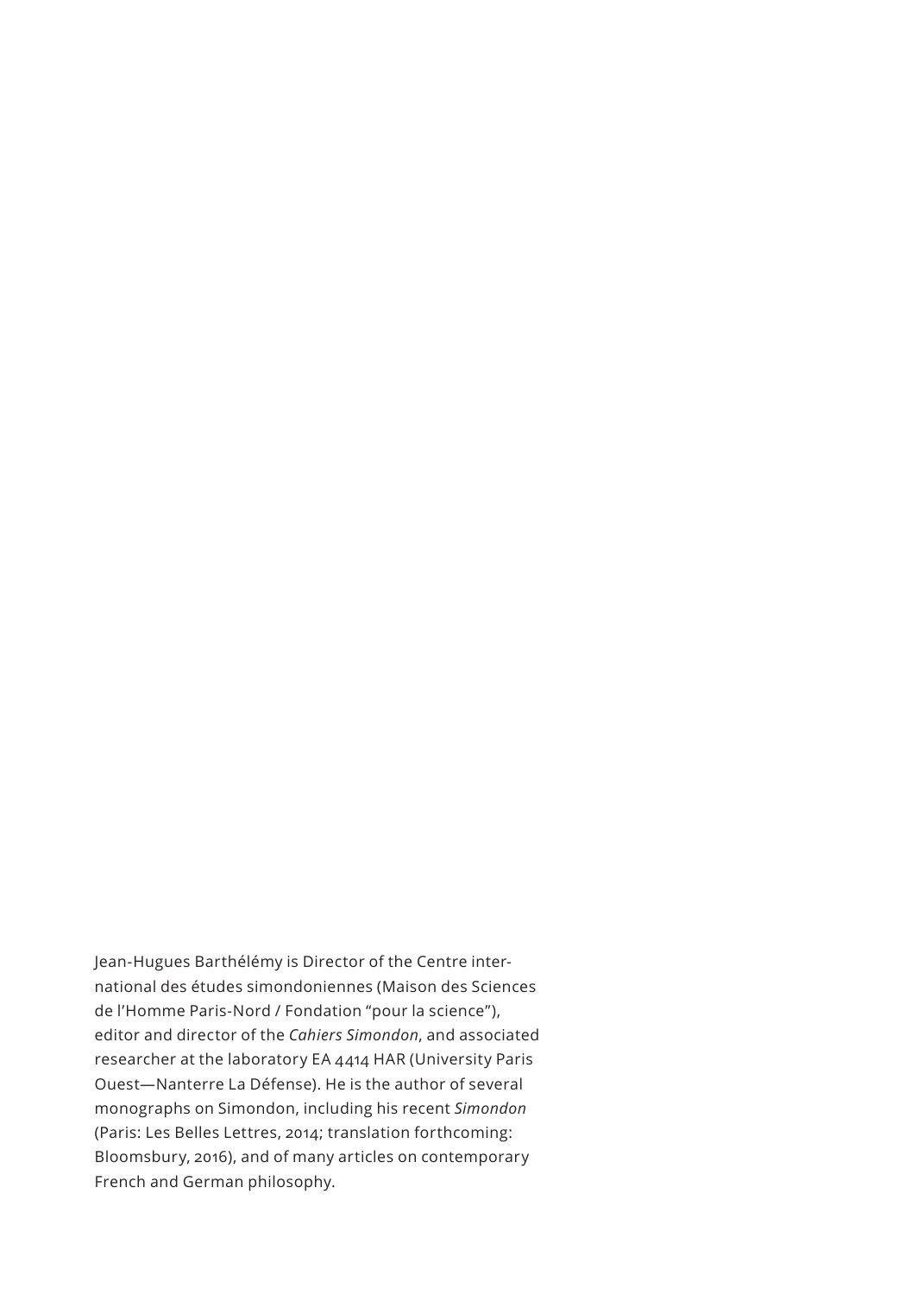Jean-Hugues Barthélémy is Director of the Centre international des études simondoniennes (Maison des Sciences de l'Homme Paris-Nord / Fondation "pour la science"), editor and director of the *Cahiers Simondon*, and associated researcher at the laboratory EA 4414 HAR (University Paris Ouest—Nanterre La Défense). He is the author of several monographs on Simondon, including his recent *Simondon* (Paris: Les Belles Lettres, 2014; translation forthcoming: Bloomsbury, 2016), and of many articles on contemporary French and German philosophy.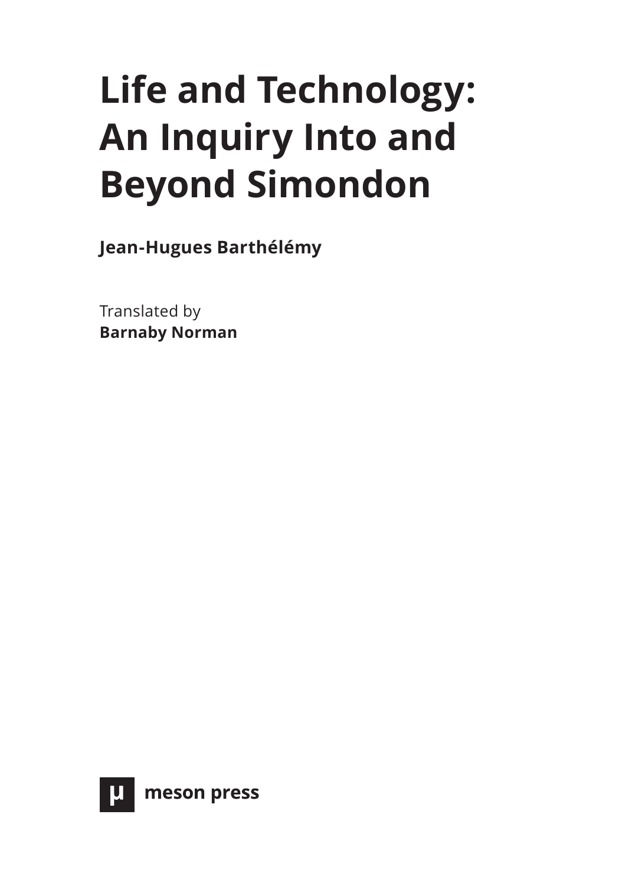# Life and Technology: An Inquiry Into and Beyond Simondon

**Jean-Hugues Barthélémy**

Translated by
**Barnaby Norman**

µ meson press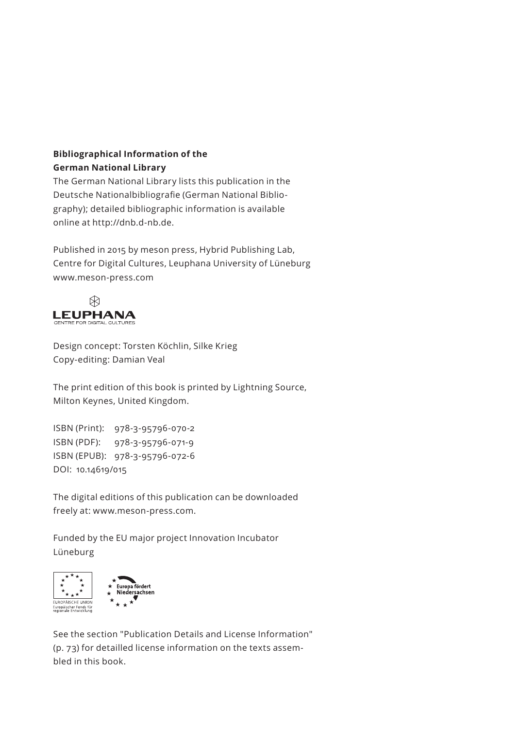**Bibliographical Information of the German National Library**

The German National Library lists this publication in the Deutsche Nationalbibliografie (German National Bibliography); detailed bibliographic information is available online at http://dnb.d-nb.de.

Published in 2015 by meson press, Hybrid Publishing Lab, Centre for Digital Cultures, Leuphana University of Lüneburg
www.meson-press.com

LEUPHANA
CENTRE FOR DIGITAL CULTURES

Design concept: Torsten Köchlin, Silke Krieg
Copy-editing: Damian Veal

The print edition of this book is printed by Lightning Source, Milton Keynes, United Kingdom.

ISBN (Print): 978-3-95796-070-2
ISBN (PDF): 978-3-95796-071-9
ISBN (EPUB): 978-3-95796-072-6
DOI: 10.14619/015

The digital editions of this publication can be downloaded freely at: www.meson-press.com.

Funded by the EU major project Innovation Incubator Lüneburg

EUROPÄISCHE UNION
Europäischer Fonds für regionale Entwicklung

Europa fördert Niedersachsen

See the section "Publication Details and License Information" (p. 73) for detailled license information on the texts assembled in this book.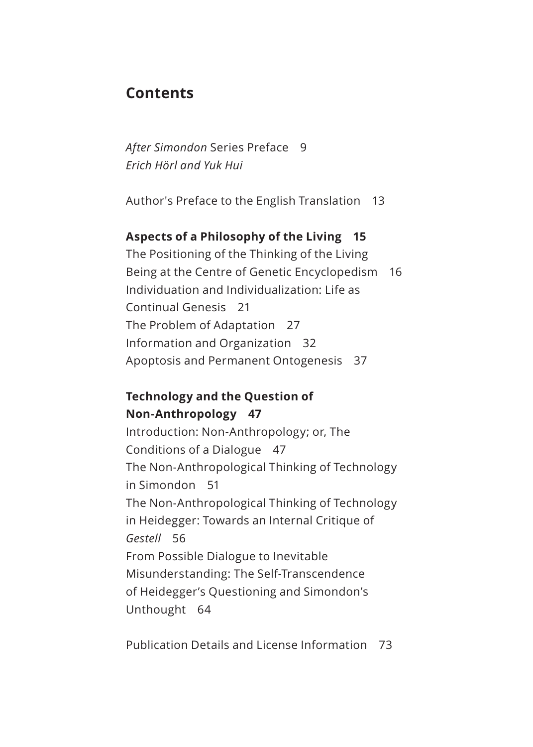## Contents

*After Simondon* Series Preface 9
*Erich Hörl and Yuk Hui*

Author's Preface to the English Translation 13

**Aspects of a Philosophy of the Living 15**
The Positioning of the Thinking of the Living Being at the Centre of Genetic Encyclopedism 16
Individuation and Individualization: Life as Continual Genesis 21
The Problem of Adaptation 27
Information and Organization 32
Apoptosis and Permanent Ontogenesis 37

**Technology and the Question of Non-Anthropology 47**
Introduction: Non-Anthropology; or, The Conditions of a Dialogue 47
The Non-Anthropological Thinking of Technology in Simondon 51
The Non-Anthropological Thinking of Technology in Heidegger: Towards an Internal Critique of *Gestell* 56
From Possible Dialogue to Inevitable Misunderstanding: The Self-Transcendence of Heidegger's Questioning and Simondon's Unthought 64

Publication Details and License Information 73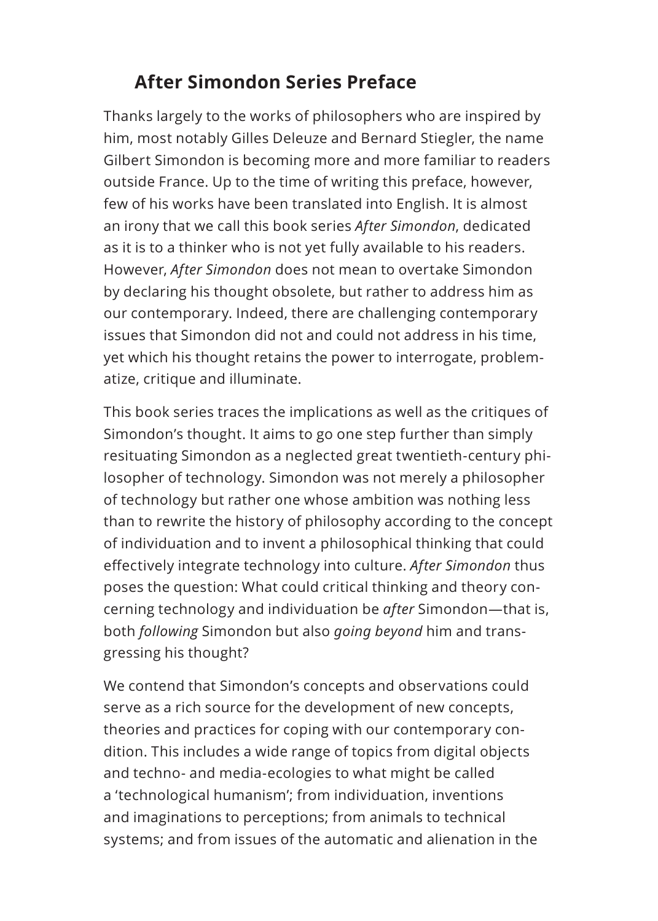## After Simondon Series Preface

Thanks largely to the works of philosophers who are inspired by him, most notably Gilles Deleuze and Bernard Stiegler, the name Gilbert Simondon is becoming more and more familiar to readers outside France. Up to the time of writing this preface, however, few of his works have been translated into English. It is almost an irony that we call this book series *After Simondon*, dedicated as it is to a thinker who is not yet fully available to his readers. However, *After Simondon* does not mean to overtake Simondon by declaring his thought obsolete, but rather to address him as our contemporary. Indeed, there are challenging contemporary issues that Simondon did not and could not address in his time, yet which his thought retains the power to interrogate, problematize, critique and illuminate.

This book series traces the implications as well as the critiques of Simondon's thought. It aims to go one step further than simply resituating Simondon as a neglected great twentieth-century philosopher of technology. Simondon was not merely a philosopher of technology but rather one whose ambition was nothing less than to rewrite the history of philosophy according to the concept of individuation and to invent a philosophical thinking that could effectively integrate technology into culture. *After Simondon* thus poses the question: What could critical thinking and theory concerning technology and individuation be *after* Simondon—that is, both *following* Simondon but also *going beyond* him and transgressing his thought?

We contend that Simondon's concepts and observations could serve as a rich source for the development of new concepts, theories and practices for coping with our contemporary condition. This includes a wide range of topics from digital objects and techno- and media-ecologies to what might be called a 'technological humanism'; from individuation, inventions and imaginations to perceptions; from animals to technical systems; and from issues of the automatic and alienation in the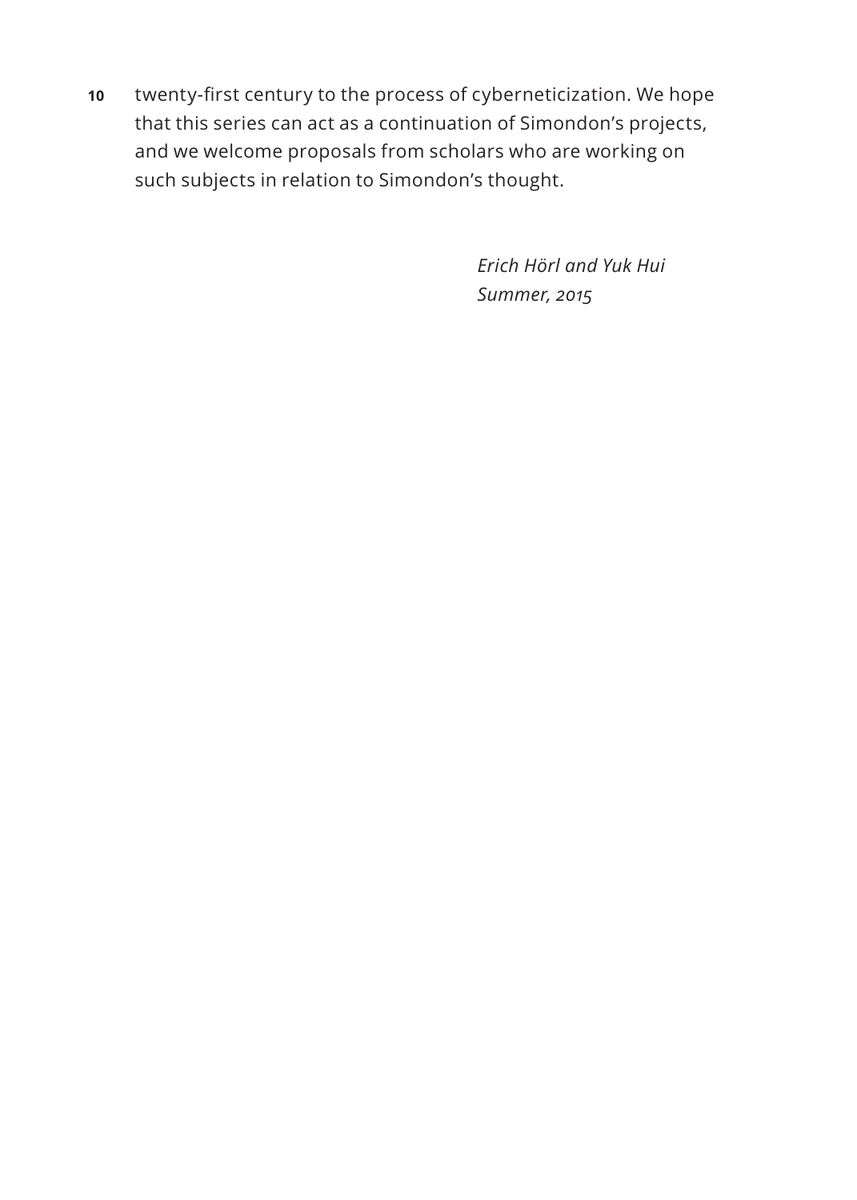twenty-first century to the process of cyberneticization. We hope that this series can act as a continuation of Simondon's projects, and we welcome proposals from scholars who are working on such subjects in relation to Simondon's thought.

*Erich Hörl and Yuk Hui*
*Summer, 2015*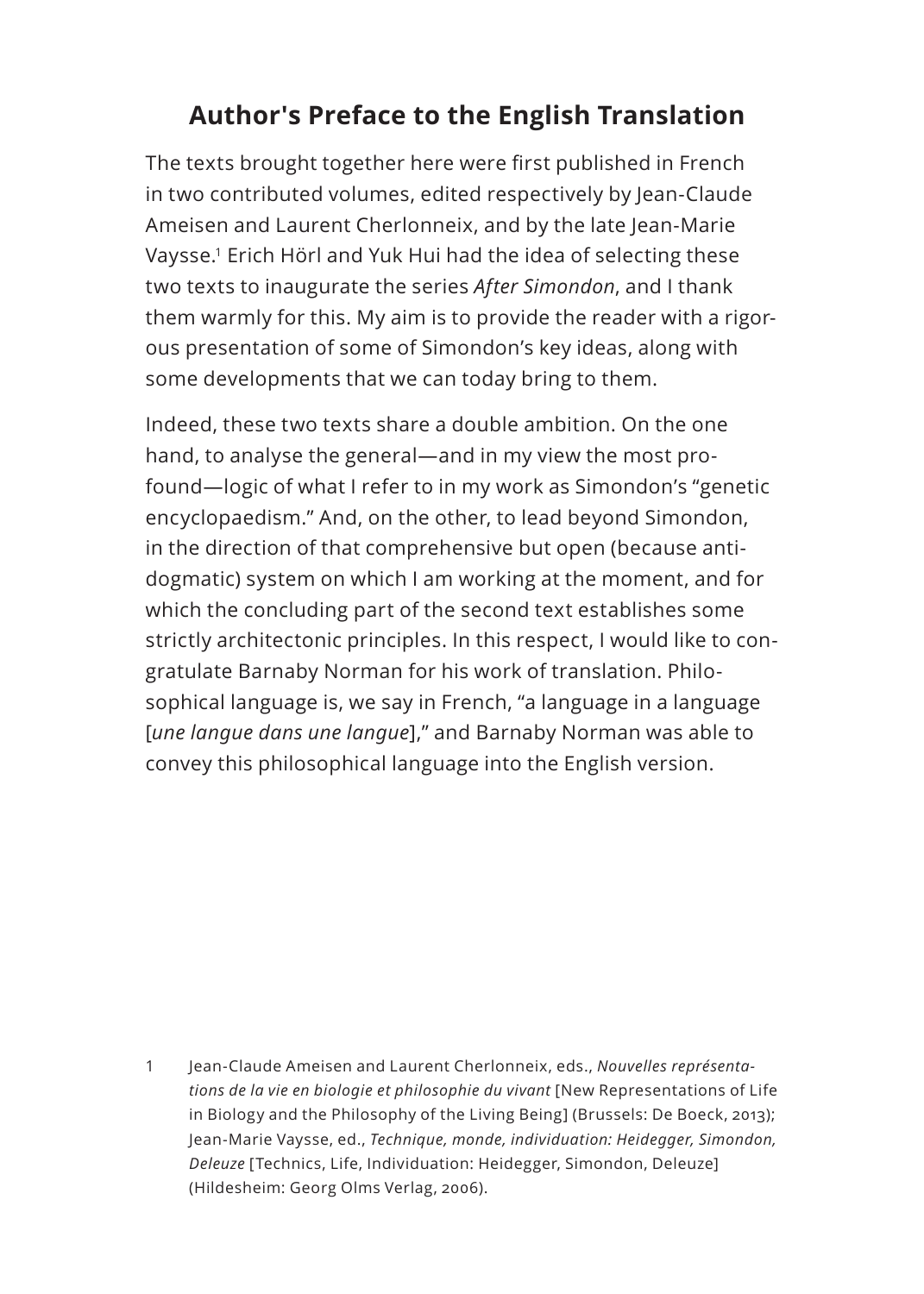# Author's Preface to the English Translation

The texts brought together here were first published in French in two contributed volumes, edited respectively by Jean-Claude Ameisen and Laurent Cherlonneix, and by the late Jean-Marie Vaysse.[1] Erich Hörl and Yuk Hui had the idea of selecting these two texts to inaugurate the series *After Simondon*, and I thank them warmly for this. My aim is to provide the reader with a rigorous presentation of some of Simondon's key ideas, along with some developments that we can today bring to them.

Indeed, these two texts share a double ambition. On the one hand, to analyse the general—and in my view the most profound—logic of what I refer to in my work as Simondon's "genetic encyclopaedism." And, on the other, to lead beyond Simondon, in the direction of that comprehensive but open (because anti-dogmatic) system on which I am working at the moment, and for which the concluding part of the second text establishes some strictly architectonic principles. In this respect, I would like to congratulate Barnaby Norman for his work of translation. Philosophical language is, we say in French, "a language in a language [*une langue dans une langue*]," and Barnaby Norman was able to convey this philosophical language into the English version.

1 Jean-Claude Ameisen and Laurent Cherlonneix, eds., *Nouvelles représentations de la vie en biologie et philosophie du vivant* [New Representations of Life in Biology and the Philosophy of the Living Being] (Brussels: De Boeck, 2013); Jean-Marie Vaysse, ed., *Technique, monde, individuation: Heidegger, Simondon, Deleuze* [Technics, Life, Individuation: Heidegger, Simondon, Deleuze] (Hildesheim: Georg Olms Verlag, 2006).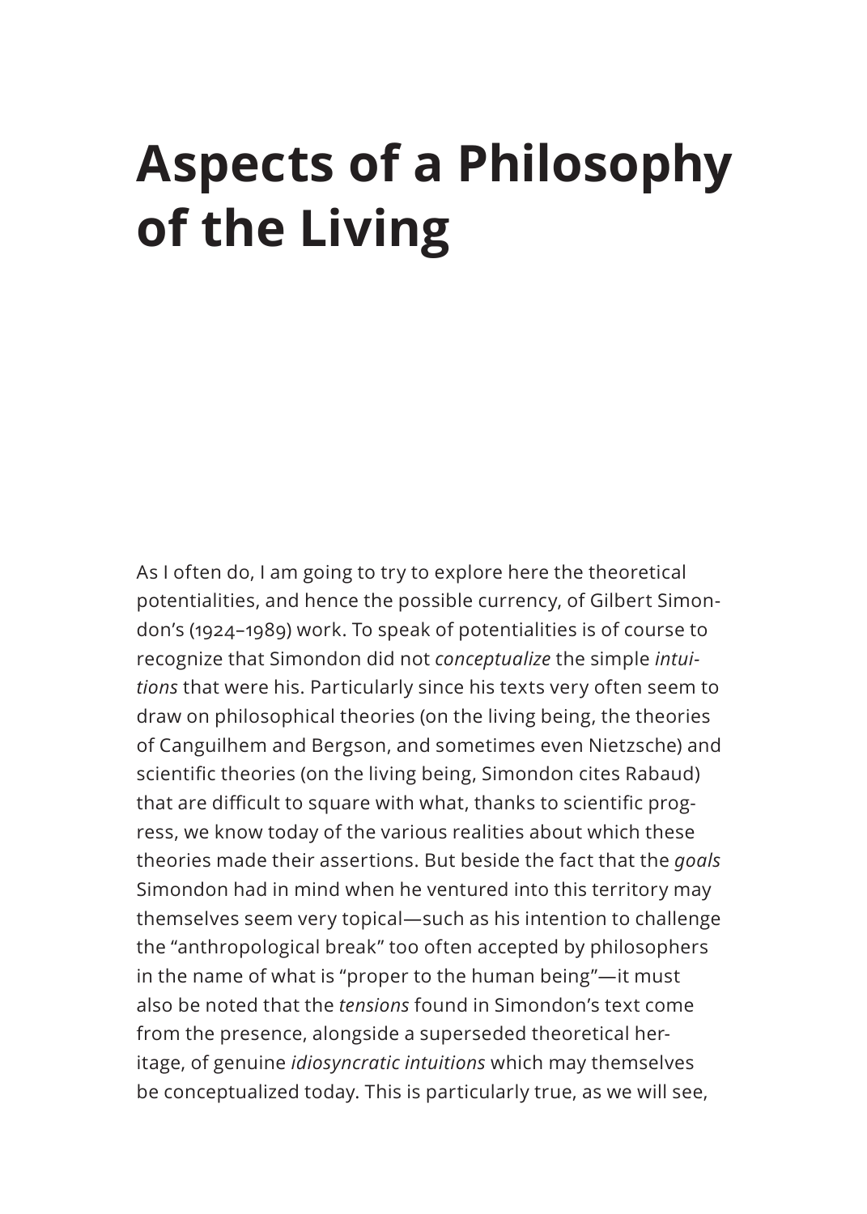# Aspects of a Philosophy of the Living

As I often do, I am going to try to explore here the theoretical potentialities, and hence the possible currency, of Gilbert Simondon's (1924–1989) work. To speak of potentialities is of course to recognize that Simondon did not *conceptualize* the simple *intuitions* that were his. Particularly since his texts very often seem to draw on philosophical theories (on the living being, the theories of Canguilhem and Bergson, and sometimes even Nietzsche) and scientific theories (on the living being, Simondon cites Rabaud) that are difficult to square with what, thanks to scientific progress, we know today of the various realities about which these theories made their assertions. But beside the fact that the *goals* Simondon had in mind when he ventured into this territory may themselves seem very topical—such as his intention to challenge the "anthropological break" too often accepted by philosophers in the name of what is "proper to the human being"—it must also be noted that the *tensions* found in Simondon's text come from the presence, alongside a superseded theoretical heritage, of genuine *idiosyncratic intuitions* which may themselves be conceptualized today. This is particularly true, as we will see,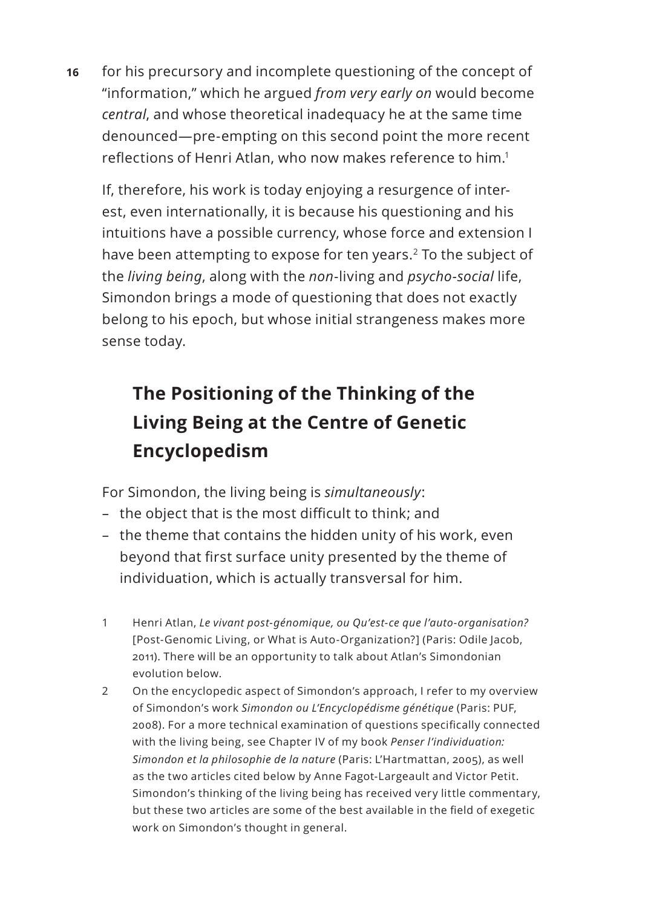for his precursory and incomplete questioning of the concept of "information," which he argued *from very early on* would become *central*, and whose theoretical inadequacy he at the same time denounced—pre-empting on this second point the more recent reflections of Henri Atlan, who now makes reference to him.[1]

If, therefore, his work is today enjoying a resurgence of interest, even internationally, it is because his questioning and his intuitions have a possible currency, whose force and extension I have been attempting to expose for ten years.[2] To the subject of the *living being*, along with the *non*-living and *psycho-social* life, Simondon brings a mode of questioning that does not exactly belong to his epoch, but whose initial strangeness makes more sense today.

## The Positioning of the Thinking of the Living Being at the Centre of Genetic Encyclopedism

For Simondon, the living being is *simultaneously*:

- the object that is the most difficult to think; and
- the theme that contains the hidden unity of his work, even beyond that first surface unity presented by the theme of individuation, which is actually transversal for him.

1 Henri Atlan, *Le vivant post-génomique, ou Qu'est-ce que l'auto-organisation?* [Post-Genomic Living, or What is Auto-Organization?] (Paris: Odile Jacob, 2011). There will be an opportunity to talk about Atlan's Simondonian evolution below.

2 On the encyclopedic aspect of Simondon's approach, I refer to my overview of Simondon's work *Simondon ou L'Encyclopédisme génétique* (Paris: PUF, 2008). For a more technical examination of questions specifically connected with the living being, see Chapter IV of my book *Penser l'individuation: Simondon et la philosophie de la nature* (Paris: L'Hartmattan, 2005), as well as the two articles cited below by Anne Fagot-Largeault and Victor Petit. Simondon's thinking of the living being has received very little commentary, but these two articles are some of the best available in the field of exegetic work on Simondon's thought in general.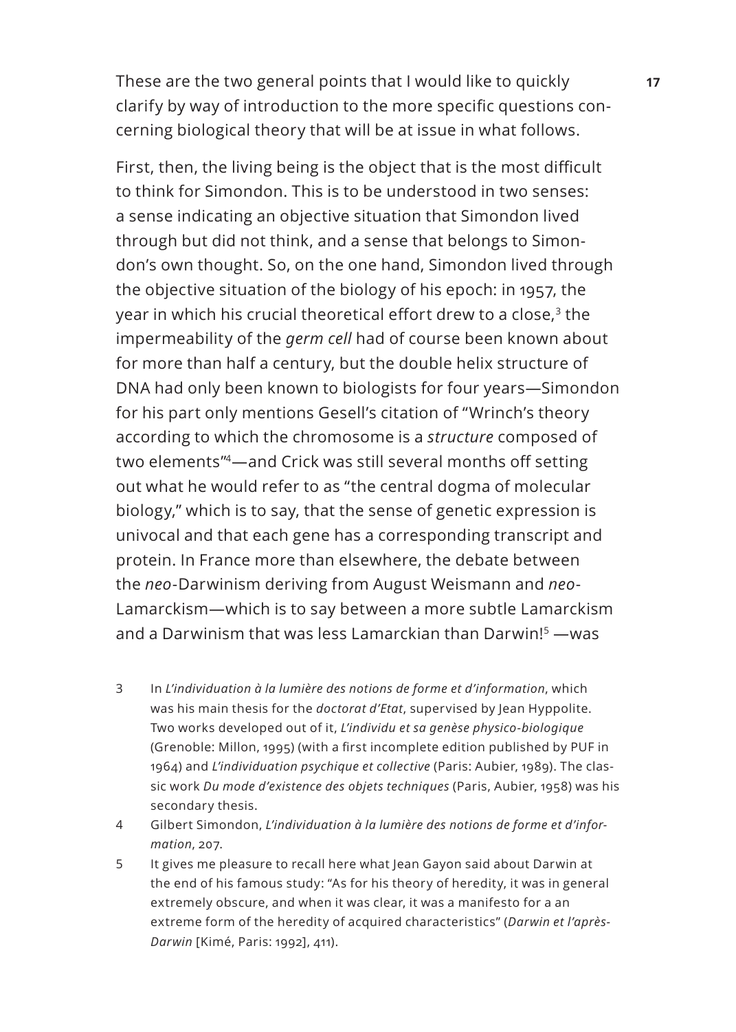These are the two general points that I would like to quickly clarify by way of introduction to the more specific questions concerning biological theory that will be at issue in what follows.

First, then, the living being is the object that is the most difficult to think for Simondon. This is to be understood in two senses: a sense indicating an objective situation that Simondon lived through but did not think, and a sense that belongs to Simondon's own thought. So, on the one hand, Simondon lived through the objective situation of the biology of his epoch: in 1957, the year in which his crucial theoretical effort drew to a close,[3] the impermeability of the *germ cell* had of course been known about for more than half a century, but the double helix structure of DNA had only been known to biologists for four years—Simondon for his part only mentions Gesell's citation of "Wrinch's theory according to which the chromosome is a *structure* composed of two elements"[4]—and Crick was still several months off setting out what he would refer to as "the central dogma of molecular biology," which is to say, that the sense of genetic expression is univocal and that each gene has a corresponding transcript and protein. In France more than elsewhere, the debate between the *neo*-Darwinism deriving from August Weismann and *neo*-Lamarckism—which is to say between a more subtle Lamarckism and a Darwinism that was less Lamarckian than Darwin![5] —was

3 In *L'individuation à la lumière des notions de forme et d'information*, which was his main thesis for the *doctorat d'Etat*, supervised by Jean Hyppolite. Two works developed out of it, *L'individu et sa genèse physico-biologique* (Grenoble: Millon, 1995) (with a first incomplete edition published by PUF in 1964) and *L'individuation psychique et collective* (Paris: Aubier, 1989). The classic work *Du mode d'existence des objets techniques* (Paris, Aubier, 1958) was his secondary thesis.

4 Gilbert Simondon, *L'individuation à la lumière des notions de forme et d'information*, 207.

5 It gives me pleasure to recall here what Jean Gayon said about Darwin at the end of his famous study: "As for his theory of heredity, it was in general extremely obscure, and when it was clear, it was a manifesto for a an extreme form of the heredity of acquired characteristics" (*Darwin et l'après-Darwin* [Kimé, Paris: 1992], 411).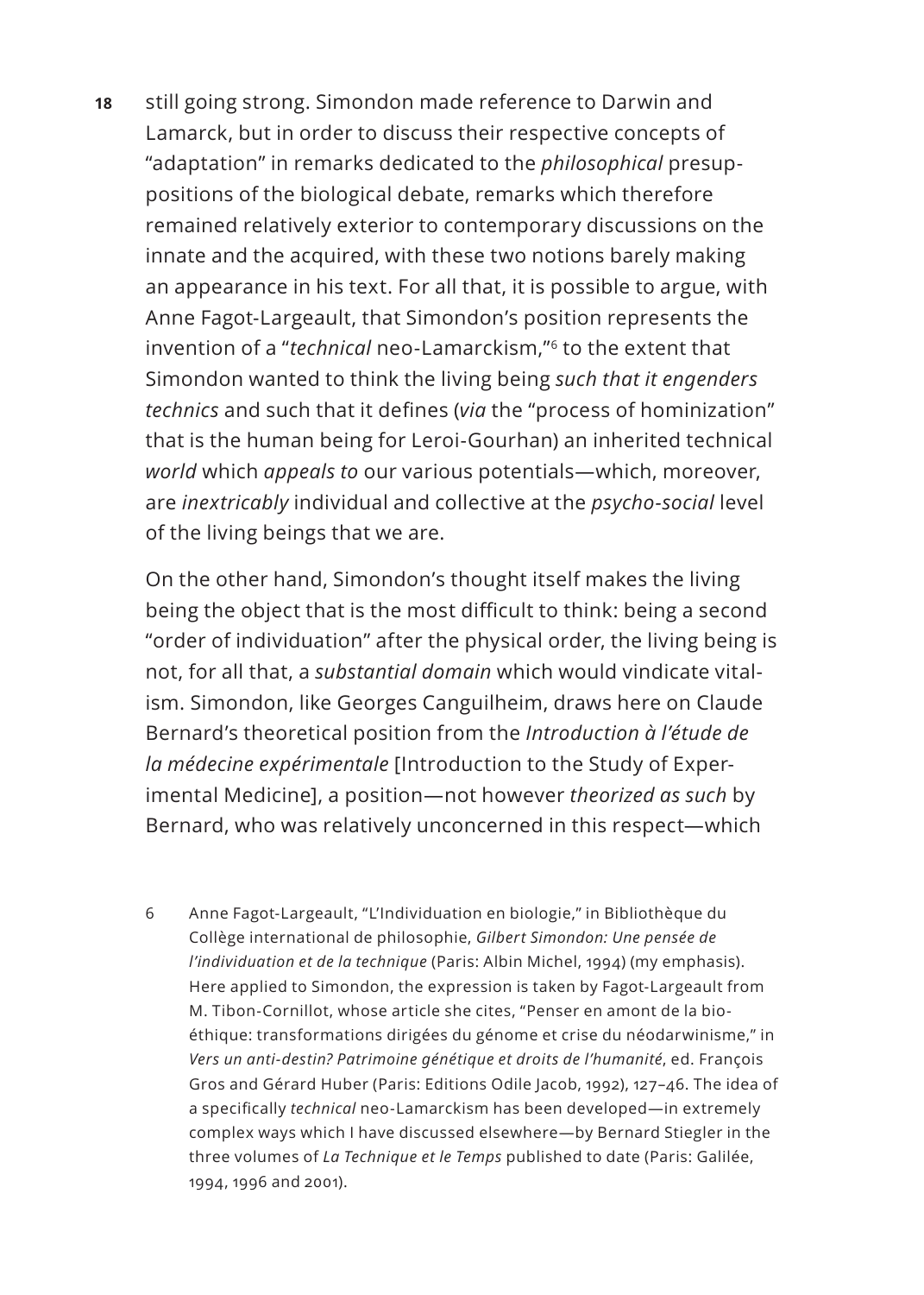still going strong. Simondon made reference to Darwin and Lamarck, but in order to discuss their respective concepts of "adaptation" in remarks dedicated to the *philosophical* presuppositions of the biological debate, remarks which therefore remained relatively exterior to contemporary discussions on the innate and the acquired, with these two notions barely making an appearance in his text. For all that, it is possible to argue, with Anne Fagot-Largeault, that Simondon's position represents the invention of a "*technical* neo-Lamarckism,"[6] to the extent that Simondon wanted to think the living being *such that it engenders technics* and such that it defines (*via* the "process of hominization" that is the human being for Leroi-Gourhan) an inherited technical *world* which *appeals to* our various potentials—which, moreover, are *inextricably* individual and collective at the *psycho-social* level of the living beings that we are.

On the other hand, Simondon's thought itself makes the living being the object that is the most difficult to think: being a second "order of individuation" after the physical order, the living being is not, for all that, a *substantial domain* which would vindicate vitalism. Simondon, like Georges Canguilheim, draws here on Claude Bernard's theoretical position from the *Introduction à l'étude de la médecine expérimentale* [Introduction to the Study of Experimental Medicine], a position—not however *theorized as such* by Bernard, who was relatively unconcerned in this respect—which

6 Anne Fagot-Largeault, "L'Individuation en biologie," in Bibliothèque du Collège international de philosophie, *Gilbert Simondon: Une pensée de l'individuation et de la technique* (Paris: Albin Michel, 1994) (my emphasis). Here applied to Simondon, the expression is taken by Fagot-Largeault from M. Tibon-Cornillot, whose article she cites, "Penser en amont de la bioéthique: transformations dirigées du génome et crise du néodarwinisme," in *Vers un anti-destin? Patrimoine génétique et droits de l'humanité*, ed. François Gros and Gérard Huber (Paris: Editions Odile Jacob, 1992), 127–46. The idea of a specifically *technical* neo-Lamarckism has been developed—in extremely complex ways which I have discussed elsewhere—by Bernard Stiegler in the three volumes of *La Technique et le Temps* published to date (Paris: Galilée, 1994, 1996 and 2001).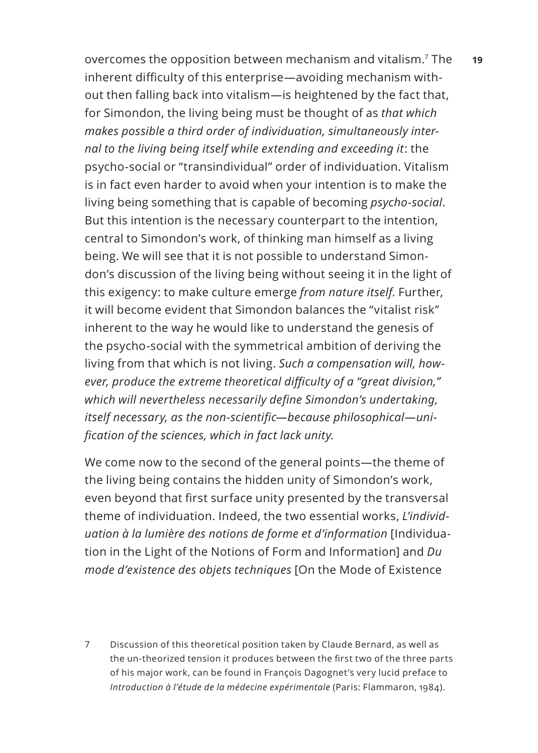overcomes the opposition between mechanism and vitalism.[7] The inherent difficulty of this enterprise—avoiding mechanism without then falling back into vitalism—is heightened by the fact that, for Simondon, the living being must be thought of as *that which makes possible a third order of individuation, simultaneously internal to the living being itself while extending and exceeding it*: the psycho-social or "transindividual" order of individuation. Vitalism is in fact even harder to avoid when your intention is to make the living being something that is capable of becoming *psycho-social*. But this intention is the necessary counterpart to the intention, central to Simondon's work, of thinking man himself as a living being. We will see that it is not possible to understand Simondon's discussion of the living being without seeing it in the light of this exigency: to make culture emerge *from nature itself*. Further, it will become evident that Simondon balances the "vitalist risk" inherent to the way he would like to understand the genesis of the psycho-social with the symmetrical ambition of deriving the living from that which is not living. *Such a compensation will, however, produce the extreme theoretical difficulty of a "great division," which will nevertheless necessarily define Simondon's undertaking, itself necessary, as the non-scientific—because philosophical—unification of the sciences, which in fact lack unity.*

We come now to the second of the general points—the theme of the living being contains the hidden unity of Simondon's work, even beyond that first surface unity presented by the transversal theme of individuation. Indeed, the two essential works, *L'individuation à la lumière des notions de forme et d'information* [Individuation in the Light of the Notions of Form and Information] and *Du mode d'existence des objets techniques* [On the Mode of Existence

7 Discussion of this theoretical position taken by Claude Bernard, as well as the un-theorized tension it produces between the first two of the three parts of his major work, can be found in François Dagognet's very lucid preface to *Introduction à l'étude de la médecine expérimentale* (Paris: Flammaron, 1984).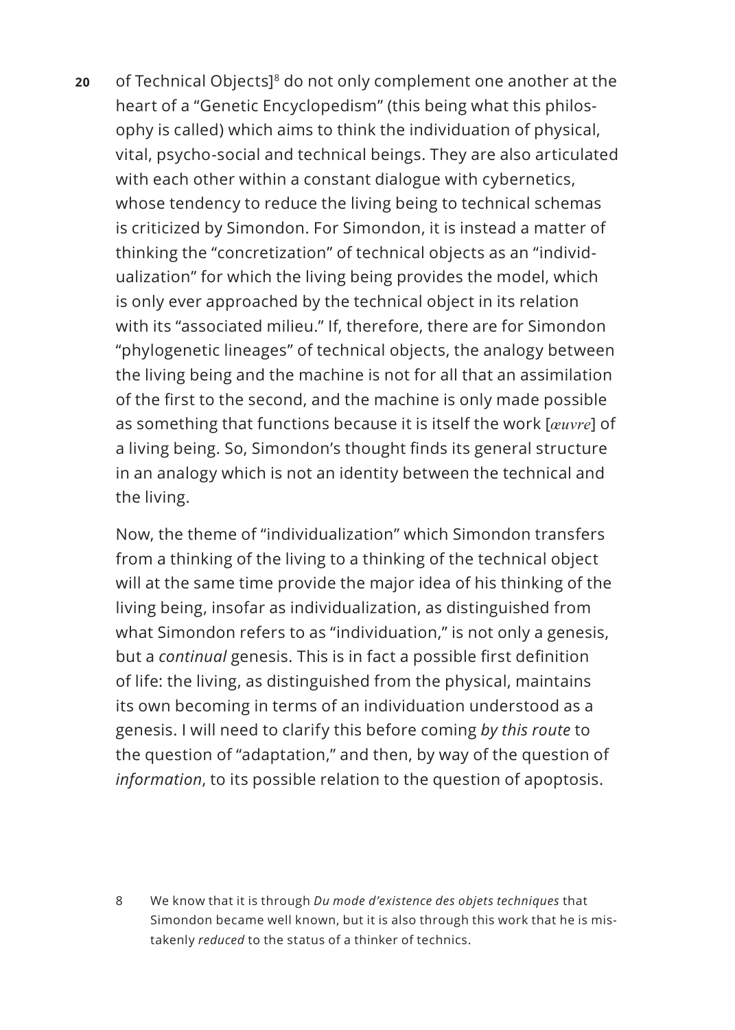of Technical Objects][8] do not only complement one another at the heart of a "Genetic Encyclopedism" (this being what this philosophy is called) which aims to think the individuation of physical, vital, psycho-social and technical beings. They are also articulated with each other within a constant dialogue with cybernetics, whose tendency to reduce the living being to technical schemas is criticized by Simondon. For Simondon, it is instead a matter of thinking the "concretization" of technical objects as an "individualization" for which the living being provides the model, which is only ever approached by the technical object in its relation with its "associated milieu." If, therefore, there are for Simondon "phylogenetic lineages" of technical objects, the analogy between the living being and the machine is not for all that an assimilation of the first to the second, and the machine is only made possible as something that functions because it is itself the work [*œuvre*] of a living being. So, Simondon's thought finds its general structure in an analogy which is not an identity between the technical and the living.

Now, the theme of "individualization" which Simondon transfers from a thinking of the living to a thinking of the technical object will at the same time provide the major idea of his thinking of the living being, insofar as individualization, as distinguished from what Simondon refers to as "individuation," is not only a genesis, but a *continual* genesis. This is in fact a possible first definition of life: the living, as distinguished from the physical, maintains its own becoming in terms of an individuation understood as a genesis. I will need to clarify this before coming *by this route* to the question of "adaptation," and then, by way of the question of *information*, to its possible relation to the question of apoptosis.

8 We know that it is through *Du mode d'existence des objets techniques* that Simondon became well known, but it is also through this work that he is mistakenly *reduced* to the status of a thinker of technics.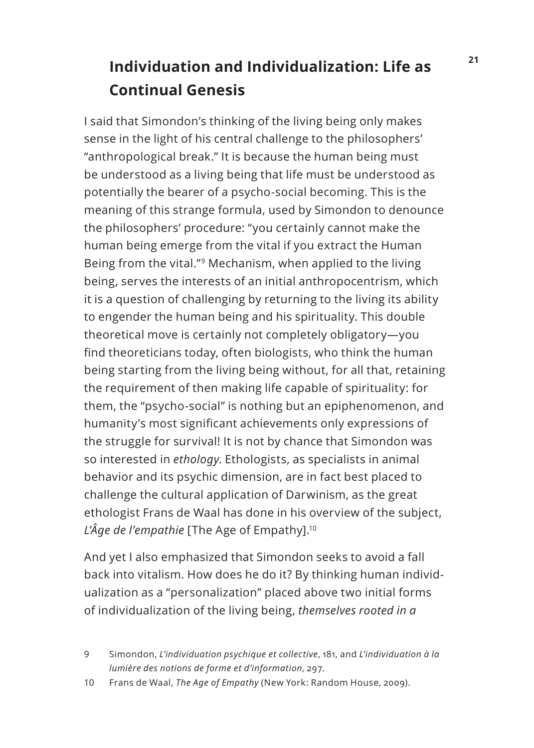## Individuation and Individualization: Life as Continual Genesis

I said that Simondon's thinking of the living being only makes sense in the light of his central challenge to the philosophers' "anthropological break." It is because the human being must be understood as a living being that life must be understood as potentially the bearer of a psycho-social becoming. This is the meaning of this strange formula, used by Simondon to denounce the philosophers' procedure: "you certainly cannot make the human being emerge from the vital if you extract the Human Being from the vital."[9] Mechanism, when applied to the living being, serves the interests of an initial anthropocentrism, which it is a question of challenging by returning to the living its ability to engender the human being and his spirituality. This double theoretical move is certainly not completely obligatory—you find theoreticians today, often biologists, who think the human being starting from the living being without, for all that, retaining the requirement of then making life capable of spirituality: for them, the "psycho-social" is nothing but an epiphenomenon, and humanity's most significant achievements only expressions of the struggle for survival! It is not by chance that Simondon was so interested in *ethology*. Ethologists, as specialists in animal behavior and its psychic dimension, are in fact best placed to challenge the cultural application of Darwinism, as the great ethologist Frans de Waal has done in his overview of the subject, *L'Âge de l'empathie* [The Age of Empathy].[10]

And yet I also emphasized that Simondon seeks to avoid a fall back into vitalism. How does he do it? By thinking human individualization as a "personalization" placed above two initial forms of individualization of the living being, *themselves rooted in a*

9 Simondon, *L'individuation psychique et collective*, 181, and *L'individuation à la lumière des notions de forme et d'information*, 297.

10 Frans de Waal, *The Age of Empathy* (New York: Random House, 2009).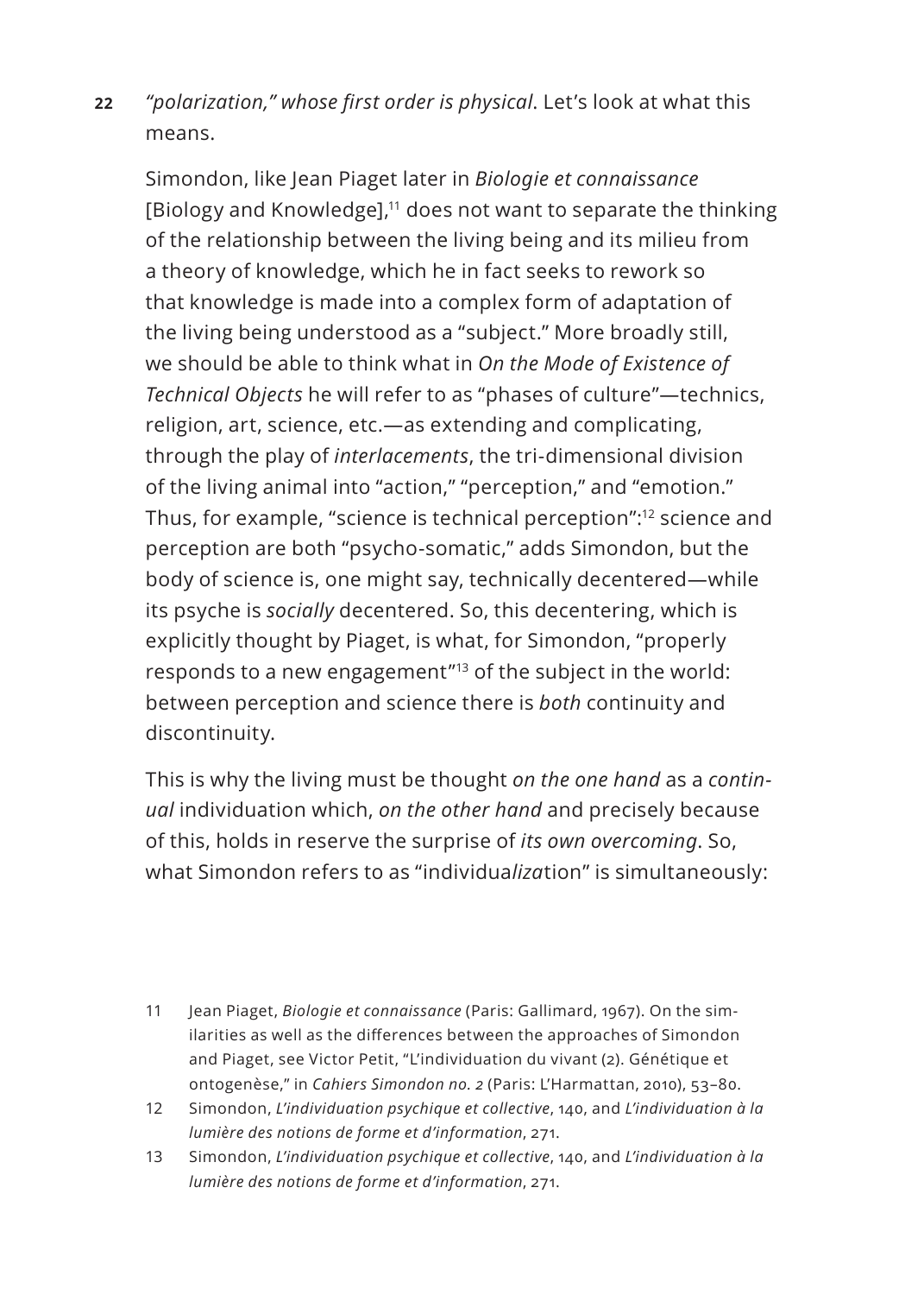*"polarization," whose first order is physical*. Let's look at what this means.

Simondon, like Jean Piaget later in *Biologie et connaissance* [Biology and Knowledge],[11] does not want to separate the thinking of the relationship between the living being and its milieu from a theory of knowledge, which he in fact seeks to rework so that knowledge is made into a complex form of adaptation of the living being understood as a "subject." More broadly still, we should be able to think what in *On the Mode of Existence of Technical Objects* he will refer to as "phases of culture"—technics, religion, art, science, etc.—as extending and complicating, through the play of *interlacements*, the tri-dimensional division of the living animal into "action," "perception," and "emotion." Thus, for example, "science is technical perception":[12] science and perception are both "psycho-somatic," adds Simondon, but the body of science is, one might say, technically decentered—while its psyche is *socially* decentered. So, this decentering, which is explicitly thought by Piaget, is what, for Simondon, "properly responds to a new engagement"[13] of the subject in the world: between perception and science there is *both* continuity and discontinuity.

This is why the living must be thought *on the one hand* as a *continual* individuation which, *on the other hand* and precisely because of this, holds in reserve the surprise of *its own overcoming*. So, what Simondon refers to as "individua*liza*tion" is simultaneously:

11 Jean Piaget, *Biologie et connaissance* (Paris: Gallimard, 1967). On the similarities as well as the differences between the approaches of Simondon and Piaget, see Victor Petit, "L'individuation du vivant (2). Génétique et ontogenèse," in *Cahiers Simondon no. 2* (Paris: L'Harmattan, 2010), 53–80.

12 Simondon, *L'individuation psychique et collective*, 140, and *L'individuation à la lumière des notions de forme et d'information*, 271.

13 Simondon, *L'individuation psychique et collective*, 140, and *L'individuation à la lumière des notions de forme et d'information*, 271.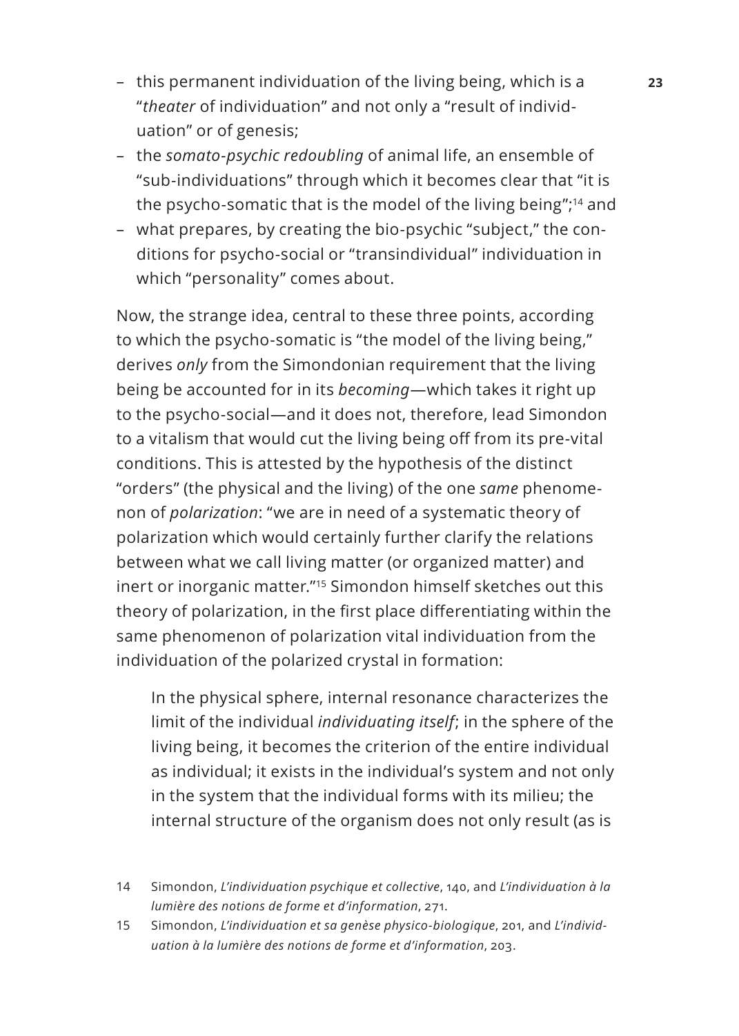- this permanent individuation of the living being, which is a "*theater* of individuation" and not only a "result of individuation" or of genesis;
- the *somato-psychic redoubling* of animal life, an ensemble of "sub-individuations" through which it becomes clear that "it is the psycho-somatic that is the model of the living being";[14] and
- what prepares, by creating the bio-psychic "subject," the conditions for psycho-social or "transindividual" individuation in which "personality" comes about.

Now, the strange idea, central to these three points, according to which the psycho-somatic is "the model of the living being," derives *only* from the Simondonian requirement that the living being be accounted for in its *becoming*—which takes it right up to the psycho-social—and it does not, therefore, lead Simondon to a vitalism that would cut the living being off from its pre-vital conditions. This is attested by the hypothesis of the distinct "orders" (the physical and the living) of the one *same* phenomenon of *polarization*: "we are in need of a systematic theory of polarization which would certainly further clarify the relations between what we call living matter (or organized matter) and inert or inorganic matter."[15] Simondon himself sketches out this theory of polarization, in the first place differentiating within the same phenomenon of polarization vital individuation from the individuation of the polarized crystal in formation:

> In the physical sphere, internal resonance characterizes the limit of the individual *individuating itself*; in the sphere of the living being, it becomes the criterion of the entire individual as individual; it exists in the individual's system and not only in the system that the individual forms with its milieu; the internal structure of the organism does not only result (as is

14 Simondon, *L'individuation psychique et collective*, 140, and *L'individuation à la lumière des notions de forme et d'information*, 271.

15 Simondon, *L'individuation et sa genèse physico-biologique*, 201, and *L'individuation à la lumière des notions de forme et d'information*, 203.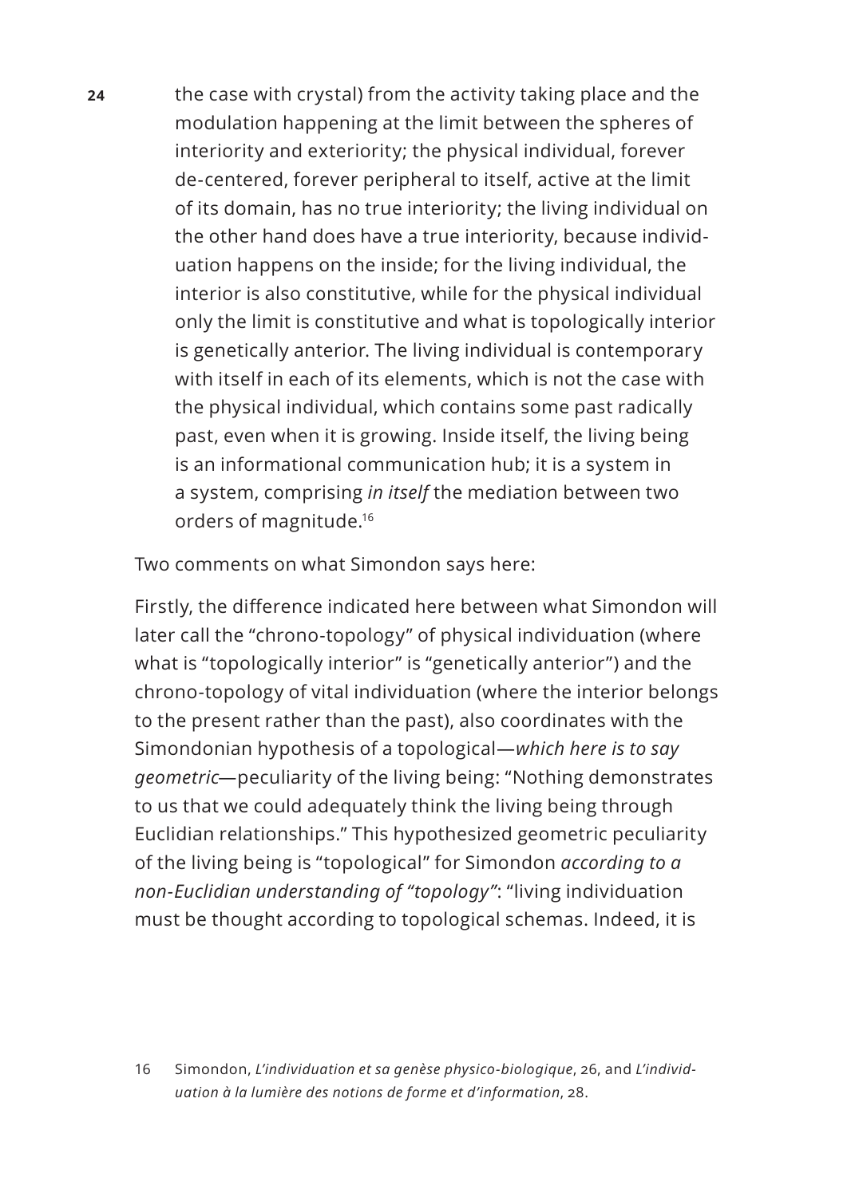> the case with crystal) from the activity taking place and the modulation happening at the limit between the spheres of interiority and exteriority; the physical individual, forever de-centered, forever peripheral to itself, active at the limit of its domain, has no true interiority; the living individual on the other hand does have a true interiority, because individuation happens on the inside; for the living individual, the interior is also constitutive, while for the physical individual only the limit is constitutive and what is topologically interior is genetically anterior. The living individual is contemporary with itself in each of its elements, which is not the case with the physical individual, which contains some past radically past, even when it is growing. Inside itself, the living being is an informational communication hub; it is a system in a system, comprising *in itself* the mediation between two orders of magnitude.[16]

Two comments on what Simondon says here:

Firstly, the difference indicated here between what Simondon will later call the "chrono-topology" of physical individuation (where what is "topologically interior" is "genetically anterior") and the chrono-topology of vital individuation (where the interior belongs to the present rather than the past), also coordinates with the Simondonian hypothesis of a topological—*which here is to say geometric*—peculiarity of the living being: "Nothing demonstrates to us that we could adequately think the living being through Euclidian relationships." This hypothesized geometric peculiarity of the living being is "topological" for Simondon *according to a non-Euclidian understanding of "topology"*: "living individuation must be thought according to topological schemas. Indeed, it is

16 Simondon, *L'individuation et sa genèse physico-biologique*, 26, and *L'individuation à la lumière des notions de forme et d'information*, 28.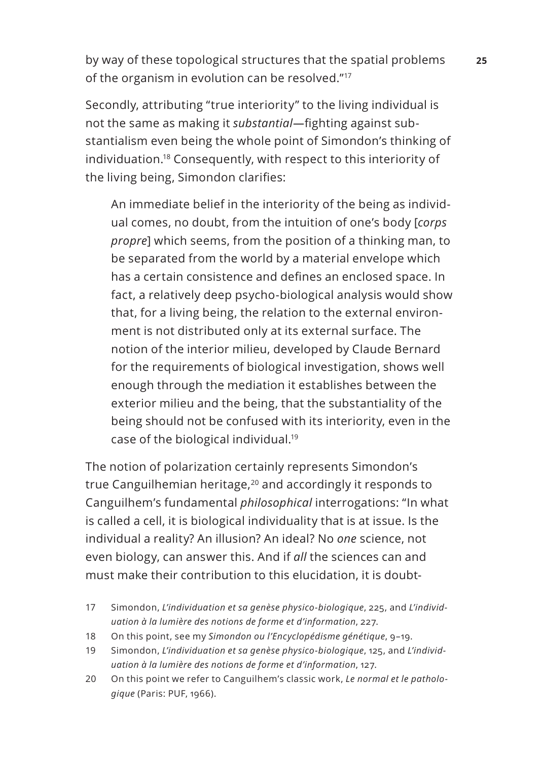by way of these topological structures that the spatial problems of the organism in evolution can be resolved."[17]

Secondly, attributing "true interiority" to the living individual is not the same as making it *substantial*—fighting against substantialism even being the whole point of Simondon's thinking of individuation.[18] Consequently, with respect to this interiority of the living being, Simondon clarifies:

> An immediate belief in the interiority of the being as individual comes, no doubt, from the intuition of one's body [*corps propre*] which seems, from the position of a thinking man, to be separated from the world by a material envelope which has a certain consistence and defines an enclosed space. In fact, a relatively deep psycho-biological analysis would show that, for a living being, the relation to the external environment is not distributed only at its external surface. The notion of the interior milieu, developed by Claude Bernard for the requirements of biological investigation, shows well enough through the mediation it establishes between the exterior milieu and the being, that the substantiality of the being should not be confused with its interiority, even in the case of the biological individual.[19]

The notion of polarization certainly represents Simondon's true Canguilhemian heritage,[20] and accordingly it responds to Canguilhem's fundamental *philosophical* interrogations: "In what is called a cell, it is biological individuality that is at issue. Is the individual a reality? An illusion? An ideal? No *one* science, not even biology, can answer this. And if *all* the sciences can and must make their contribution to this elucidation, it is doubt-

17 Simondon, *L'individuation et sa genèse physico-biologique*, 225, and *L'individuation à la lumière des notions de forme et d'information*, 227.

18 On this point, see my *Simondon ou l'Encyclopédisme génétique*, 9–19.

19 Simondon, *L'individuation et sa genèse physico-biologique*, 125, and *L'individuation à la lumière des notions de forme et d'information*, 127.

20 On this point we refer to Canguilhem's classic work, *Le normal et le pathologique* (Paris: PUF, 1966).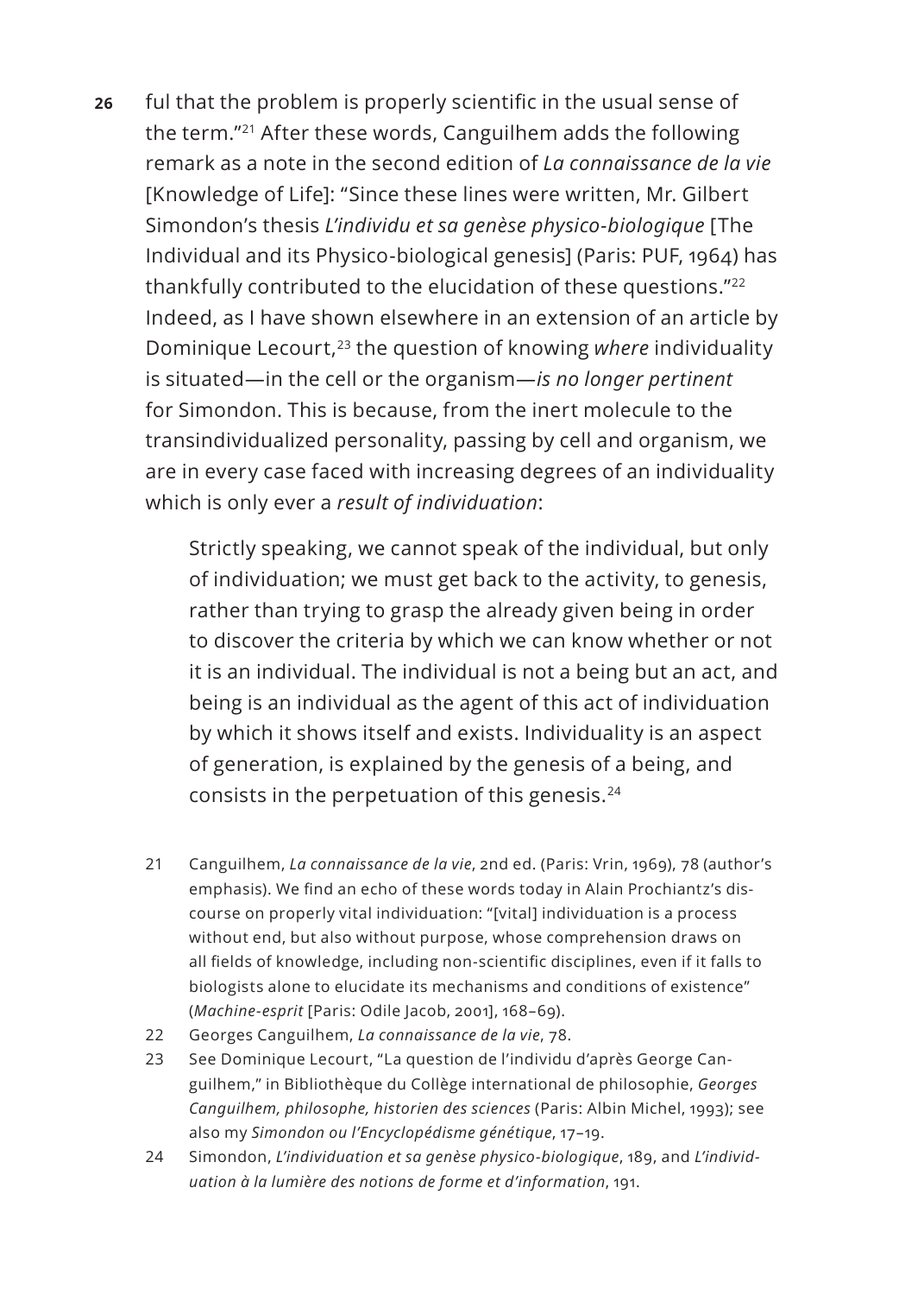ful that the problem is properly scientific in the usual sense of the term."[21] After these words, Canguilhem adds the following remark as a note in the second edition of *La connaissance de la vie* [Knowledge of Life]: "Since these lines were written, Mr. Gilbert Simondon's thesis *L'individu et sa genèse physico-biologique* [The Individual and its Physico-biological genesis] (Paris: PUF, 1964) has thankfully contributed to the elucidation of these questions."[22] Indeed, as I have shown elsewhere in an extension of an article by Dominique Lecourt,[23] the question of knowing *where* individuality is situated—in the cell or the organism—*is no longer pertinent* for Simondon. This is because, from the inert molecule to the transindividualized personality, passing by cell and organism, we are in every case faced with increasing degrees of an individuality which is only ever a *result of individuation*:

> Strictly speaking, we cannot speak of the individual, but only of individuation; we must get back to the activity, to genesis, rather than trying to grasp the already given being in order to discover the criteria by which we can know whether or not it is an individual. The individual is not a being but an act, and being is an individual as the agent of this act of individuation by which it shows itself and exists. Individuality is an aspect of generation, is explained by the genesis of a being, and consists in the perpetuation of this genesis.[24]

21 Canguilhem, *La connaissance de la vie*, 2nd ed. (Paris: Vrin, 1969), 78 (author's emphasis). We find an echo of these words today in Alain Prochiantz's discourse on properly vital individuation: "[vital] individuation is a process without end, but also without purpose, whose comprehension draws on all fields of knowledge, including non-scientific disciplines, even if it falls to biologists alone to elucidate its mechanisms and conditions of existence" (*Machine-esprit* [Paris: Odile Jacob, 2001], 168–69).

22 Georges Canguilhem, *La connaissance de la vie*, 78.

23 See Dominique Lecourt, "La question de l'individu d'après George Canguilhem," in Bibliothèque du Collège international de philosophie, *Georges Canguilhem, philosophe, historien des sciences* (Paris: Albin Michel, 1993); see also my *Simondon ou l'Encyclopédisme génétique*, 17–19.

24 Simondon, *L'individuation et sa genèse physico-biologique*, 189, and *L'individuation à la lumière des notions de forme et d'information*, 191.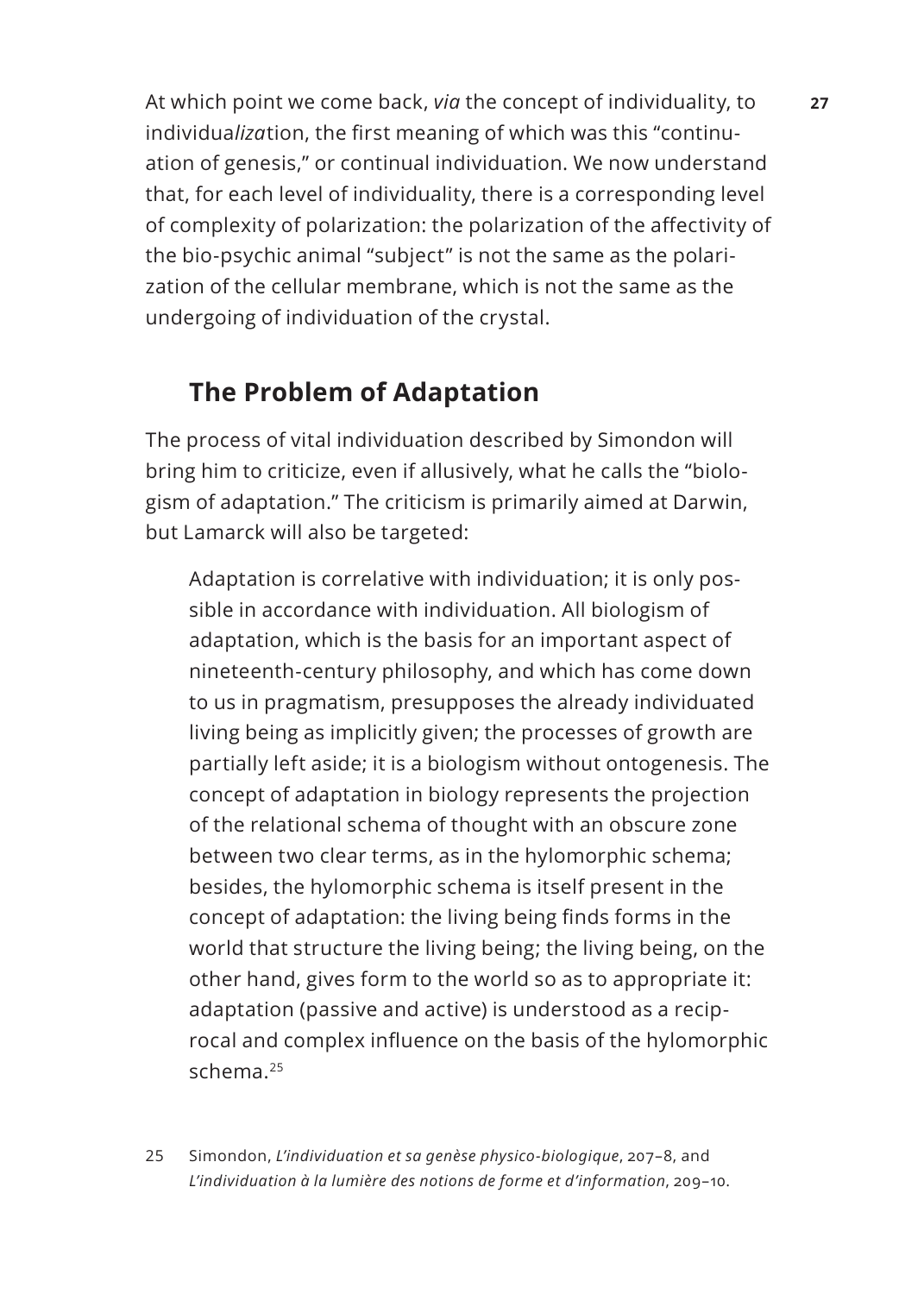At which point we come back, *via* the concept of individuality, to individua*liza*tion, the first meaning of which was this "continuation of genesis," or continual individuation. We now understand that, for each level of individuality, there is a corresponding level of complexity of polarization: the polarization of the affectivity of the bio-psychic animal "subject" is not the same as the polarization of the cellular membrane, which is not the same as the undergoing of individuation of the crystal.

## The Problem of Adaptation

The process of vital individuation described by Simondon will bring him to criticize, even if allusively, what he calls the "biologism of adaptation." The criticism is primarily aimed at Darwin, but Lamarck will also be targeted:

> Adaptation is correlative with individuation; it is only possible in accordance with individuation. All biologism of adaptation, which is the basis for an important aspect of nineteenth-century philosophy, and which has come down to us in pragmatism, presupposes the already individuated living being as implicitly given; the processes of growth are partially left aside; it is a biologism without ontogenesis. The concept of adaptation in biology represents the projection of the relational schema of thought with an obscure zone between two clear terms, as in the hylomorphic schema; besides, the hylomorphic schema is itself present in the concept of adaptation: the living being finds forms in the world that structure the living being; the living being, on the other hand, gives form to the world so as to appropriate it: adaptation (passive and active) is understood as a reciprocal and complex influence on the basis of the hylomorphic schema.[25]

25 Simondon, *L'individuation et sa genèse physico-biologique*, 207–8, and *L'individuation à la lumière des notions de forme et d'information*, 209–10.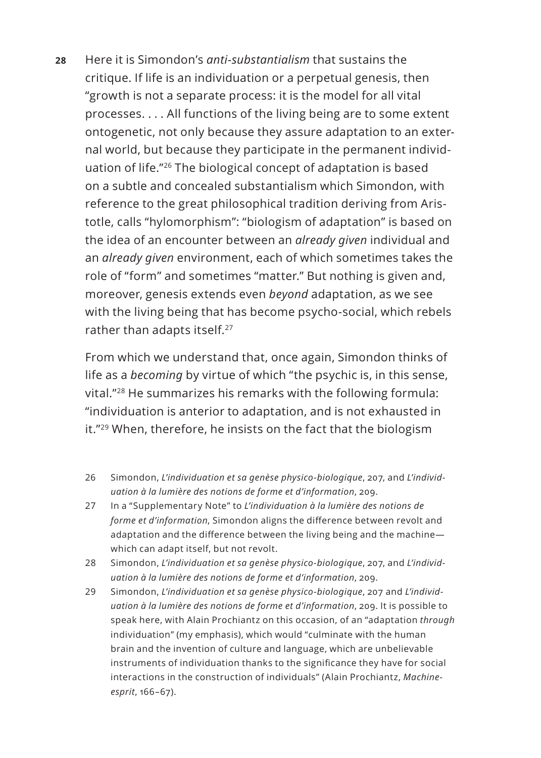Here it is Simondon's *anti-substantialism* that sustains the critique. If life is an individuation or a perpetual genesis, then "growth is not a separate process: it is the model for all vital processes. . . . All functions of the living being are to some extent ontogenetic, not only because they assure adaptation to an external world, but because they participate in the permanent individuation of life."[26] The biological concept of adaptation is based on a subtle and concealed substantialism which Simondon, with reference to the great philosophical tradition deriving from Aristotle, calls "hylomorphism": "biologism of adaptation" is based on the idea of an encounter between an *already given* individual and an *already given* environment, each of which sometimes takes the role of "form" and sometimes "matter." But nothing is given and, moreover, genesis extends even *beyond* adaptation, as we see with the living being that has become psycho-social, which rebels rather than adapts itself.[27]

From which we understand that, once again, Simondon thinks of life as a *becoming* by virtue of which "the psychic is, in this sense, vital."[28] He summarizes his remarks with the following formula: "individuation is anterior to adaptation, and is not exhausted in it."[29] When, therefore, he insists on the fact that the biologism

26 Simondon, *L'individuation et sa genèse physico-biologique*, 207, and *L'individuation à la lumière des notions de forme et d'information*, 209.

27 In a "Supplementary Note" to *L'individuation à la lumière des notions de forme et d'information*, Simondon aligns the difference between revolt and adaptation and the difference between the living being and the machine—which can adapt itself, but not revolt.

28 Simondon, *L'individuation et sa genèse physico-biologique*, 207, and *L'individuation à la lumière des notions de forme et d'information*, 209.

29 Simondon, *L'individuation et sa genèse physico-biologique*, 207 and *L'individuation à la lumière des notions de forme et d'information*, 209. It is possible to speak here, with Alain Prochiantz on this occasion, of an "adaptation *through* individuation" (my emphasis), which would "culminate with the human brain and the invention of culture and language, which are unbelievable instruments of individuation thanks to the significance they have for social interactions in the construction of individuals" (Alain Prochiantz, *Machine-esprit*, 166–67).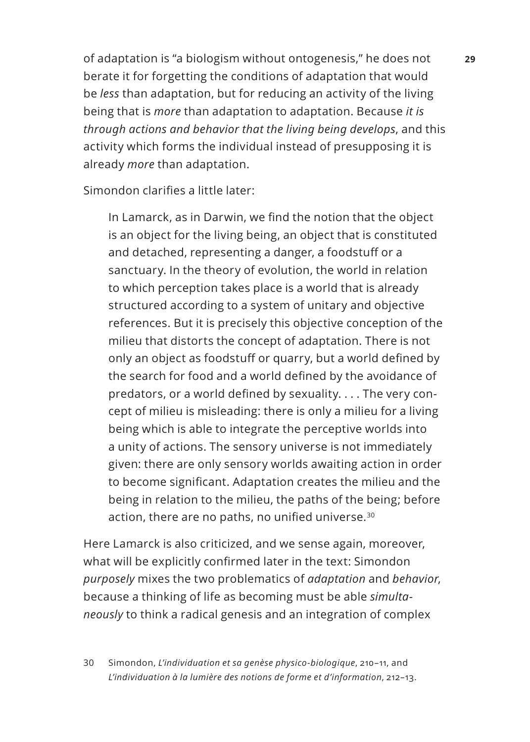of adaptation is "a biologism without ontogenesis," he does not berate it for forgetting the conditions of adaptation that would be *less* than adaptation, but for reducing an activity of the living being that is *more* than adaptation to adaptation. Because *it is through actions and behavior that the living being develops*, and this activity which forms the individual instead of presupposing it is already *more* than adaptation.

Simondon clarifies a little later:

> In Lamarck, as in Darwin, we find the notion that the object is an object for the living being, an object that is constituted and detached, representing a danger, a foodstuff or a sanctuary. In the theory of evolution, the world in relation to which perception takes place is a world that is already structured according to a system of unitary and objective references. But it is precisely this objective conception of the milieu that distorts the concept of adaptation. There is not only an object as foodstuff or quarry, but a world defined by the search for food and a world defined by the avoidance of predators, or a world defined by sexuality. . . . The very concept of milieu is misleading: there is only a milieu for a living being which is able to integrate the perceptive worlds into a unity of actions. The sensory universe is not immediately given: there are only sensory worlds awaiting action in order to become significant. Adaptation creates the milieu and the being in relation to the milieu, the paths of the being; before action, there are no paths, no unified universe.[30]

Here Lamarck is also criticized, and we sense again, moreover, what will be explicitly confirmed later in the text: Simondon *purposely* mixes the two problematics of *adaptation* and *behavior*, because a thinking of life as becoming must be able *simultaneously* to think a radical genesis and an integration of complex

30 Simondon, *L'individuation et sa genèse physico-biologique*, 210–11, and *L'individuation à la lumière des notions de forme et d'information*, 212–13.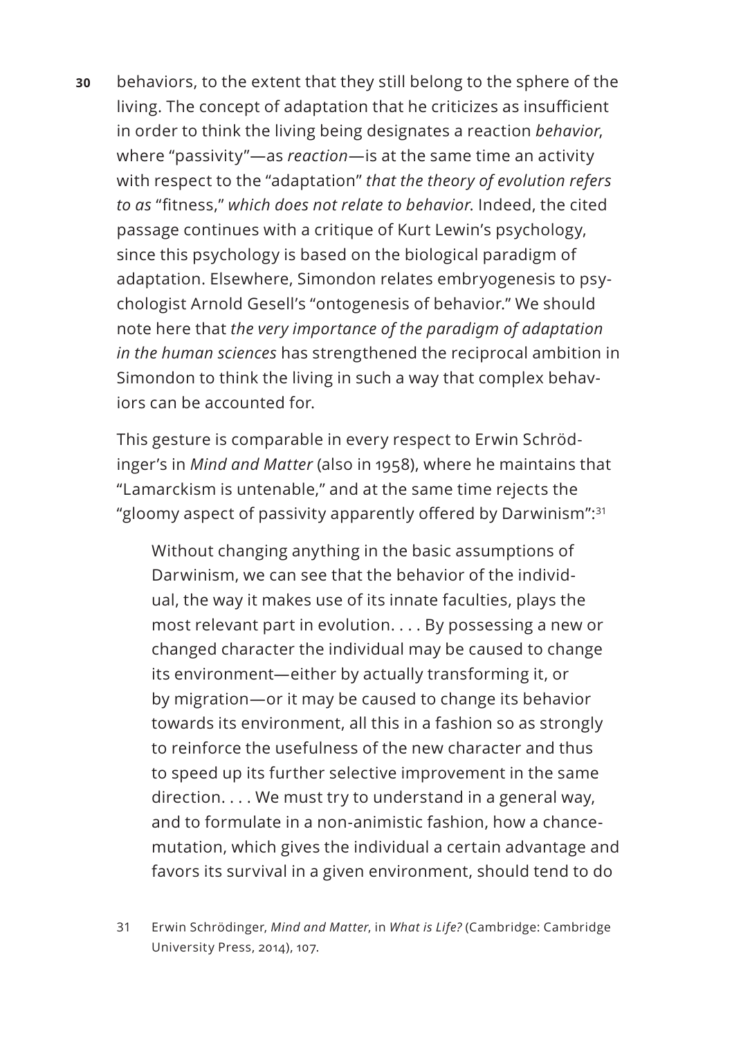behaviors, to the extent that they still belong to the sphere of the living. The concept of adaptation that he criticizes as insufficient in order to think the living being designates a reaction *behavior*, where "passivity"—as *reaction*—is at the same time an activity with respect to the "adaptation" *that the theory of evolution refers to as* "fitness," *which does not relate to behavior*. Indeed, the cited passage continues with a critique of Kurt Lewin's psychology, since this psychology is based on the biological paradigm of adaptation. Elsewhere, Simondon relates embryogenesis to psychologist Arnold Gesell's "ontogenesis of behavior." We should note here that *the very importance of the paradigm of adaptation in the human sciences* has strengthened the reciprocal ambition in Simondon to think the living in such a way that complex behaviors can be accounted for.

This gesture is comparable in every respect to Erwin Schrödinger's in *Mind and Matter* (also in 1958), where he maintains that "Lamarckism is untenable," and at the same time rejects the "gloomy aspect of passivity apparently offered by Darwinism":[31]

> Without changing anything in the basic assumptions of Darwinism, we can see that the behavior of the individual, the way it makes use of its innate faculties, plays the most relevant part in evolution. . . . By possessing a new or changed character the individual may be caused to change its environment—either by actually transforming it, or by migration—or it may be caused to change its behavior towards its environment, all this in a fashion so as strongly to reinforce the usefulness of the new character and thus to speed up its further selective improvement in the same direction. . . . We must try to understand in a general way, and to formulate in a non-animistic fashion, how a chance-mutation, which gives the individual a certain advantage and favors its survival in a given environment, should tend to do

31 Erwin Schrödinger, *Mind and Matter*, in *What is Life?* (Cambridge: Cambridge University Press, 2014), 107.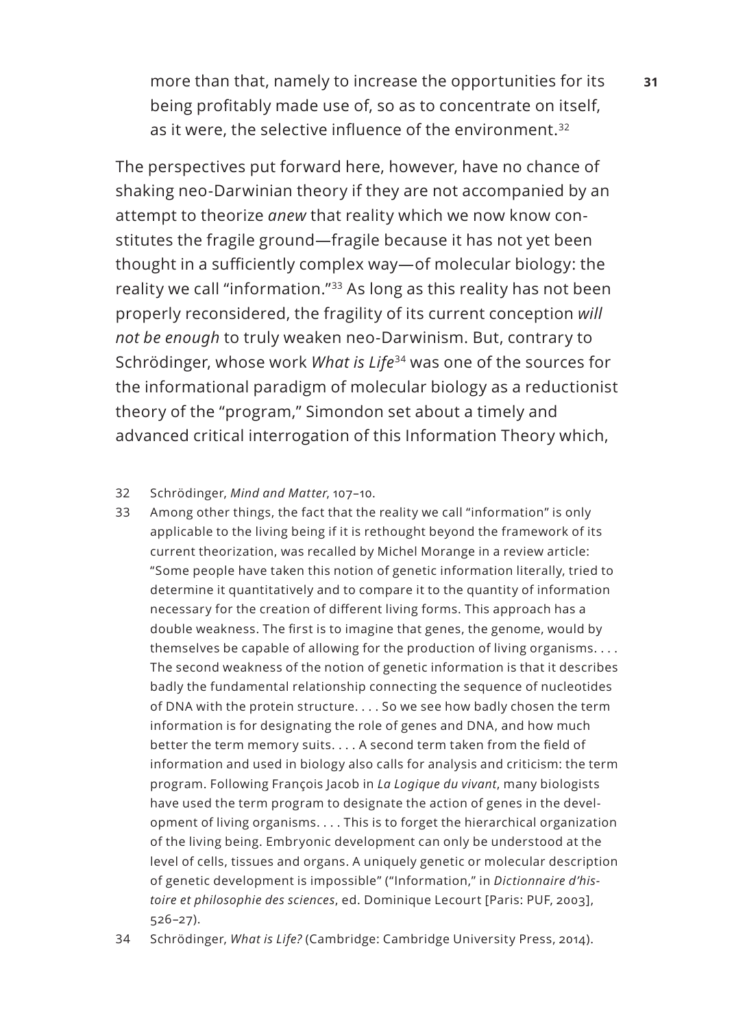more than that, namely to increase the opportunities for its being profitably made use of, so as to concentrate on itself, as it were, the selective influence of the environment.[32]

The perspectives put forward here, however, have no chance of shaking neo-Darwinian theory if they are not accompanied by an attempt to theorize *anew* that reality which we now know constitutes the fragile ground—fragile because it has not yet been thought in a sufficiently complex way—of molecular biology: the reality we call "information."[33] As long as this reality has not been properly reconsidered, the fragility of its current conception *will not be enough* to truly weaken neo-Darwinism. But, contrary to Schrödinger, whose work *What is Life*[34] was one of the sources for the informational paradigm of molecular biology as a reductionist theory of the "program," Simondon set about a timely and advanced critical interrogation of this Information Theory which,

32 Schrödinger, *Mind and Matter*, 107–10.

33 Among other things, the fact that the reality we call "information" is only applicable to the living being if it is rethought beyond the framework of its current theorization, was recalled by Michel Morange in a review article: "Some people have taken this notion of genetic information literally, tried to determine it quantitatively and to compare it to the quantity of information necessary for the creation of different living forms. This approach has a double weakness. The first is to imagine that genes, the genome, would by themselves be capable of allowing for the production of living organisms. . . . The second weakness of the notion of genetic information is that it describes badly the fundamental relationship connecting the sequence of nucleotides of DNA with the protein structure. . . . So we see how badly chosen the term information is for designating the role of genes and DNA, and how much better the term memory suits. . . . A second term taken from the field of information and used in biology also calls for analysis and criticism: the term program. Following François Jacob in *La Logique du vivant*, many biologists have used the term program to designate the action of genes in the development of living organisms. . . . This is to forget the hierarchical organization of the living being. Embryonic development can only be understood at the level of cells, tissues and organs. A uniquely genetic or molecular description of genetic development is impossible" ("Information," in *Dictionnaire d'histoire et philosophie des sciences*, ed. Dominique Lecourt [Paris: PUF, 2003], 526–27).

34 Schrödinger, *What is Life?* (Cambridge: Cambridge University Press, 2014).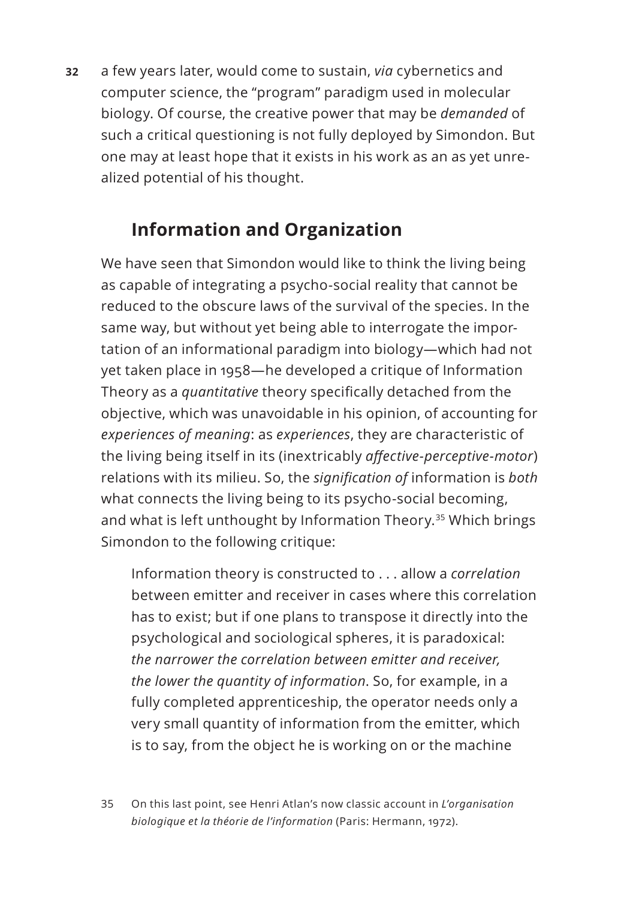a few years later, would come to sustain, *via* cybernetics and computer science, the "program" paradigm used in molecular biology. Of course, the creative power that may be *demanded* of such a critical questioning is not fully deployed by Simondon. But one may at least hope that it exists in his work as an as yet unrealized potential of his thought.

## Information and Organization

We have seen that Simondon would like to think the living being as capable of integrating a psycho-social reality that cannot be reduced to the obscure laws of the survival of the species. In the same way, but without yet being able to interrogate the importation of an informational paradigm into biology—which had not yet taken place in 1958—he developed a critique of Information Theory as a *quantitative* theory specifically detached from the objective, which was unavoidable in his opinion, of accounting for *experiences of meaning*: as *experiences*, they are characteristic of the living being itself in its (inextricably *affective-perceptive-motor*) relations with its milieu. So, the *signification of* information is *both* what connects the living being to its psycho-social becoming, and what is left unthought by Information Theory.[35] Which brings Simondon to the following critique:

> Information theory is constructed to . . . allow a *correlation* between emitter and receiver in cases where this correlation has to exist; but if one plans to transpose it directly into the psychological and sociological spheres, it is paradoxical: *the narrower the correlation between emitter and receiver, the lower the quantity of information*. So, for example, in a fully completed apprenticeship, the operator needs only a very small quantity of information from the emitter, which is to say, from the object he is working on or the machine

[35] On this last point, see Henri Atlan's now classic account in *L'organisation biologique et la théorie de l'information* (Paris: Hermann, 1972).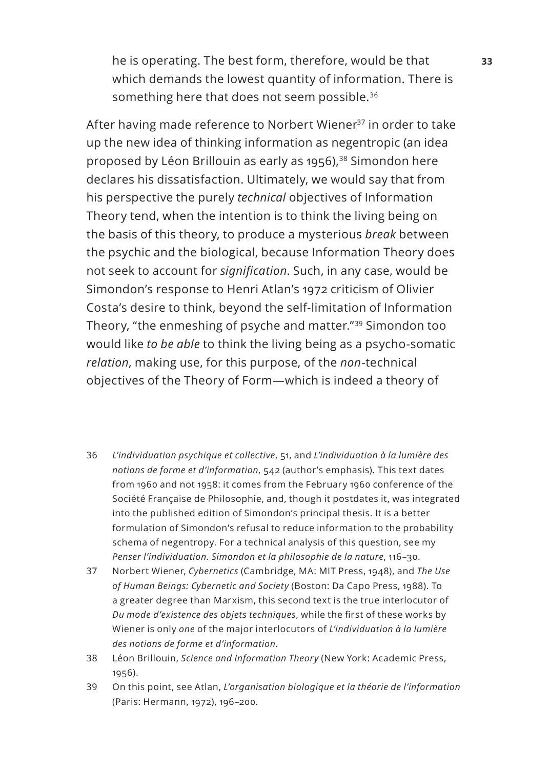he is operating. The best form, therefore, would be that which demands the lowest quantity of information. There is something here that does not seem possible.[36]

After having made reference to Norbert Wiener[37] in order to take up the new idea of thinking information as negentropic (an idea proposed by Léon Brillouin as early as 1956),[38] Simondon here declares his dissatisfaction. Ultimately, we would say that from his perspective the purely *technical* objectives of Information Theory tend, when the intention is to think the living being on the basis of this theory, to produce a mysterious *break* between the psychic and the biological, because Information Theory does not seek to account for *signification*. Such, in any case, would be Simondon's response to Henri Atlan's 1972 criticism of Olivier Costa's desire to think, beyond the self-limitation of Information Theory, "the enmeshing of psyche and matter."[39] Simondon too would like *to be able* to think the living being as a psycho-somatic *relation*, making use, for this purpose, of the *non*-technical objectives of the Theory of Form—which is indeed a theory of

36 *L'individuation psychique et collective*, 51, and *L'individuation à la lumière des notions de forme et d'information*, 542 (author's emphasis). This text dates from 1960 and not 1958: it comes from the February 1960 conference of the Société Française de Philosophie, and, though it postdates it, was integrated into the published edition of Simondon's principal thesis. It is a better formulation of Simondon's refusal to reduce information to the probability schema of negentropy. For a technical analysis of this question, see my *Penser l'individuation. Simondon et la philosophie de la nature*, 116–30.

37 Norbert Wiener, *Cybernetics* (Cambridge, MA: MIT Press, 1948), and *The Use of Human Beings: Cybernetic and Society* (Boston: Da Capo Press, 1988). To a greater degree than Marxism, this second text is the true interlocutor of *Du mode d'existence des objets techniques*, while the first of these works by Wiener is only *one* of the major interlocutors of *L'individuation à la lumière des notions de forme et d'information*.

38 Léon Brillouin, *Science and Information Theory* (New York: Academic Press, 1956).

39 On this point, see Atlan, *L'organisation biologique et la théorie de l'information* (Paris: Hermann, 1972), 196–200.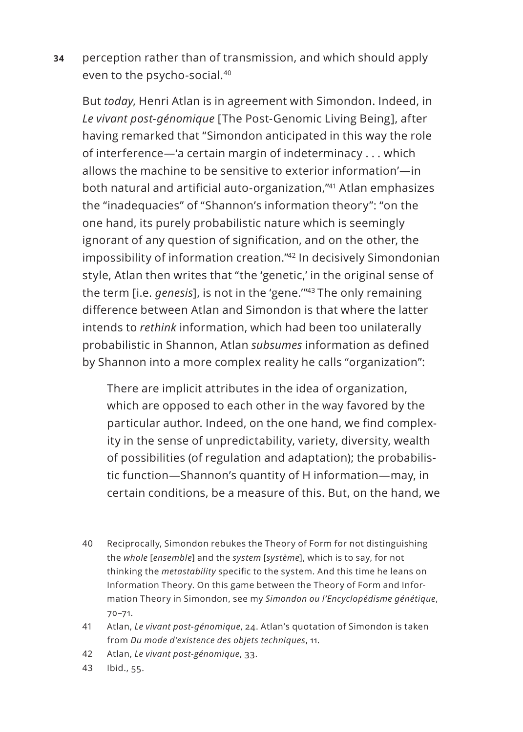perception rather than of transmission, and which should apply even to the psycho-social.[40]

But *today*, Henri Atlan is in agreement with Simondon. Indeed, in *Le vivant post-génomique* [The Post-Genomic Living Being], after having remarked that "Simondon anticipated in this way the role of interference—'a certain margin of indeterminacy . . . which allows the machine to be sensitive to exterior information'—in both natural and artificial auto-organization,"[41] Atlan emphasizes the "inadequacies" of "Shannon's information theory": "on the one hand, its purely probabilistic nature which is seemingly ignorant of any question of signification, and on the other, the impossibility of information creation."[42] In decisively Simondonian style, Atlan then writes that "the 'genetic,' in the original sense of the term [i.e. *genesis*], is not in the 'gene.'"[43] The only remaining difference between Atlan and Simondon is that where the latter intends to *rethink* information, which had been too unilaterally probabilistic in Shannon, Atlan *subsumes* information as defined by Shannon into a more complex reality he calls "organization":

> There are implicit attributes in the idea of organization, which are opposed to each other in the way favored by the particular author. Indeed, on the one hand, we find complexity in the sense of unpredictability, variety, diversity, wealth of possibilities (of regulation and adaptation); the probabilistic function—Shannon's quantity of H information—may, in certain conditions, be a measure of this. But, on the hand, we

40 Reciprocally, Simondon rebukes the Theory of Form for not distinguishing the *whole* [*ensemble*] and the *system* [*système*], which is to say, for not thinking the *metastability* specific to the system. And this time he leans on Information Theory. On this game between the Theory of Form and Information Theory in Simondon, see my *Simondon ou l'Encyclopédisme génétique*, 70–71.

41 Atlan, *Le vivant post-génomique*, 24. Atlan's quotation of Simondon is taken from *Du mode d'existence des objets techniques*, 11.

42 Atlan, *Le vivant post-génomique*, 33.

43 Ibid., 55.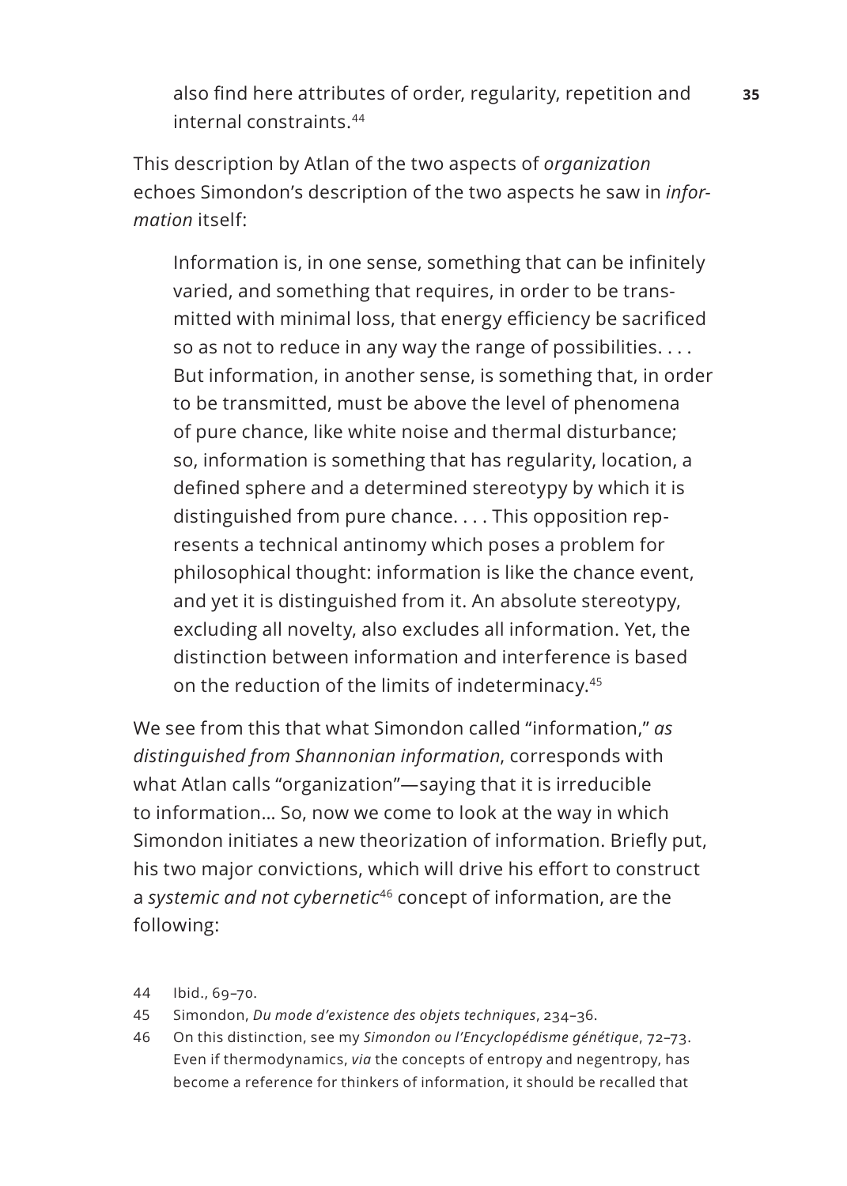> also find here attributes of order, regularity, repetition and internal constraints.[44]

This description by Atlan of the two aspects of *organization* echoes Simondon's description of the two aspects he saw in *information* itself:

> Information is, in one sense, something that can be infinitely varied, and something that requires, in order to be transmitted with minimal loss, that energy efficiency be sacrificed so as not to reduce in any way the range of possibilities. . . . But information, in another sense, is something that, in order to be transmitted, must be above the level of phenomena of pure chance, like white noise and thermal disturbance; so, information is something that has regularity, location, a defined sphere and a determined stereotypy by which it is distinguished from pure chance. . . . This opposition represents a technical antinomy which poses a problem for philosophical thought: information is like the chance event, and yet it is distinguished from it. An absolute stereotypy, excluding all novelty, also excludes all information. Yet, the distinction between information and interference is based on the reduction of the limits of indeterminacy.[45]

We see from this that what Simondon called "information," *as distinguished from Shannonian information*, corresponds with what Atlan calls "organization"—saying that it is irreducible to information… So, now we come to look at the way in which Simondon initiates a new theorization of information. Briefly put, his two major convictions, which will drive his effort to construct a *systemic and not cybernetic*[46] concept of information, are the following:

44 Ibid., 69–70.

45 Simondon, *Du mode d'existence des objets techniques*, 234–36.

46 On this distinction, see my *Simondon ou l'Encyclopédisme génétique*, 72–73. Even if thermodynamics, *via* the concepts of entropy and negentropy, has become a reference for thinkers of information, it should be recalled that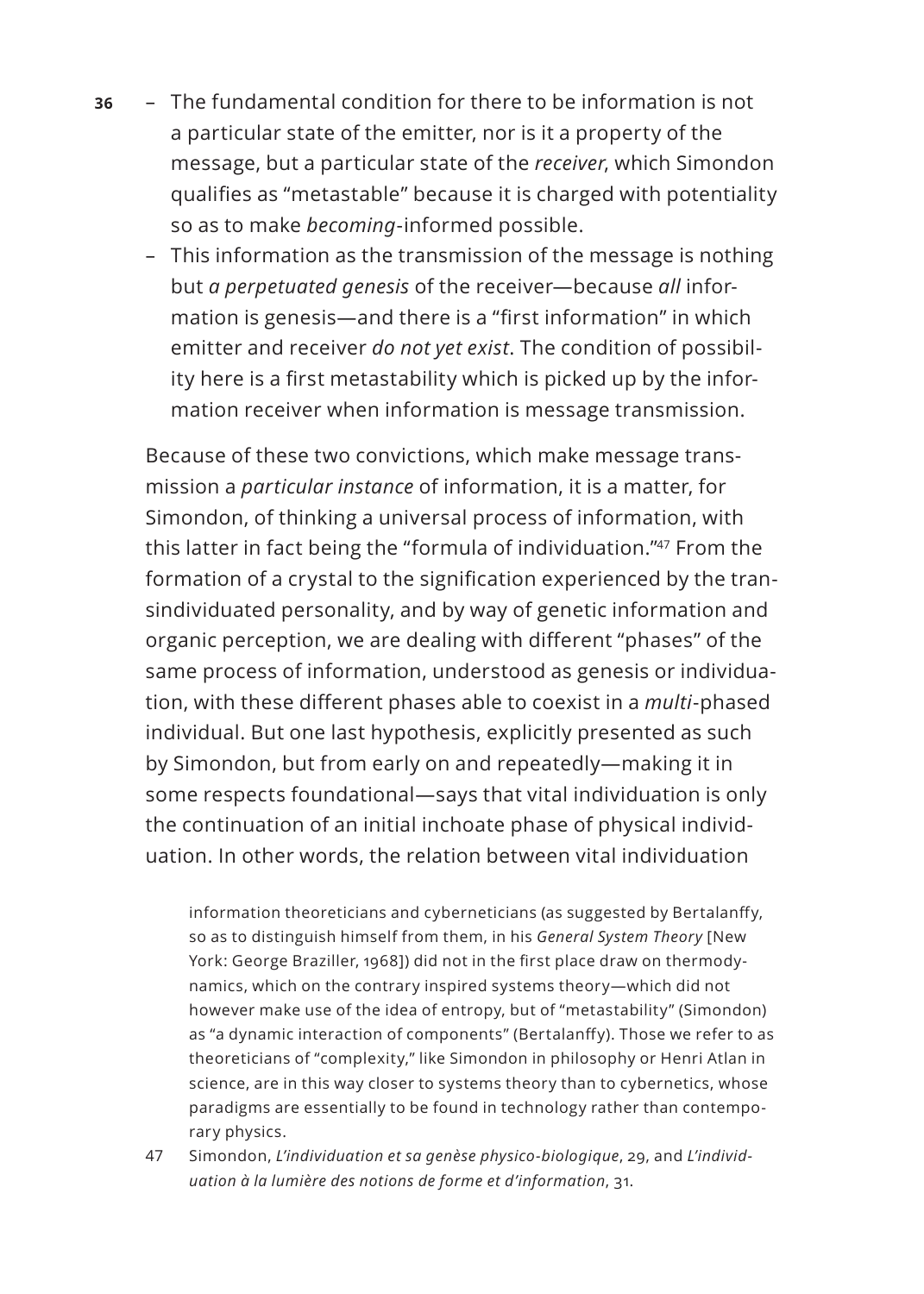- The fundamental condition for there to be information is not a particular state of the emitter, nor is it a property of the message, but a particular state of the *receiver*, which Simondon qualifies as "metastable" because it is charged with potentiality so as to make *becoming*-informed possible.
- This information as the transmission of the message is nothing but *a perpetuated genesis* of the receiver—because *all* information is genesis—and there is a "first information" in which emitter and receiver *do not yet exist*. The condition of possibility here is a first metastability which is picked up by the information receiver when information is message transmission.

Because of these two convictions, which make message transmission a *particular instance* of information, it is a matter, for Simondon, of thinking a universal process of information, with this latter in fact being the "formula of individuation."[47] From the formation of a crystal to the signification experienced by the transindividuated personality, and by way of genetic information and organic perception, we are dealing with different "phases" of the same process of information, understood as genesis or individuation, with these different phases able to coexist in a *multi*-phased individual. But one last hypothesis, explicitly presented as such by Simondon, but from early on and repeatedly—making it in some respects foundational—says that vital individuation is only the continuation of an initial inchoate phase of physical individuation. In other words, the relation between vital individuation

information theoreticians and cyberneticians (as suggested by Bertalanffy, so as to distinguish himself from them, in his *General System Theory* [New York: George Braziller, 1968]) did not in the first place draw on thermodynamics, which on the contrary inspired systems theory—which did not however make use of the idea of entropy, but of "metastability" (Simondon) as "a dynamic interaction of components" (Bertalanffy). Those we refer to as theoreticians of "complexity," like Simondon in philosophy or Henri Atlan in science, are in this way closer to systems theory than to cybernetics, whose paradigms are essentially to be found in technology rather than contemporary physics.

47 Simondon, *L'individuation et sa genèse physico-biologique*, 29, and *L'individuation à la lumière des notions de forme et d'information*, 31.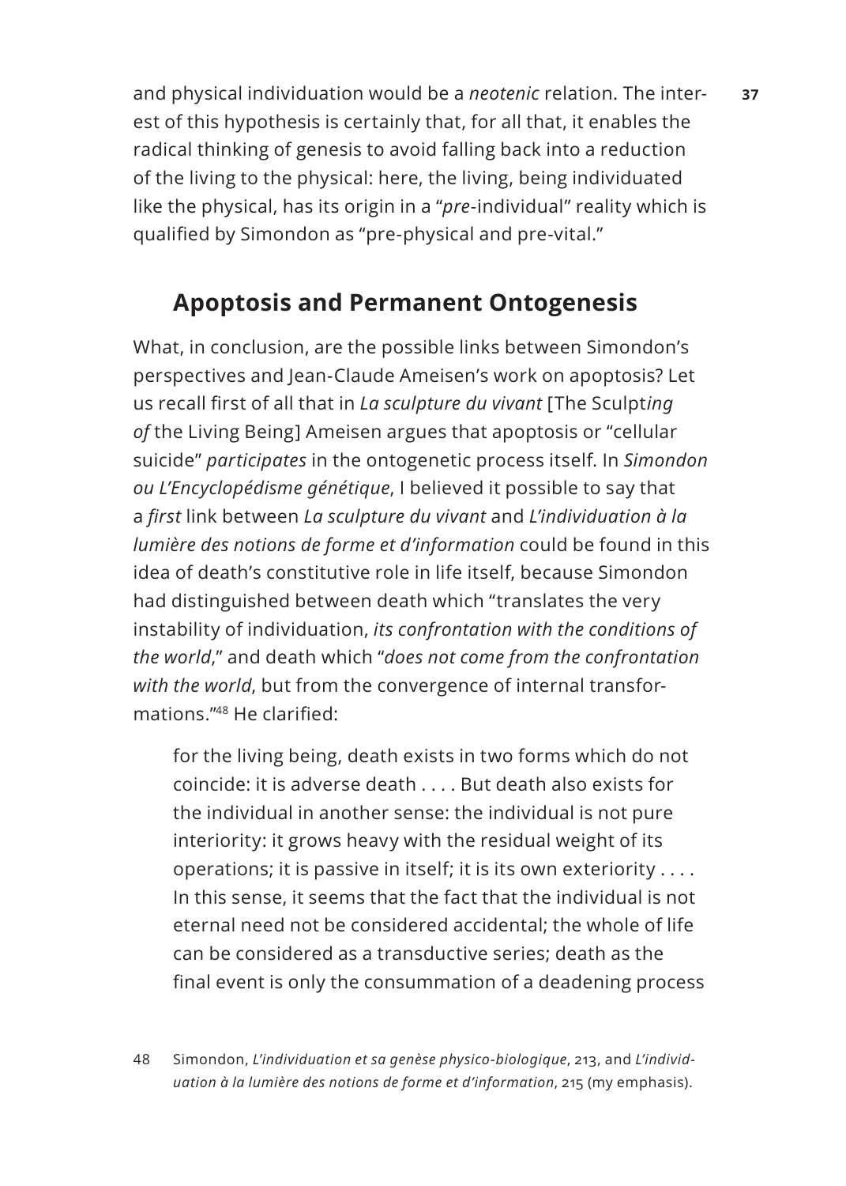and physical individuation would be a *neotenic* relation. The interest of this hypothesis is certainly that, for all that, it enables the radical thinking of genesis to avoid falling back into a reduction of the living to the physical: here, the living, being individuated like the physical, has its origin in a "*pre*-individual" reality which is qualified by Simondon as "pre-physical and pre-vital."

## Apoptosis and Permanent Ontogenesis

What, in conclusion, are the possible links between Simondon's perspectives and Jean-Claude Ameisen's work on apoptosis? Let us recall first of all that in *La sculpture du vivant* [The Sculpt*ing of* the Living Being] Ameisen argues that apoptosis or "cellular suicide" *participates* in the ontogenetic process itself. In *Simondon ou L'Encyclopédisme génétique*, I believed it possible to say that a *first* link between *La sculpture du vivant* and *L'individuation à la lumière des notions de forme et d'information* could be found in this idea of death's constitutive role in life itself, because Simondon had distinguished between death which "translates the very instability of individuation, *its confrontation with the conditions of the world*," and death which "*does not come from the confrontation with the world*, but from the convergence of internal transformations."[48] He clarified:

> for the living being, death exists in two forms which do not coincide: it is adverse death . . . . But death also exists for the individual in another sense: the individual is not pure interiority: it grows heavy with the residual weight of its operations; it is passive in itself; it is its own exteriority . . . . In this sense, it seems that the fact that the individual is not eternal need not be considered accidental; the whole of life can be considered as a transductive series; death as the final event is only the consummation of a deadening process

48 Simondon, *L'individuation et sa genèse physico-biologique*, 213, and *L'individuation à la lumière des notions de forme et d'information*, 215 (my emphasis).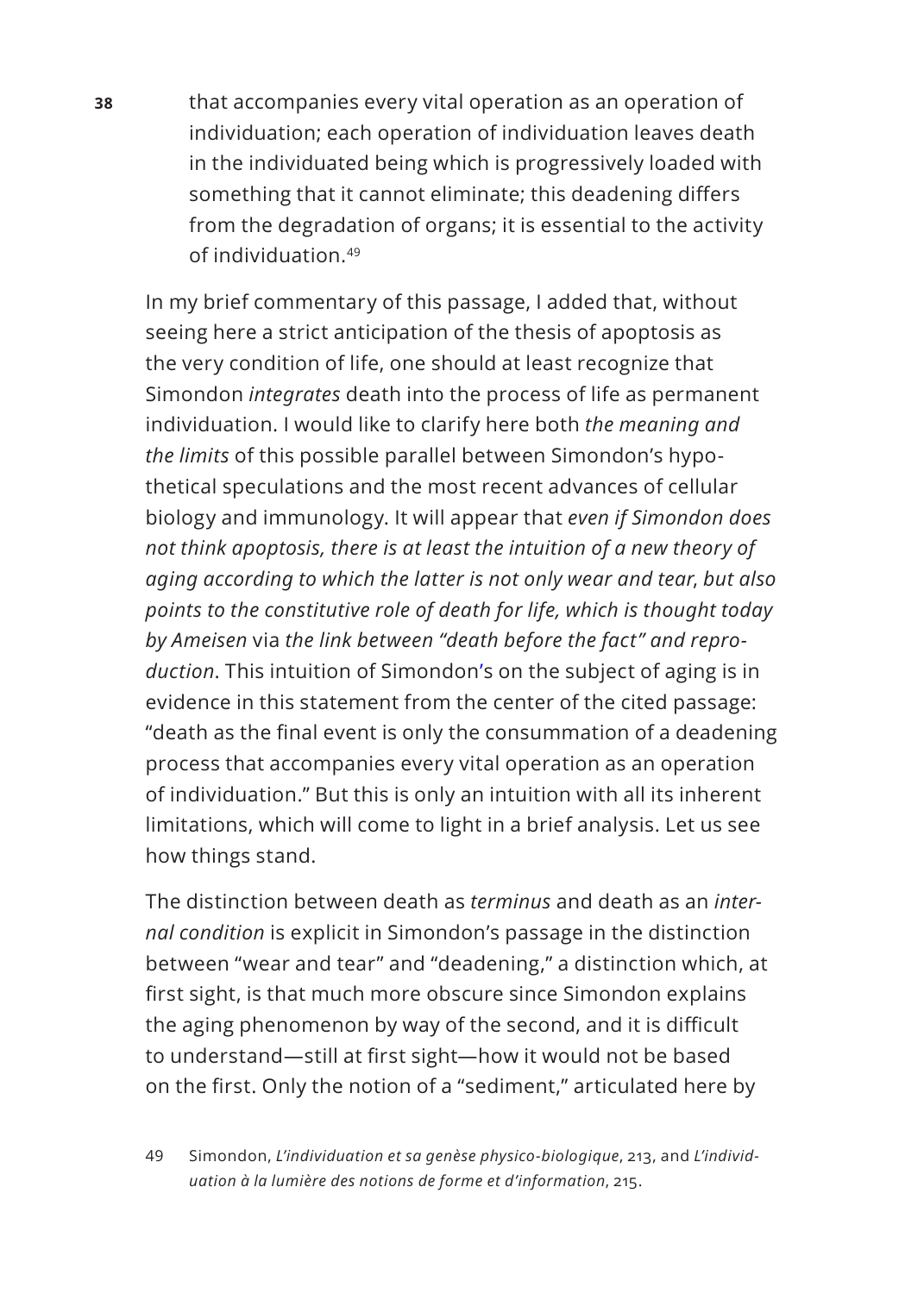> that accompanies every vital operation as an operation of individuation; each operation of individuation leaves death in the individuated being which is progressively loaded with something that it cannot eliminate; this deadening differs from the degradation of organs; it is essential to the activity of individuation.[49]

In my brief commentary of this passage, I added that, without seeing here a strict anticipation of the thesis of apoptosis as the very condition of life, one should at least recognize that Simondon *integrates* death into the process of life as permanent individuation. I would like to clarify here both *the meaning and the limits* of this possible parallel between Simondon's hypothetical speculations and the most recent advances of cellular biology and immunology. It will appear that *even if Simondon does not think apoptosis, there is at least the intuition of a new theory of aging according to which the latter is not only wear and tear, but also points to the constitutive role of death for life, which is thought today by Ameisen* via *the link between "death before the fact" and reproduction*. This intuition of Simondon's on the subject of aging is in evidence in this statement from the center of the cited passage: "death as the final event is only the consummation of a deadening process that accompanies every vital operation as an operation of individuation." But this is only an intuition with all its inherent limitations, which will come to light in a brief analysis. Let us see how things stand.

The distinction between death as *terminus* and death as an *internal condition* is explicit in Simondon's passage in the distinction between "wear and tear" and "deadening," a distinction which, at first sight, is that much more obscure since Simondon explains the aging phenomenon by way of the second, and it is difficult to understand—still at first sight—how it would not be based on the first. Only the notion of a "sediment," articulated here by

49 Simondon, *L'individuation et sa genèse physico-biologique*, 213, and *L'individuation à la lumière des notions de forme et d'information*, 215.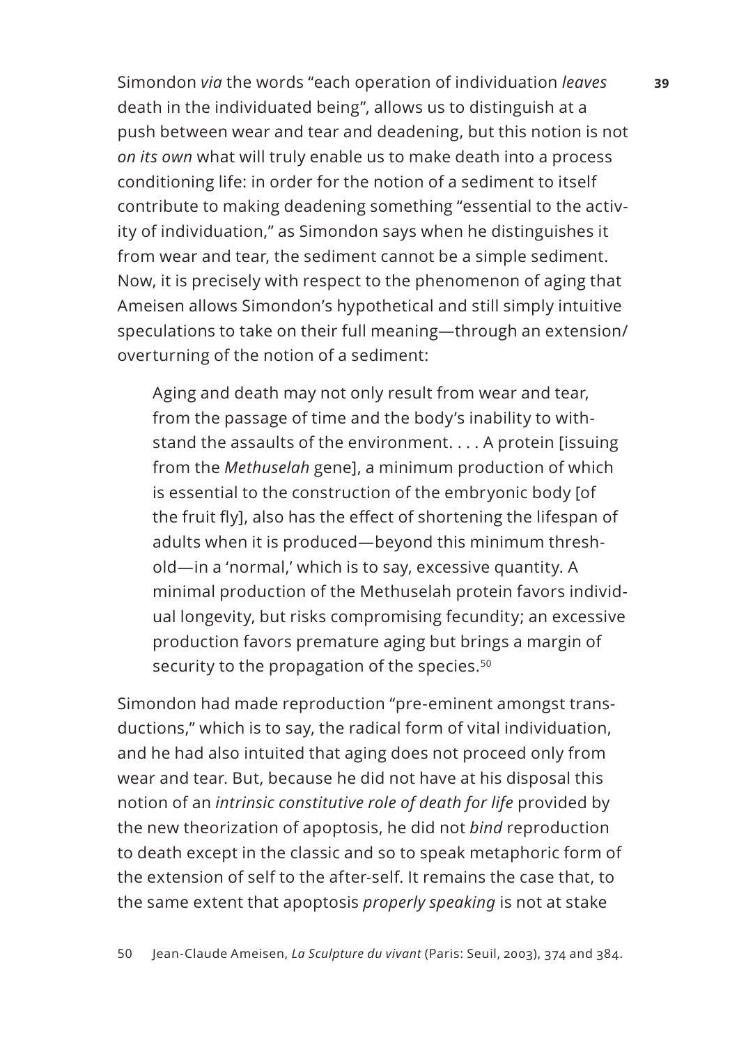Simondon *via* the words "each operation of individuation *leaves* death in the individuated being", allows us to distinguish at a push between wear and tear and deadening, but this notion is not *on its own* what will truly enable us to make death into a process conditioning life: in order for the notion of a sediment to itself contribute to making deadening something "essential to the activity of individuation," as Simondon says when he distinguishes it from wear and tear, the sediment cannot be a simple sediment. Now, it is precisely with respect to the phenomenon of aging that Ameisen allows Simondon's hypothetical and still simply intuitive speculations to take on their full meaning—through an extension/overturning of the notion of a sediment:

> Aging and death may not only result from wear and tear, from the passage of time and the body's inability to withstand the assaults of the environment. . . . A protein [issuing from the *Methuselah* gene], a minimum production of which is essential to the construction of the embryonic body [of the fruit fly], also has the effect of shortening the lifespan of adults when it is produced—beyond this minimum threshold—in a 'normal,' which is to say, excessive quantity. A minimal production of the Methuselah protein favors individual longevity, but risks compromising fecundity; an excessive production favors premature aging but brings a margin of security to the propagation of the species.[50]

Simondon had made reproduction "pre-eminent amongst transductions," which is to say, the radical form of vital individuation, and he had also intuited that aging does not proceed only from wear and tear. But, because he did not have at his disposal this notion of an *intrinsic constitutive role of death for life* provided by the new theorization of apoptosis, he did not *bind* reproduction to death except in the classic and so to speak metaphoric form of the extension of self to the after-self. It remains the case that, to the same extent that apoptosis *properly speaking* is not at stake

50 Jean-Claude Ameisen, *La Sculpture du vivant* (Paris: Seuil, 2003), 374 and 384.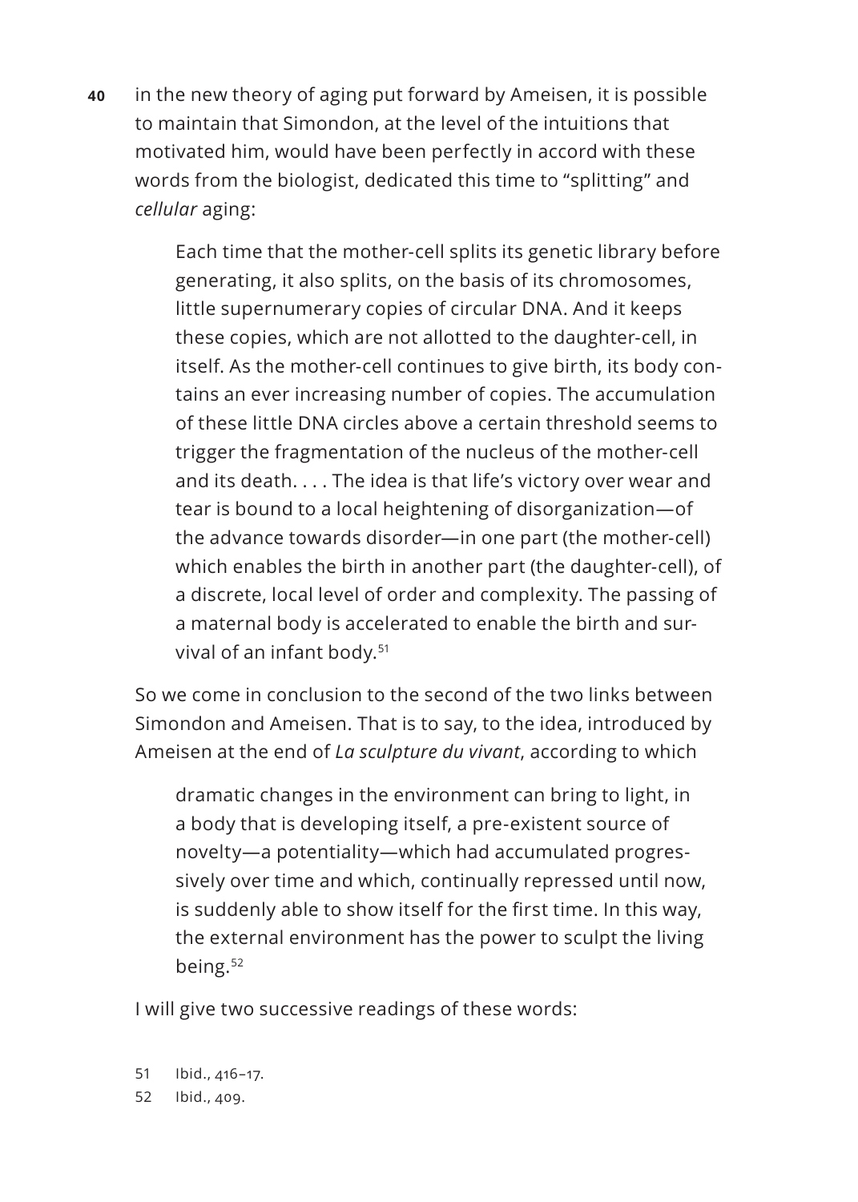in the new theory of aging put forward by Ameisen, it is possible to maintain that Simondon, at the level of the intuitions that motivated him, would have been perfectly in accord with these words from the biologist, dedicated this time to "splitting" and *cellular* aging:

> Each time that the mother-cell splits its genetic library before generating, it also splits, on the basis of its chromosomes, little supernumerary copies of circular DNA. And it keeps these copies, which are not allotted to the daughter-cell, in itself. As the mother-cell continues to give birth, its body contains an ever increasing number of copies. The accumulation of these little DNA circles above a certain threshold seems to trigger the fragmentation of the nucleus of the mother-cell and its death. . . . The idea is that life's victory over wear and tear is bound to a local heightening of disorganization—of the advance towards disorder—in one part (the mother-cell) which enables the birth in another part (the daughter-cell), of a discrete, local level of order and complexity. The passing of a maternal body is accelerated to enable the birth and survival of an infant body.[51]

So we come in conclusion to the second of the two links between Simondon and Ameisen. That is to say, to the idea, introduced by Ameisen at the end of *La sculpture du vivant*, according to which

> dramatic changes in the environment can bring to light, in a body that is developing itself, a pre-existent source of novelty—a potentiality—which had accumulated progressively over time and which, continually repressed until now, is suddenly able to show itself for the first time. In this way, the external environment has the power to sculpt the living being.[52]

I will give two successive readings of these words:

51 Ibid., 416–17.

52 Ibid., 409.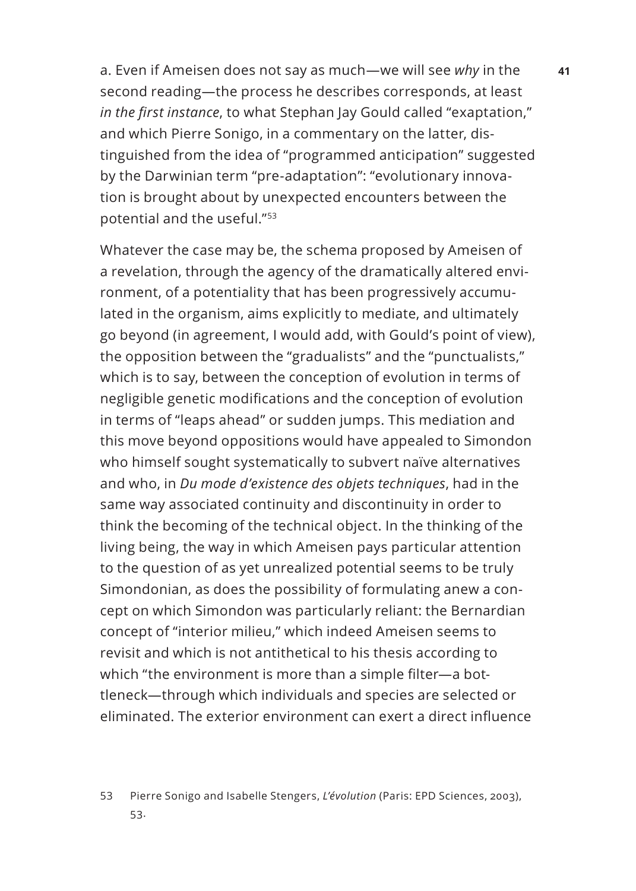a. Even if Ameisen does not say as much—we will see *why* in the second reading—the process he describes corresponds, at least *in the first instance*, to what Stephan Jay Gould called "exaptation," and which Pierre Sonigo, in a commentary on the latter, distinguished from the idea of "programmed anticipation" suggested by the Darwinian term "pre-adaptation": "evolutionary innovation is brought about by unexpected encounters between the potential and the useful."[53]

Whatever the case may be, the schema proposed by Ameisen of a revelation, through the agency of the dramatically altered environment, of a potentiality that has been progressively accumulated in the organism, aims explicitly to mediate, and ultimately go beyond (in agreement, I would add, with Gould's point of view), the opposition between the "gradualists" and the "punctualists," which is to say, between the conception of evolution in terms of negligible genetic modifications and the conception of evolution in terms of "leaps ahead" or sudden jumps. This mediation and this move beyond oppositions would have appealed to Simondon who himself sought systematically to subvert naïve alternatives and who, in *Du mode d'existence des objets techniques*, had in the same way associated continuity and discontinuity in order to think the becoming of the technical object. In the thinking of the living being, the way in which Ameisen pays particular attention to the question of as yet unrealized potential seems to be truly Simondonian, as does the possibility of formulating anew a concept on which Simondon was particularly reliant: the Bernardian concept of "interior milieu," which indeed Ameisen seems to revisit and which is not antithetical to his thesis according to which "the environment is more than a simple filter—a bottleneck—through which individuals and species are selected or eliminated. The exterior environment can exert a direct influence

53 Pierre Sonigo and Isabelle Stengers, *L'évolution* (Paris: EPD Sciences, 2003), 53.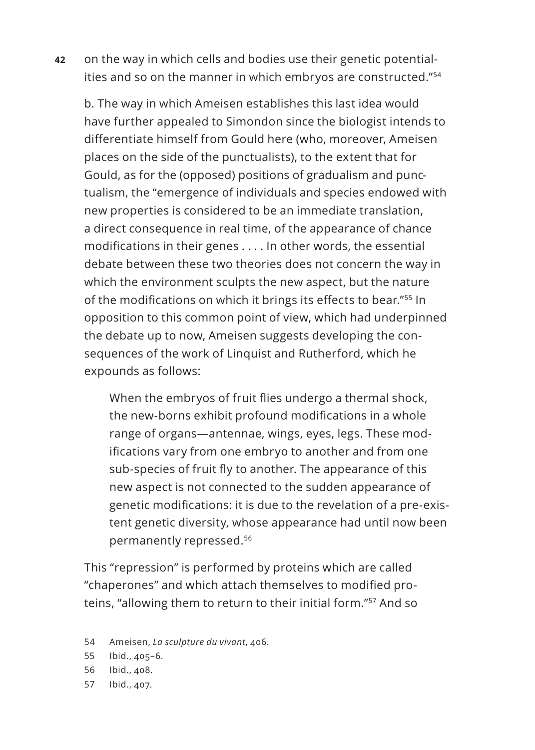on the way in which cells and bodies use their genetic potentialities and so on the manner in which embryos are constructed."[54]

b. The way in which Ameisen establishes this last idea would have further appealed to Simondon since the biologist intends to differentiate himself from Gould here (who, moreover, Ameisen places on the side of the punctualists), to the extent that for Gould, as for the (opposed) positions of gradualism and punctualism, the "emergence of individuals and species endowed with new properties is considered to be an immediate translation, a direct consequence in real time, of the appearance of chance modifications in their genes . . . . In other words, the essential debate between these two theories does not concern the way in which the environment sculpts the new aspect, but the nature of the modifications on which it brings its effects to bear."[55] In opposition to this common point of view, which had underpinned the debate up to now, Ameisen suggests developing the consequences of the work of Linquist and Rutherford, which he expounds as follows:

> When the embryos of fruit flies undergo a thermal shock, the new-borns exhibit profound modifications in a whole range of organs—antennae, wings, eyes, legs. These modifications vary from one embryo to another and from one sub-species of fruit fly to another. The appearance of this new aspect is not connected to the sudden appearance of genetic modifications: it is due to the revelation of a pre-existent genetic diversity, whose appearance had until now been permanently repressed.[56]

This "repression" is performed by proteins which are called "chaperones" and which attach themselves to modified proteins, "allowing them to return to their initial form."[57] And so

54 Ameisen, *La sculpture du vivant*, 406.

55 Ibid., 405–6.

56 Ibid., 408.

57 Ibid., 407.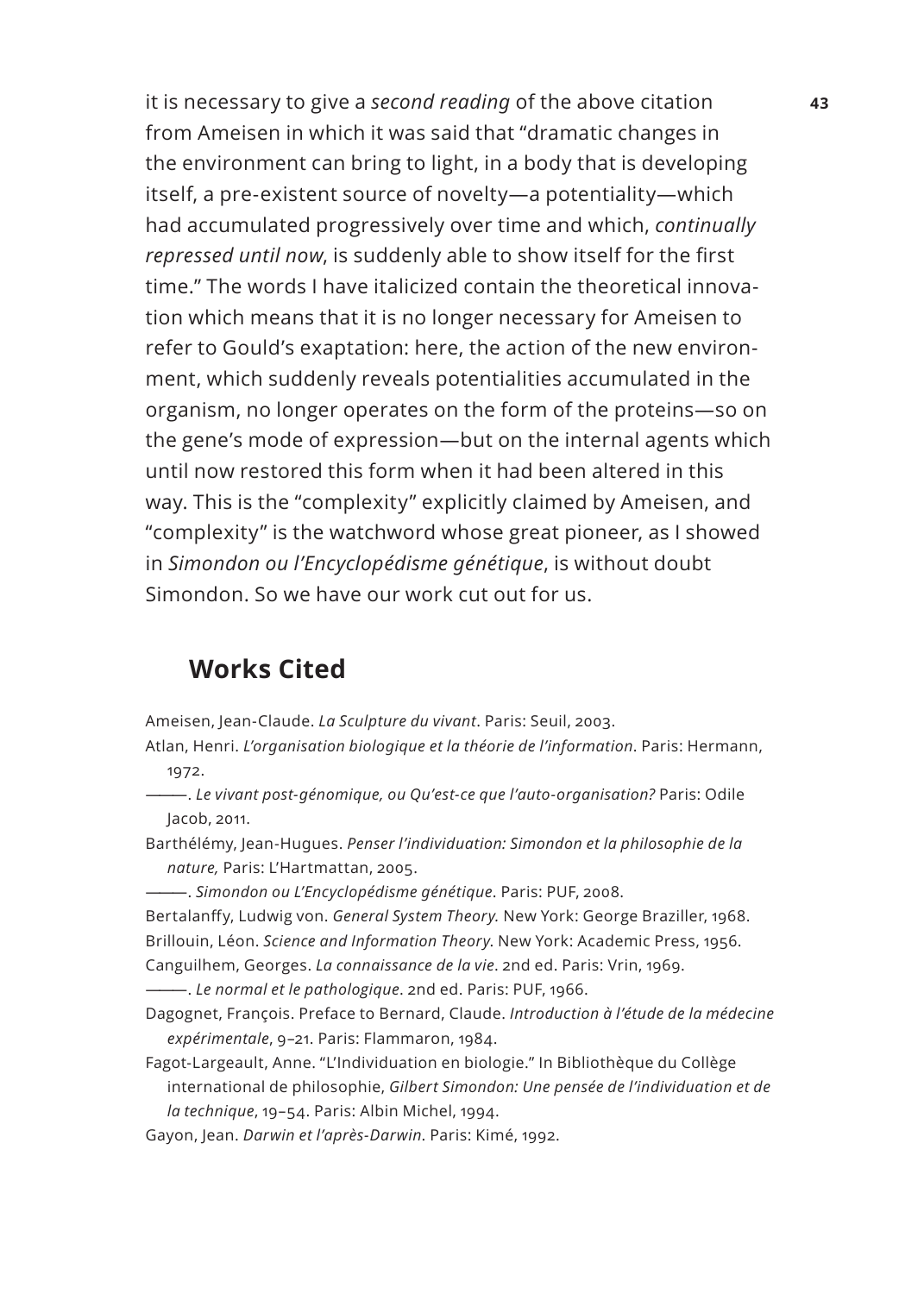it is necessary to give a *second reading* of the above citation from Ameisen in which it was said that "dramatic changes in the environment can bring to light, in a body that is developing itself, a pre-existent source of novelty—a potentiality—which had accumulated progressively over time and which, *continually repressed until now*, is suddenly able to show itself for the first time." The words I have italicized contain the theoretical innovation which means that it is no longer necessary for Ameisen to refer to Gould's exaptation: here, the action of the new environment, which suddenly reveals potentialities accumulated in the organism, no longer operates on the form of the proteins—so on the gene's mode of expression—but on the internal agents which until now restored this form when it had been altered in this way. This is the "complexity" explicitly claimed by Ameisen, and "complexity" is the watchword whose great pioneer, as I showed in *Simondon ou l'Encyclopédisme génétique*, is without doubt Simondon. So we have our work cut out for us.

## Works Cited

Ameisen, Jean-Claude. *La Sculpture du vivant*. Paris: Seuil, 2003.

Atlan, Henri. *L'organisation biologique et la théorie de l'information*. Paris: Hermann, 1972.

———. *Le vivant post-génomique, ou Qu'est-ce que l'auto-organisation?* Paris: Odile Jacob, 2011.

Barthélémy, Jean-Hugues. *Penser l'individuation: Simondon et la philosophie de la nature,* Paris: L'Hartmattan, 2005.

———. *Simondon ou L'Encyclopédisme génétique*. Paris: PUF, 2008.

Bertalanffy, Ludwig von. *General System Theory.* New York: George Braziller, 1968.

Brillouin, Léon. *Science and Information Theory*. New York: Academic Press, 1956.

Canguilhem, Georges. *La connaissance de la vie*. 2nd ed. Paris: Vrin, 1969.

———. *Le normal et le pathologique*. 2nd ed. Paris: PUF, 1966.

Dagognet, François. Preface to Bernard, Claude. *Introduction à l'étude de la médecine expérimentale*, 9–21. Paris: Flammaron, 1984.

Fagot-Largeault, Anne. "L'Individuation en biologie." In Bibliothèque du Collège international de philosophie, *Gilbert Simondon: Une pensée de l'individuation et de la technique*, 19–54. Paris: Albin Michel, 1994.

Gayon, Jean. *Darwin et l'après-Darwin*. Paris: Kimé, 1992.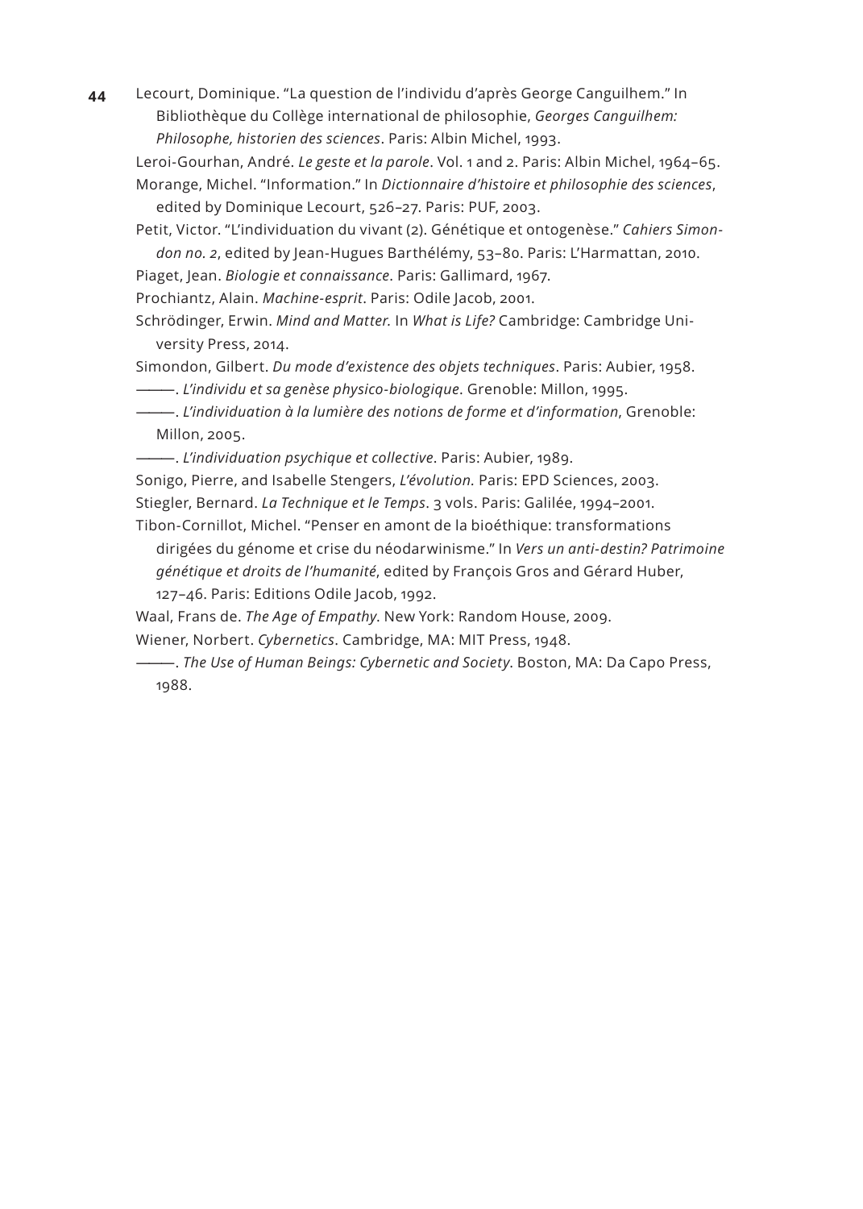Lecourt, Dominique. "La question de l'individu d'après George Canguilhem." In Bibliothèque du Collège international de philosophie, *Georges Canguilhem: Philosophe, historien des sciences*. Paris: Albin Michel, 1993.

Leroi-Gourhan, André. *Le geste et la parole*. Vol. 1 and 2. Paris: Albin Michel, 1964–65.

Morange, Michel. "Information." In *Dictionnaire d'histoire et philosophie des sciences*, edited by Dominique Lecourt, 526–27. Paris: PUF, 2003.

Petit, Victor. "L'individuation du vivant (2). Génétique et ontogenèse." *Cahiers Simondon no. 2*, edited by Jean-Hugues Barthélémy, 53–80. Paris: L'Harmattan, 2010.

Piaget, Jean. *Biologie et connaissance*. Paris: Gallimard, 1967.

Prochiantz, Alain. *Machine-esprit*. Paris: Odile Jacob, 2001.

Schrödinger, Erwin. *Mind and Matter.* In *What is Life?* Cambridge: Cambridge University Press, 2014.

Simondon, Gilbert. *Du mode d'existence des objets techniques*. Paris: Aubier, 1958.

———. *L'individu et sa genèse physico-biologique*. Grenoble: Millon, 1995.

———. *L'individuation à la lumière des notions de forme et d'information*, Grenoble: Millon, 2005.

———. *L'individuation psychique et collective*. Paris: Aubier, 1989.

Sonigo, Pierre, and Isabelle Stengers, *L'évolution.* Paris: EPD Sciences, 2003.

Stiegler, Bernard. *La Technique et le Temps*. 3 vols. Paris: Galilée, 1994–2001.

Tibon-Cornillot, Michel. "Penser en amont de la bioéthique: transformations dirigées du génome et crise du néodarwinisme." In *Vers un anti-destin? Patrimoine génétique et droits de l'humanité*, edited by François Gros and Gérard Huber, 127–46. Paris: Editions Odile Jacob, 1992.

Waal, Frans de. *The Age of Empathy*. New York: Random House, 2009.

Wiener, Norbert. *Cybernetics*. Cambridge, MA: MIT Press, 1948.

———. *The Use of Human Beings: Cybernetic and Society*. Boston, MA: Da Capo Press, 1988.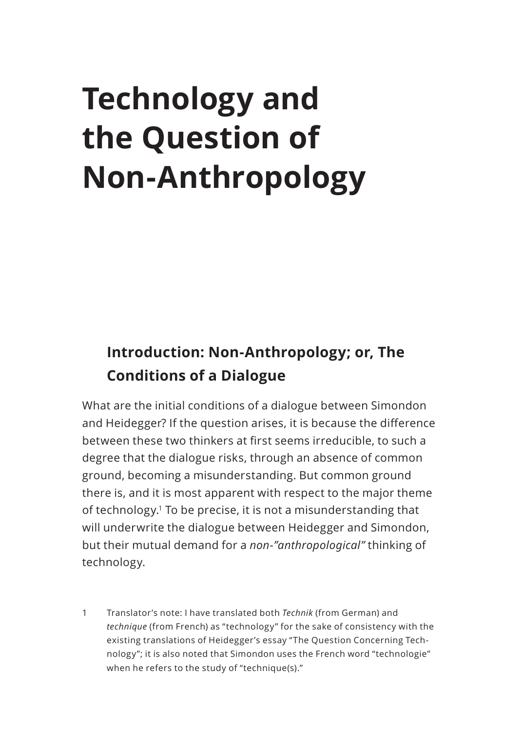# Technology and the Question of Non-Anthropology

## Introduction: Non-Anthropology; or, The Conditions of a Dialogue

What are the initial conditions of a dialogue between Simondon and Heidegger? If the question arises, it is because the difference between these two thinkers at first seems irreducible, to such a degree that the dialogue risks, through an absence of common ground, becoming a misunderstanding. But common ground there is, and it is most apparent with respect to the major theme of technology.[1] To be precise, it is not a misunderstanding that will underwrite the dialogue between Heidegger and Simondon, but their mutual demand for a *non-"anthropological"* thinking of technology.

1 Translator's note: I have translated both *Technik* (from German) and *technique* (from French) as "technology" for the sake of consistency with the existing translations of Heidegger's essay "The Question Concerning Technology"; it is also noted that Simondon uses the French word "technologie" when he refers to the study of "technique(s)."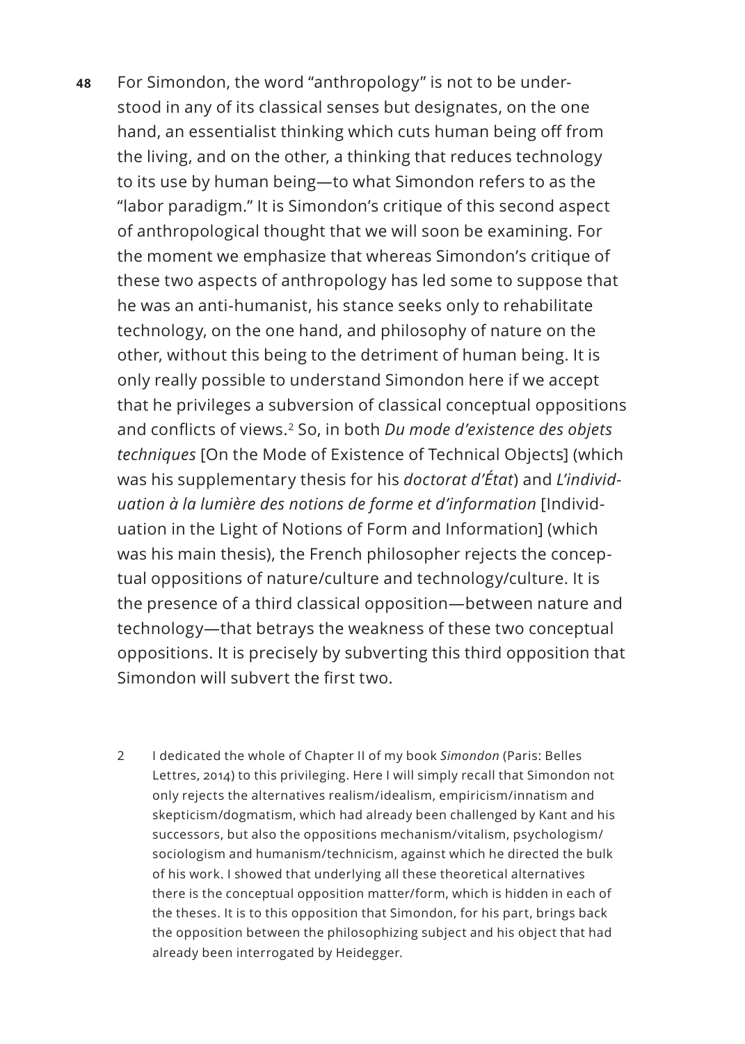For Simondon, the word "anthropology" is not to be understood in any of its classical senses but designates, on the one hand, an essentialist thinking which cuts human being off from the living, and on the other, a thinking that reduces technology to its use by human being—to what Simondon refers to as the "labor paradigm." It is Simondon's critique of this second aspect of anthropological thought that we will soon be examining. For the moment we emphasize that whereas Simondon's critique of these two aspects of anthropology has led some to suppose that he was an anti-humanist, his stance seeks only to rehabilitate technology, on the one hand, and philosophy of nature on the other, without this being to the detriment of human being. It is only really possible to understand Simondon here if we accept that he privileges a subversion of classical conceptual oppositions and conflicts of views.[2] So, in both *Du mode d'existence des objets techniques* [On the Mode of Existence of Technical Objects] (which was his supplementary thesis for his *doctorat d'État*) and *L'individuation à la lumière des notions de forme et d'information* [Individuation in the Light of Notions of Form and Information] (which was his main thesis), the French philosopher rejects the conceptual oppositions of nature/culture and technology/culture. It is the presence of a third classical opposition—between nature and technology—that betrays the weakness of these two conceptual oppositions. It is precisely by subverting this third opposition that Simondon will subvert the first two.

2 I dedicated the whole of Chapter II of my book *Simondon* (Paris: Belles Lettres, 2014) to this privileging. Here I will simply recall that Simondon not only rejects the alternatives realism/idealism, empiricism/innatism and skepticism/dogmatism, which had already been challenged by Kant and his successors, but also the oppositions mechanism/vitalism, psychologism/sociologism and humanism/technicism, against which he directed the bulk of his work. I showed that underlying all these theoretical alternatives there is the conceptual opposition matter/form, which is hidden in each of the theses. It is to this opposition that Simondon, for his part, brings back the opposition between the philosophizing subject and his object that had already been interrogated by Heidegger.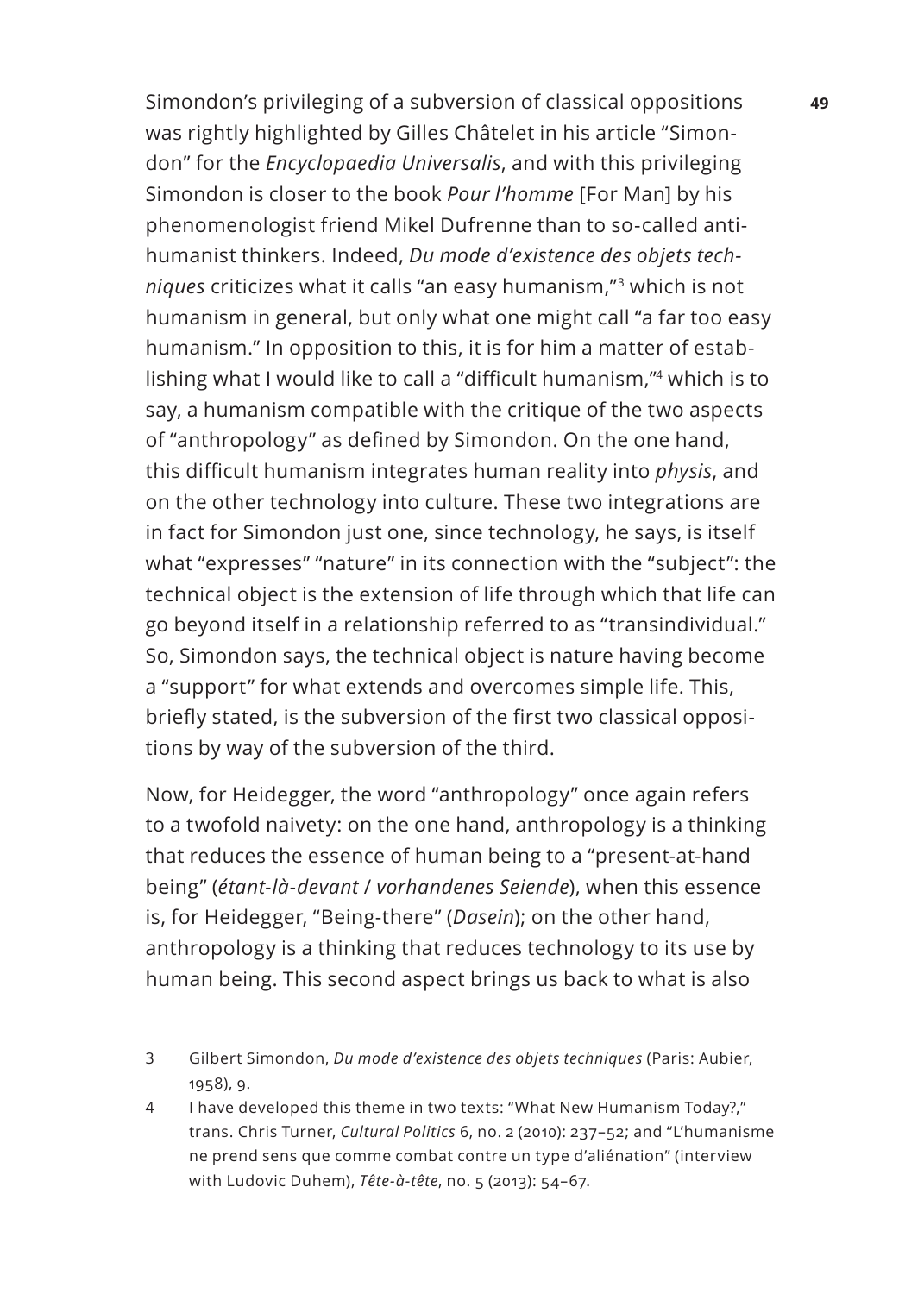Simondon's privileging of a subversion of classical oppositions was rightly highlighted by Gilles Châtelet in his article "Simondon" for the *Encyclopaedia Universalis*, and with this privileging Simondon is closer to the book *Pour l'homme* [For Man] by his phenomenologist friend Mikel Dufrenne than to so-called anti-humanist thinkers. Indeed, *Du mode d'existence des objets techniques* criticizes what it calls "an easy humanism,"[3] which is not humanism in general, but only what one might call "a far too easy humanism." In opposition to this, it is for him a matter of establishing what I would like to call a "difficult humanism,"[4] which is to say, a humanism compatible with the critique of the two aspects of "anthropology" as defined by Simondon. On the one hand, this difficult humanism integrates human reality into *physis*, and on the other technology into culture. These two integrations are in fact for Simondon just one, since technology, he says, is itself what "expresses" "nature" in its connection with the "subject": the technical object is the extension of life through which that life can go beyond itself in a relationship referred to as "transindividual." So, Simondon says, the technical object is nature having become a "support" for what extends and overcomes simple life. This, briefly stated, is the subversion of the first two classical oppositions by way of the subversion of the third.

Now, for Heidegger, the word "anthropology" once again refers to a twofold naivety: on the one hand, anthropology is a thinking that reduces the essence of human being to a "present-at-hand being" (*étant-là-devant* / *vorhandenes Seiende*), when this essence is, for Heidegger, "Being-there" (*Dasein*); on the other hand, anthropology is a thinking that reduces technology to its use by human being. This second aspect brings us back to what is also

3 Gilbert Simondon, *Du mode d'existence des objets techniques* (Paris: Aubier, 1958), 9.

4 I have developed this theme in two texts: "What New Humanism Today?," trans. Chris Turner, *Cultural Politics* 6, no. 2 (2010): 237–52; and "L'humanisme ne prend sens que comme combat contre un type d'aliénation" (interview with Ludovic Duhem), *Tête-à-tête*, no. 5 (2013): 54–67.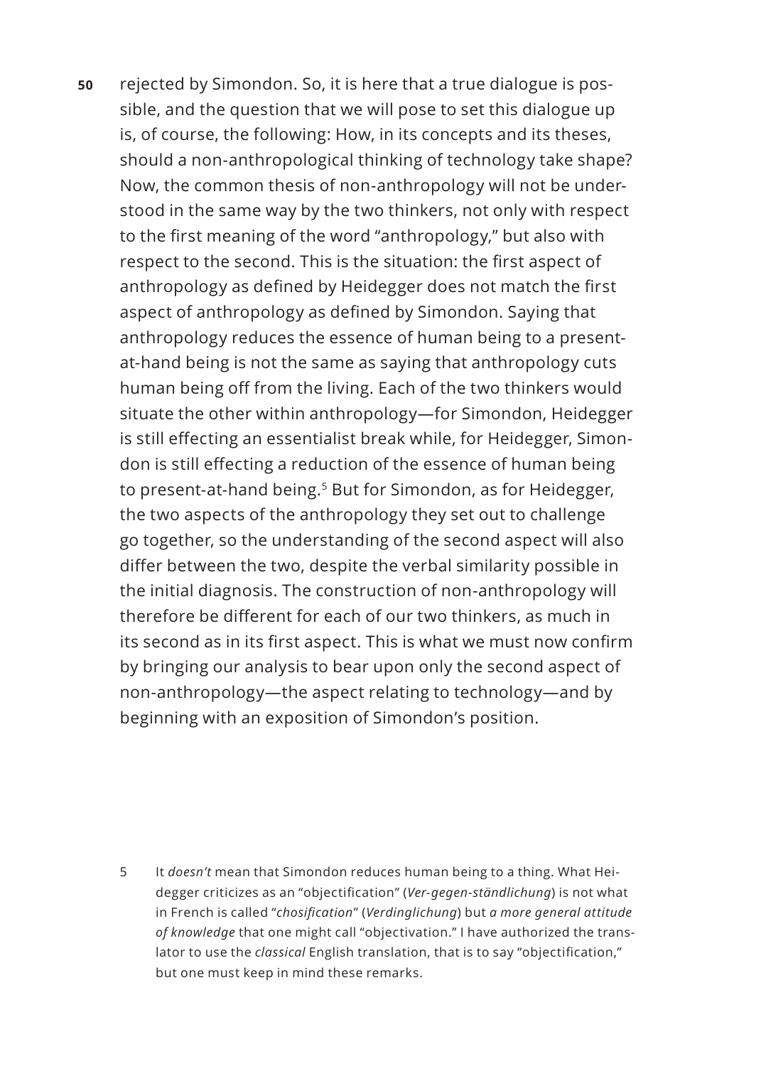rejected by Simondon. So, it is here that a true dialogue is possible, and the question that we will pose to set this dialogue up is, of course, the following: How, in its concepts and its theses, should a non-anthropological thinking of technology take shape? Now, the common thesis of non-anthropology will not be understood in the same way by the two thinkers, not only with respect to the first meaning of the word "anthropology," but also with respect to the second. This is the situation: the first aspect of anthropology as defined by Heidegger does not match the first aspect of anthropology as defined by Simondon. Saying that anthropology reduces the essence of human being to a present-at-hand being is not the same as saying that anthropology cuts human being off from the living. Each of the two thinkers would situate the other within anthropology—for Simondon, Heidegger is still effecting an essentialist break while, for Heidegger, Simondon is still effecting a reduction of the essence of human being to present-at-hand being.[5] But for Simondon, as for Heidegger, the two aspects of the anthropology they set out to challenge go together, so the understanding of the second aspect will also differ between the two, despite the verbal similarity possible in the initial diagnosis. The construction of non-anthropology will therefore be different for each of our two thinkers, as much in its second as in its first aspect. This is what we must now confirm by bringing our analysis to bear upon only the second aspect of non-anthropology—the aspect relating to technology—and by beginning with an exposition of Simondon's position.

5 It *doesn't* mean that Simondon reduces human being to a thing. What Heidegger criticizes as an "objectification" (*Ver-gegen-ständlichung*) is not what in French is called "*chosification*" (*Verdinglichung*) but *a more general attitude of knowledge* that one might call "objectivation." I have authorized the translator to use the *classical* English translation, that is to say "objectification," but one must keep in mind these remarks.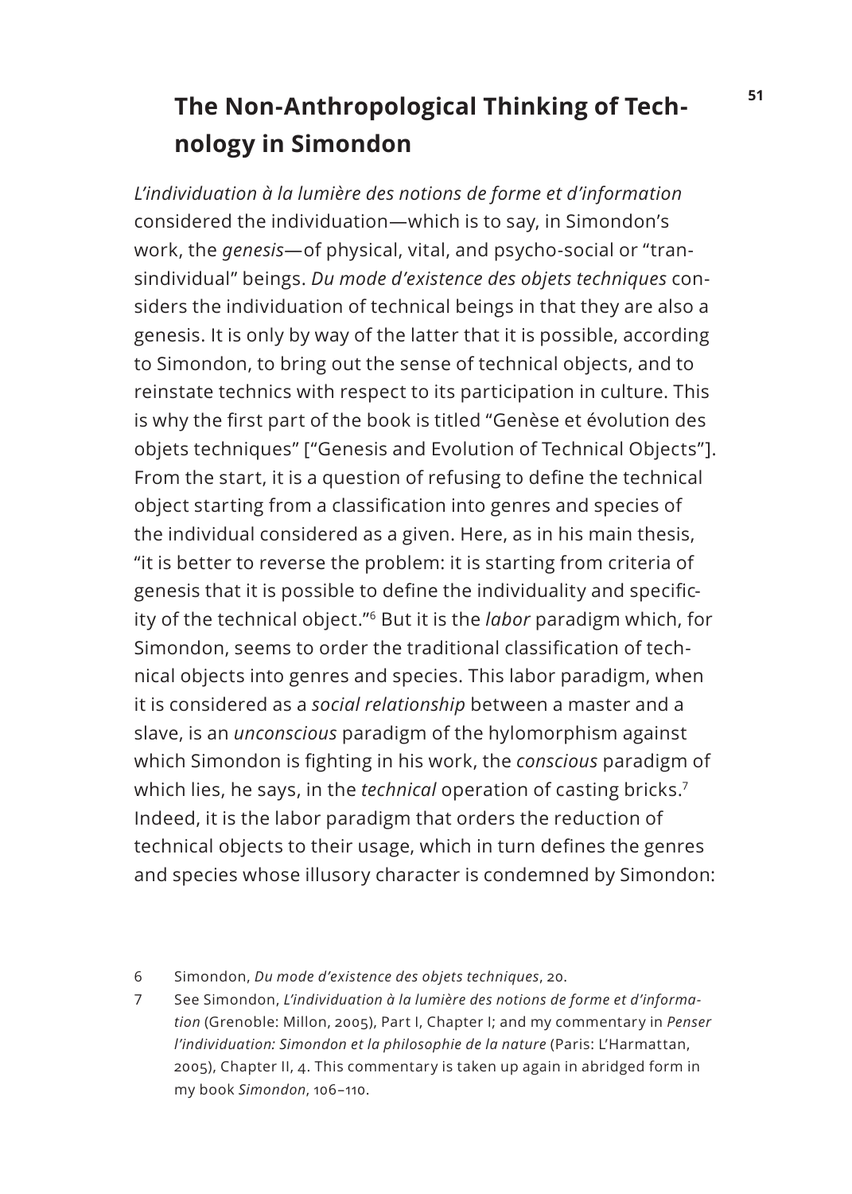## The Non-Anthropological Thinking of Technology in Simondon

*L'individuation à la lumière des notions de forme et d'information* considered the individuation—which is to say, in Simondon's work, the *genesis*—of physical, vital, and psycho-social or "transindividual" beings. *Du mode d'existence des objets techniques* considers the individuation of technical beings in that they are also a genesis. It is only by way of the latter that it is possible, according to Simondon, to bring out the sense of technical objects, and to reinstate technics with respect to its participation in culture. This is why the first part of the book is titled "Genèse et évolution des objets techniques" ["Genesis and Evolution of Technical Objects"]. From the start, it is a question of refusing to define the technical object starting from a classification into genres and species of the individual considered as a given. Here, as in his main thesis, "it is better to reverse the problem: it is starting from criteria of genesis that it is possible to define the individuality and specificity of the technical object."[6] But it is the *labor* paradigm which, for Simondon, seems to order the traditional classification of technical objects into genres and species. This labor paradigm, when it is considered as a *social relationship* between a master and a slave, is an *unconscious* paradigm of the hylomorphism against which Simondon is fighting in his work, the *conscious* paradigm of which lies, he says, in the *technical* operation of casting bricks.[7] Indeed, it is the labor paradigm that orders the reduction of technical objects to their usage, which in turn defines the genres and species whose illusory character is condemned by Simondon:

6 Simondon, *Du mode d'existence des objets techniques*, 20.

7 See Simondon, *L'individuation à la lumière des notions de forme et d'information* (Grenoble: Millon, 2005), Part I, Chapter I; and my commentary in *Penser l'individuation: Simondon et la philosophie de la nature* (Paris: L'Harmattan, 2005), Chapter II, 4. This commentary is taken up again in abridged form in my book *Simondon*, 106–110.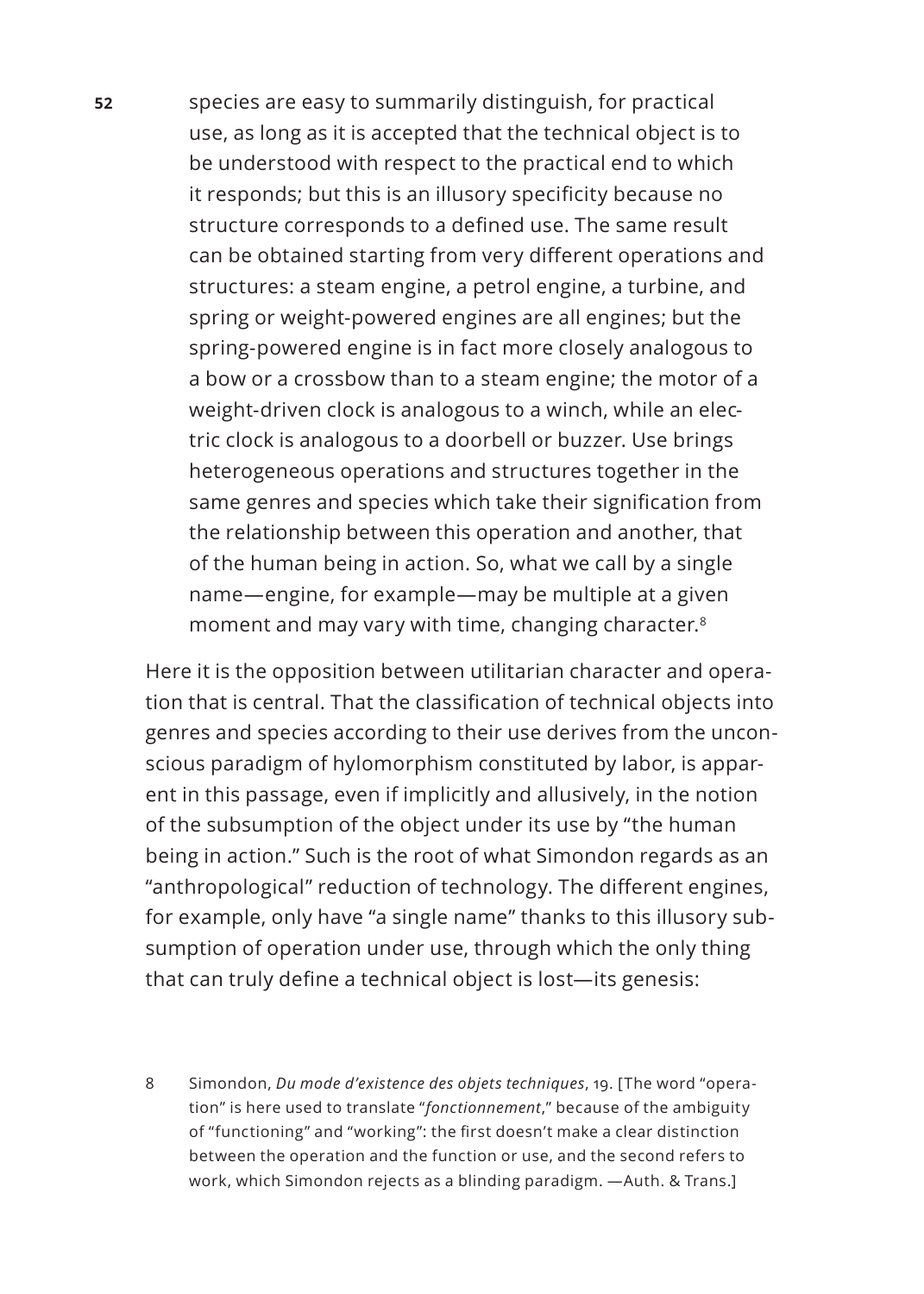> species are easy to summarily distinguish, for practical use, as long as it is accepted that the technical object is to be understood with respect to the practical end to which it responds; but this is an illusory specificity because no structure corresponds to a defined use. The same result can be obtained starting from very different operations and structures: a steam engine, a petrol engine, a turbine, and spring or weight-powered engines are all engines; but the spring-powered engine is in fact more closely analogous to a bow or a crossbow than to a steam engine; the motor of a weight-driven clock is analogous to a winch, while an electric clock is analogous to a doorbell or buzzer. Use brings heterogeneous operations and structures together in the same genres and species which take their signification from the relationship between this operation and another, that of the human being in action. So, what we call by a single name—engine, for example—may be multiple at a given moment and may vary with time, changing character.[8]

Here it is the opposition between utilitarian character and operation that is central. That the classification of technical objects into genres and species according to their use derives from the unconscious paradigm of hylomorphism constituted by labor, is apparent in this passage, even if implicitly and allusively, in the notion of the subsumption of the object under its use by "the human being in action." Such is the root of what Simondon regards as an "anthropological" reduction of technology. The different engines, for example, only have "a single name" thanks to this illusory subsumption of operation under use, through which the only thing that can truly define a technical object is lost—its genesis:

8 Simondon, *Du mode d'existence des objets techniques*, 19. [The word "operation" is here used to translate "*fonctionnement*," because of the ambiguity of "functioning" and "working": the first doesn't make a clear distinction between the operation and the function or use, and the second refers to work, which Simondon rejects as a blinding paradigm. —Auth. & Trans.]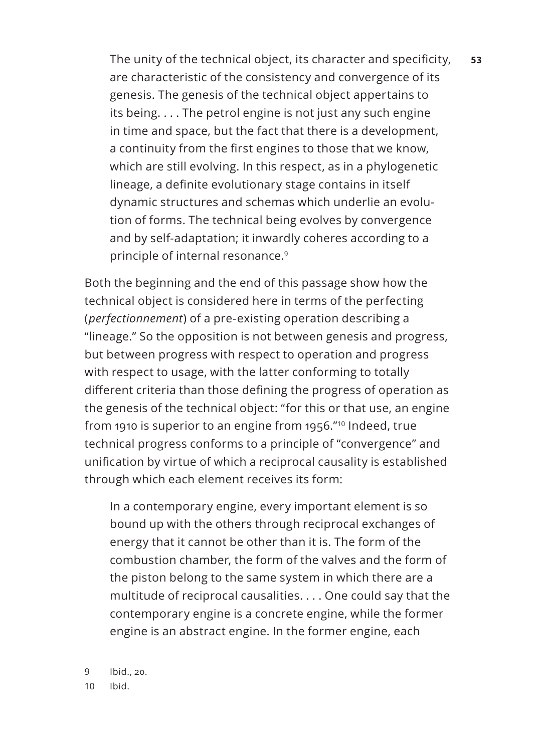> The unity of the technical object, its character and specificity, are characteristic of the consistency and convergence of its genesis. The genesis of the technical object appertains to its being. . . . The petrol engine is not just any such engine in time and space, but the fact that there is a development, a continuity from the first engines to those that we know, which are still evolving. In this respect, as in a phylogenetic lineage, a definite evolutionary stage contains in itself dynamic structures and schemas which underlie an evolution of forms. The technical being evolves by convergence and by self-adaptation; it inwardly coheres according to a principle of internal resonance.[9]

Both the beginning and the end of this passage show how the technical object is considered here in terms of the perfecting (*perfectionnement*) of a pre-existing operation describing a "lineage." So the opposition is not between genesis and progress, but between progress with respect to operation and progress with respect to usage, with the latter conforming to totally different criteria than those defining the progress of operation as the genesis of the technical object: "for this or that use, an engine from 1910 is superior to an engine from 1956."[10] Indeed, true technical progress conforms to a principle of "convergence" and unification by virtue of which a reciprocal causality is established through which each element receives its form:

> In a contemporary engine, every important element is so bound up with the others through reciprocal exchanges of energy that it cannot be other than it is. The form of the combustion chamber, the form of the valves and the form of the piston belong to the same system in which there are a multitude of reciprocal causalities. . . . One could say that the contemporary engine is a concrete engine, while the former engine is an abstract engine. In the former engine, each

9 Ibid., 20.

10 Ibid.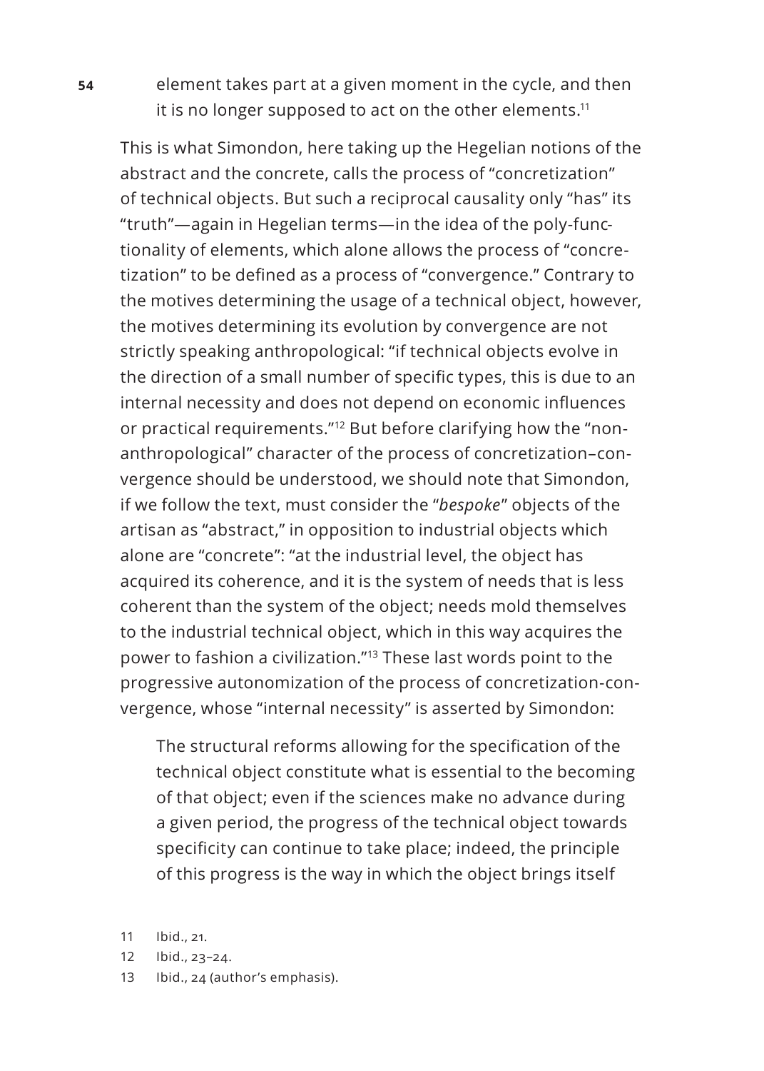> element takes part at a given moment in the cycle, and then it is no longer supposed to act on the other elements.[11]

This is what Simondon, here taking up the Hegelian notions of the abstract and the concrete, calls the process of "concretization" of technical objects. But such a reciprocal causality only "has" its "truth"—again in Hegelian terms—in the idea of the poly-functionality of elements, which alone allows the process of "concretization" to be defined as a process of "convergence." Contrary to the motives determining the usage of a technical object, however, the motives determining its evolution by convergence are not strictly speaking anthropological: "if technical objects evolve in the direction of a small number of specific types, this is due to an internal necessity and does not depend on economic influences or practical requirements."[12] But before clarifying how the "non-anthropological" character of the process of concretization–convergence should be understood, we should note that Simondon, if we follow the text, must consider the "*bespoke*" objects of the artisan as "abstract," in opposition to industrial objects which alone are "concrete": "at the industrial level, the object has acquired its coherence, and it is the system of needs that is less coherent than the system of the object; needs mold themselves to the industrial technical object, which in this way acquires the power to fashion a civilization."[13] These last words point to the progressive autonomization of the process of concretization-convergence, whose "internal necessity" is asserted by Simondon:

> The structural reforms allowing for the specification of the technical object constitute what is essential to the becoming of that object; even if the sciences make no advance during a given period, the progress of the technical object towards specificity can continue to take place; indeed, the principle of this progress is the way in which the object brings itself

11 Ibid., 21.

12 Ibid., 23–24.

13 Ibid., 24 (author's emphasis).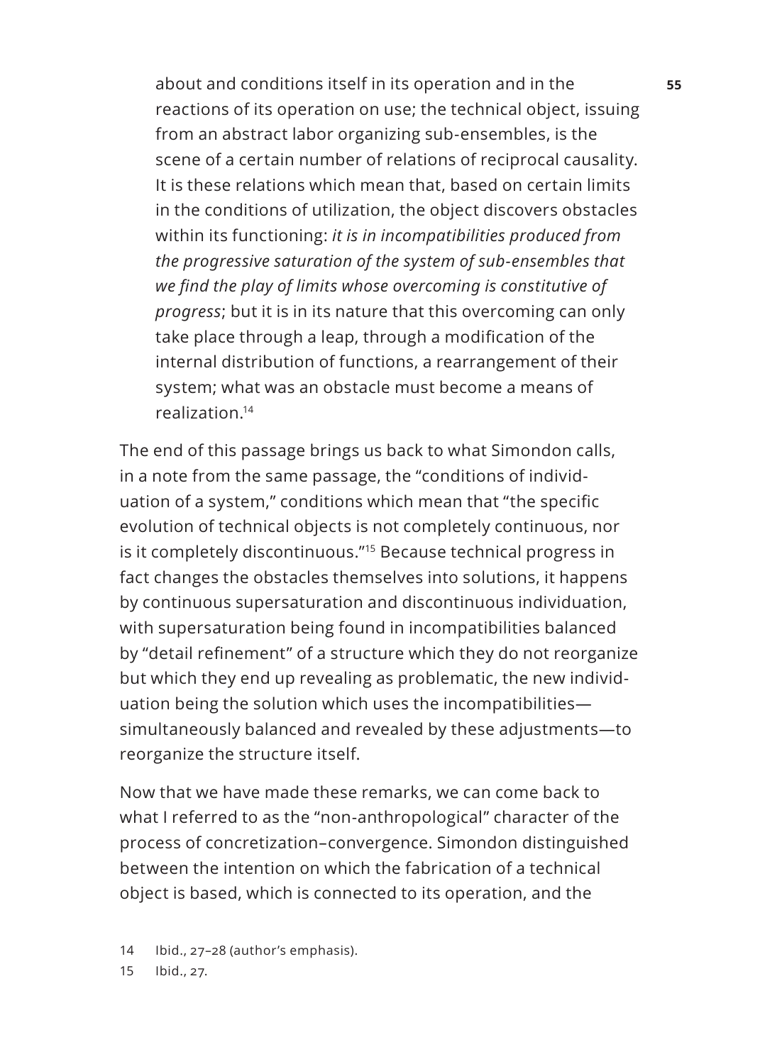> about and conditions itself in its operation and in the reactions of its operation on use; the technical object, issuing from an abstract labor organizing sub-ensembles, is the scene of a certain number of relations of reciprocal causality. It is these relations which mean that, based on certain limits in the conditions of utilization, the object discovers obstacles within its functioning: *it is in incompatibilities produced from the progressive saturation of the system of sub-ensembles that we find the play of limits whose overcoming is constitutive of progress*; but it is in its nature that this overcoming can only take place through a leap, through a modification of the internal distribution of functions, a rearrangement of their system; what was an obstacle must become a means of realization.[14]

The end of this passage brings us back to what Simondon calls, in a note from the same passage, the "conditions of individuation of a system," conditions which mean that "the specific evolution of technical objects is not completely continuous, nor is it completely discontinuous."[15] Because technical progress in fact changes the obstacles themselves into solutions, it happens by continuous supersaturation and discontinuous individuation, with supersaturation being found in incompatibilities balanced by "detail refinement" of a structure which they do not reorganize but which they end up revealing as problematic, the new individuation being the solution which uses the incompatibilities—simultaneously balanced and revealed by these adjustments—to reorganize the structure itself.

Now that we have made these remarks, we can come back to what I referred to as the "non-anthropological" character of the process of concretization–convergence. Simondon distinguished between the intention on which the fabrication of a technical object is based, which is connected to its operation, and the

14 Ibid., 27–28 (author's emphasis).

15 Ibid., 27.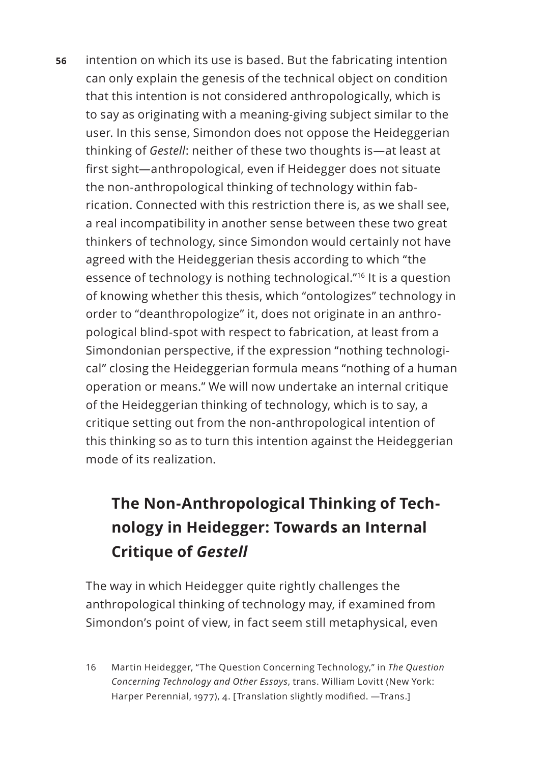intention on which its use is based. But the fabricating intention can only explain the genesis of the technical object on condition that this intention is not considered anthropologically, which is to say as originating with a meaning-giving subject similar to the user. In this sense, Simondon does not oppose the Heideggerian thinking of *Gestell*: neither of these two thoughts is—at least at first sight—anthropological, even if Heidegger does not situate the non-anthropological thinking of technology within fabrication. Connected with this restriction there is, as we shall see, a real incompatibility in another sense between these two great thinkers of technology, since Simondon would certainly not have agreed with the Heideggerian thesis according to which "the essence of technology is nothing technological."[16] It is a question of knowing whether this thesis, which "ontologizes" technology in order to "deanthropologize" it, does not originate in an anthropological blind-spot with respect to fabrication, at least from a Simondonian perspective, if the expression "nothing technological" closing the Heideggerian formula means "nothing of a human operation or means." We will now undertake an internal critique of the Heideggerian thinking of technology, which is to say, a critique setting out from the non-anthropological intention of this thinking so as to turn this intention against the Heideggerian mode of its realization.

## The Non-Anthropological Thinking of Technology in Heidegger: Towards an Internal Critique of *Gestell*

The way in which Heidegger quite rightly challenges the anthropological thinking of technology may, if examined from Simondon's point of view, in fact seem still metaphysical, even

16 Martin Heidegger, "The Question Concerning Technology," in *The Question Concerning Technology and Other Essays*, trans. William Lovitt (New York: Harper Perennial, 1977), 4. [Translation slightly modified. —Trans.]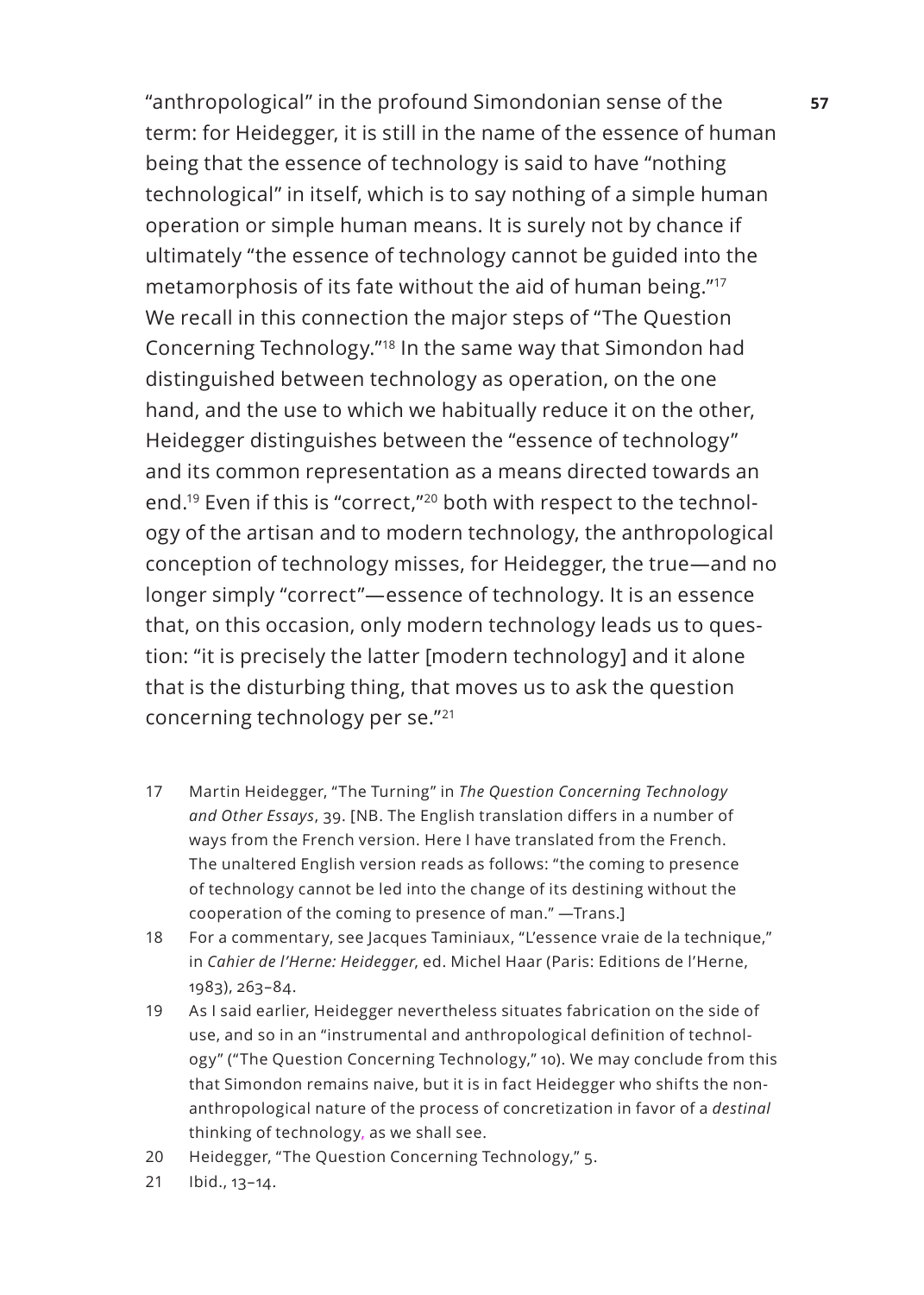"anthropological" in the profound Simondonian sense of the term: for Heidegger, it is still in the name of the essence of human being that the essence of technology is said to have "nothing technological" in itself, which is to say nothing of a simple human operation or simple human means. It is surely not by chance if ultimately "the essence of technology cannot be guided into the metamorphosis of its fate without the aid of human being."[17] We recall in this connection the major steps of "The Question Concerning Technology."[18] In the same way that Simondon had distinguished between technology as operation, on the one hand, and the use to which we habitually reduce it on the other, Heidegger distinguishes between the "essence of technology" and its common representation as a means directed towards an end.[19] Even if this is "correct,"[20] both with respect to the technology of the artisan and to modern technology, the anthropological conception of technology misses, for Heidegger, the true—and no longer simply "correct"—essence of technology. It is an essence that, on this occasion, only modern technology leads us to question: "it is precisely the latter [modern technology] and it alone that is the disturbing thing, that moves us to ask the question concerning technology per se."[21]

17 Martin Heidegger, "The Turning" in *The Question Concerning Technology and Other Essays*, 39. [NB. The English translation differs in a number of ways from the French version. Here I have translated from the French. The unaltered English version reads as follows: "the coming to presence of technology cannot be led into the change of its destining without the cooperation of the coming to presence of man." —Trans.]

18 For a commentary, see Jacques Taminiaux, "L'essence vraie de la technique," in *Cahier de l'Herne: Heidegger*, ed. Michel Haar (Paris: Editions de l'Herne, 1983), 263–84.

19 As I said earlier, Heidegger nevertheless situates fabrication on the side of use, and so in an "instrumental and anthropological definition of technology" ("The Question Concerning Technology," 10). We may conclude from this that Simondon remains naive, but it is in fact Heidegger who shifts the non-anthropological nature of the process of concretization in favor of a *destinal* thinking of technology, as we shall see.

20 Heidegger, "The Question Concerning Technology," 5.

21 Ibid., 13–14.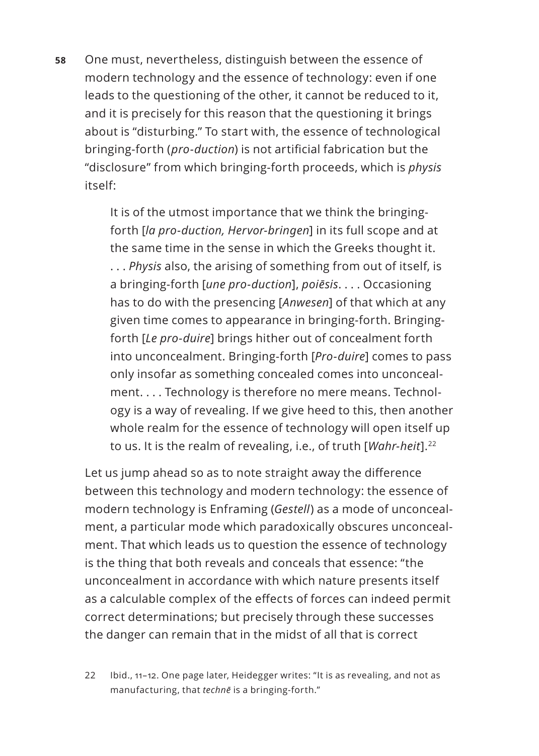One must, nevertheless, distinguish between the essence of modern technology and the essence of technology: even if one leads to the questioning of the other, it cannot be reduced to it, and it is precisely for this reason that the questioning it brings about is "disturbing." To start with, the essence of technological bringing-forth (*pro-duction*) is not artificial fabrication but the "disclosure" from which bringing-forth proceeds, which is *physis* itself:

> It is of the utmost importance that we think the bringing-forth [*la pro-duction, Hervor-bringen*] in its full scope and at the same time in the sense in which the Greeks thought it. . . . *Physis* also, the arising of something from out of itself, is a bringing-forth [*une pro-duction*], *poiēsis*. . . . Occasioning has to do with the presencing [*Anwesen*] of that which at any given time comes to appearance in bringing-forth. Bringing-forth [*Le pro-duire*] brings hither out of concealment forth into unconcealment. Bringing-forth [*Pro-duire*] comes to pass only insofar as something concealed comes into unconcealment. . . . Technology is therefore no mere means. Technology is a way of revealing. If we give heed to this, then another whole realm for the essence of technology will open itself up to us. It is the realm of revealing, i.e., of truth [*Wahr-heit*].[22]

Let us jump ahead so as to note straight away the difference between this technology and modern technology: the essence of modern technology is Enframing (*Gestell*) as a mode of unconcealment, a particular mode which paradoxically obscures unconcealment. That which leads us to question the essence of technology is the thing that both reveals and conceals that essence: "the unconcealment in accordance with which nature presents itself as a calculable complex of the effects of forces can indeed permit correct determinations; but precisely through these successes the danger can remain that in the midst of all that is correct

22 Ibid., 11–12. One page later, Heidegger writes: "It is as revealing, and not as manufacturing, that *technē* is a bringing-forth."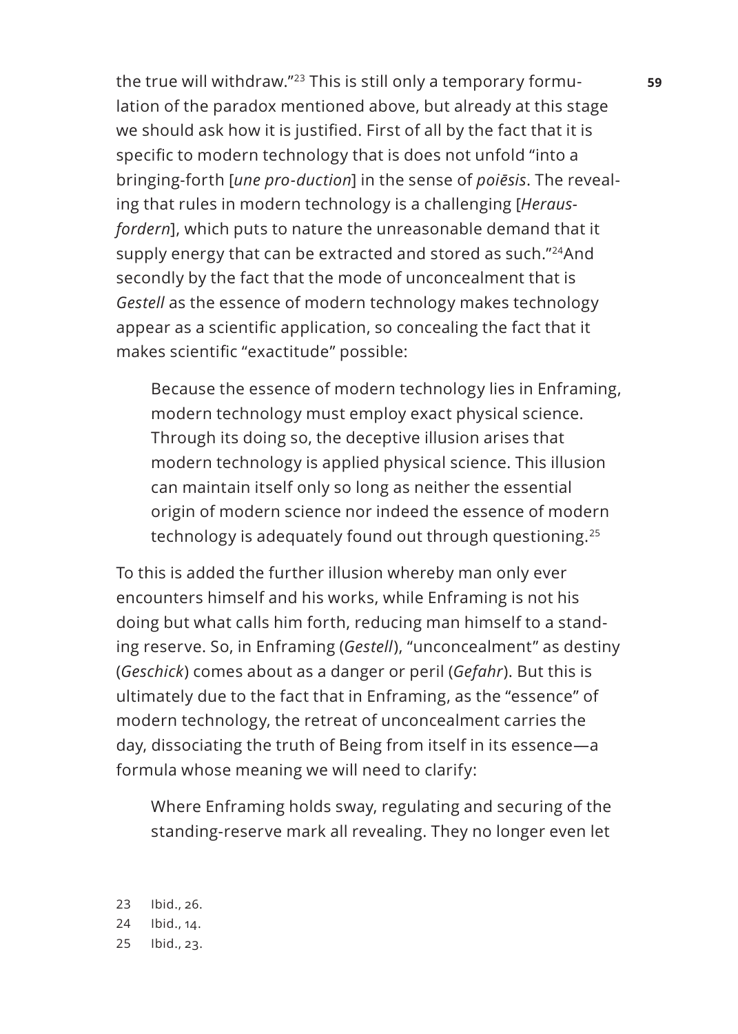the true will withdraw."[23] This is still only a temporary formulation of the paradox mentioned above, but already at this stage we should ask how it is justified. First of all by the fact that it is specific to modern technology that is does not unfold "into a bringing-forth [*une pro-duction*] in the sense of *poiēsis*. The revealing that rules in modern technology is a challenging [*Herausfordern*], which puts to nature the unreasonable demand that it supply energy that can be extracted and stored as such."[24]And secondly by the fact that the mode of unconcealment that is *Gestell* as the essence of modern technology makes technology appear as a scientific application, so concealing the fact that it makes scientific "exactitude" possible:

> Because the essence of modern technology lies in Enframing, modern technology must employ exact physical science. Through its doing so, the deceptive illusion arises that modern technology is applied physical science. This illusion can maintain itself only so long as neither the essential origin of modern science nor indeed the essence of modern technology is adequately found out through questioning.[25]

To this is added the further illusion whereby man only ever encounters himself and his works, while Enframing is not his doing but what calls him forth, reducing man himself to a standing reserve. So, in Enframing (*Gestell*), "unconcealment" as destiny (*Geschick*) comes about as a danger or peril (*Gefahr*). But this is ultimately due to the fact that in Enframing, as the "essence" of modern technology, the retreat of unconcealment carries the day, dissociating the truth of Being from itself in its essence—a formula whose meaning we will need to clarify:

> Where Enframing holds sway, regulating and securing of the standing-reserve mark all revealing. They no longer even let

23 Ibid., 26.

24 Ibid., 14.

25 Ibid., 23.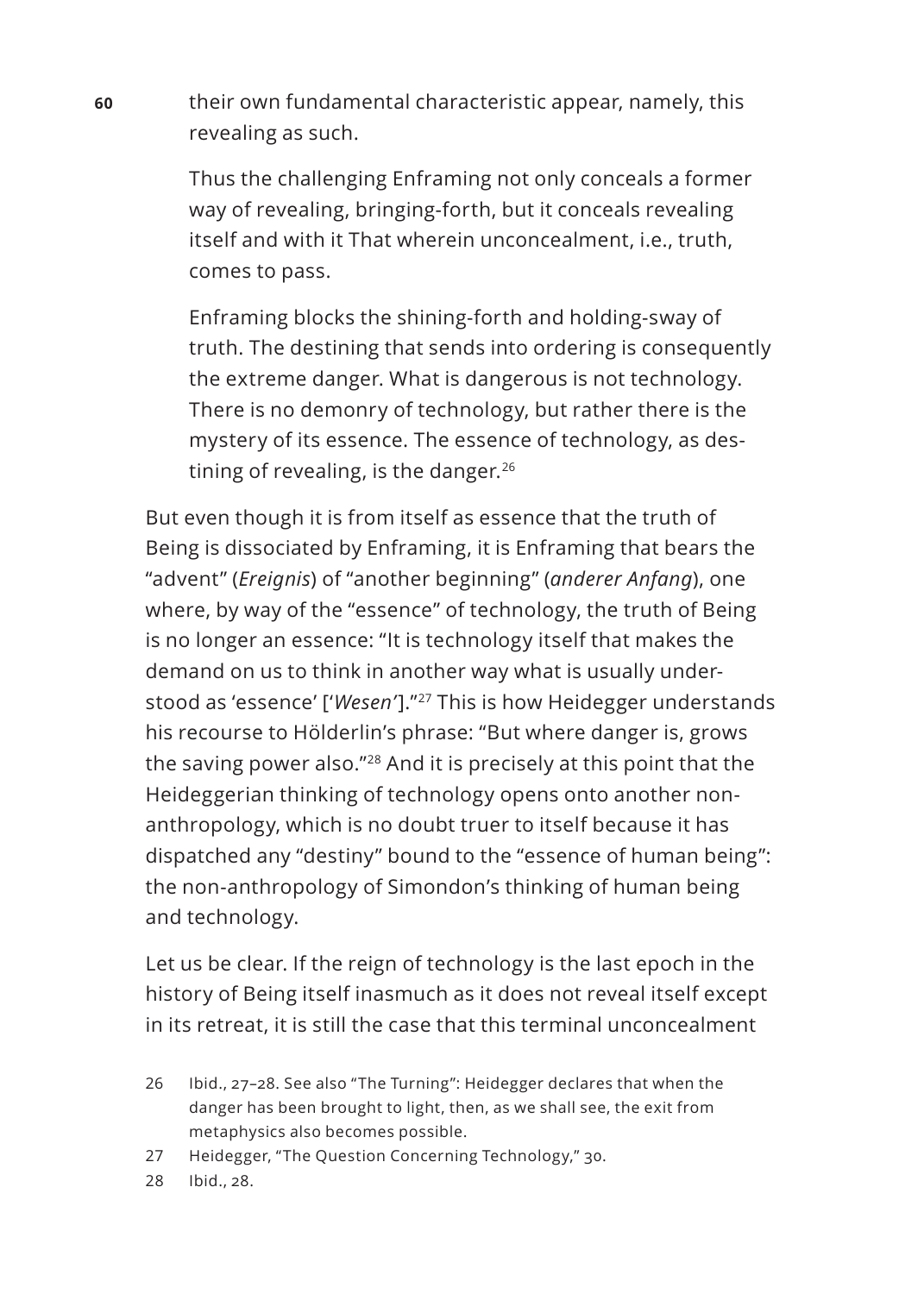their own fundamental characteristic appear, namely, this revealing as such.

> Thus the challenging Enframing not only conceals a former way of revealing, bringing-forth, but it conceals revealing itself and with it That wherein unconcealment, i.e., truth, comes to pass.
>
> Enframing blocks the shining-forth and holding-sway of truth. The destining that sends into ordering is consequently the extreme danger. What is dangerous is not technology. There is no demonry of technology, but rather there is the mystery of its essence. The essence of technology, as destining of revealing, is the danger.[26]

But even though it is from itself as essence that the truth of Being is dissociated by Enframing, it is Enframing that bears the "advent" (*Ereignis*) of "another beginning" (*anderer Anfang*), one where, by way of the "essence" of technology, the truth of Being is no longer an essence: "It is technology itself that makes the demand on us to think in another way what is usually understood as 'essence' ['*Wesen*']."[27] This is how Heidegger understands his recourse to Hölderlin's phrase: "But where danger is, grows the saving power also."[28] And it is precisely at this point that the Heideggerian thinking of technology opens onto another non-anthropology, which is no doubt truer to itself because it has dispatched any "destiny" bound to the "essence of human being": the non-anthropology of Simondon's thinking of human being and technology.

Let us be clear. If the reign of technology is the last epoch in the history of Being itself inasmuch as it does not reveal itself except in its retreat, it is still the case that this terminal unconcealment

26 Ibid., 27–28. See also "The Turning": Heidegger declares that when the danger has been brought to light, then, as we shall see, the exit from metaphysics also becomes possible.

27 Heidegger, "The Question Concerning Technology," 30.

28 Ibid., 28.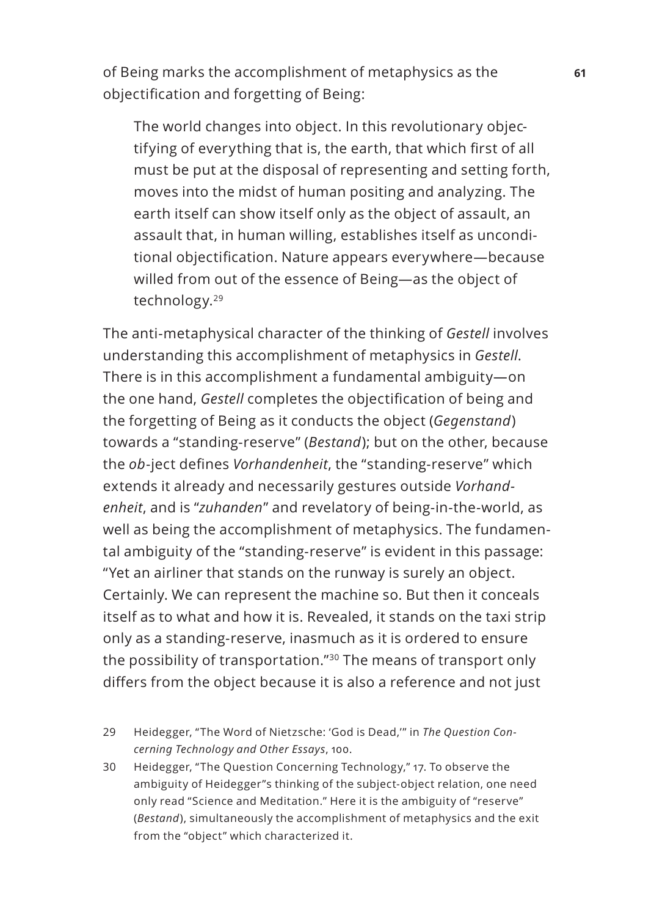of Being marks the accomplishment of metaphysics as the objectification and forgetting of Being:

> The world changes into object. In this revolutionary objectifying of everything that is, the earth, that which first of all must be put at the disposal of representing and setting forth, moves into the midst of human positing and analyzing. The earth itself can show itself only as the object of assault, an assault that, in human willing, establishes itself as unconditional objectification. Nature appears everywhere—because willed from out of the essence of Being—as the object of technology.[29]

The anti-metaphysical character of the thinking of *Gestell* involves understanding this accomplishment of metaphysics in *Gestell*. There is in this accomplishment a fundamental ambiguity—on the one hand, *Gestell* completes the objectification of being and the forgetting of Being as it conducts the object (*Gegenstand*) towards a "standing-reserve" (*Bestand*); but on the other, because the *ob*-ject defines *Vorhandenheit*, the "standing-reserve" which extends it already and necessarily gestures outside *Vorhandenheit*, and is "*zuhanden*" and revelatory of being-in-the-world, as well as being the accomplishment of metaphysics. The fundamental ambiguity of the "standing-reserve" is evident in this passage: "Yet an airliner that stands on the runway is surely an object. Certainly. We can represent the machine so. But then it conceals itself as to what and how it is. Revealed, it stands on the taxi strip only as a standing-reserve, inasmuch as it is ordered to ensure the possibility of transportation."[30] The means of transport only differs from the object because it is also a reference and not just

29 Heidegger, "The Word of Nietzsche: 'God is Dead,'" in *The Question Concerning Technology and Other Essays*, 100.

30 Heidegger, "The Question Concerning Technology," 17. To observe the ambiguity of Heidegger"s thinking of the subject-object relation, one need only read "Science and Meditation." Here it is the ambiguity of "reserve" (*Bestand*), simultaneously the accomplishment of metaphysics and the exit from the "object" which characterized it.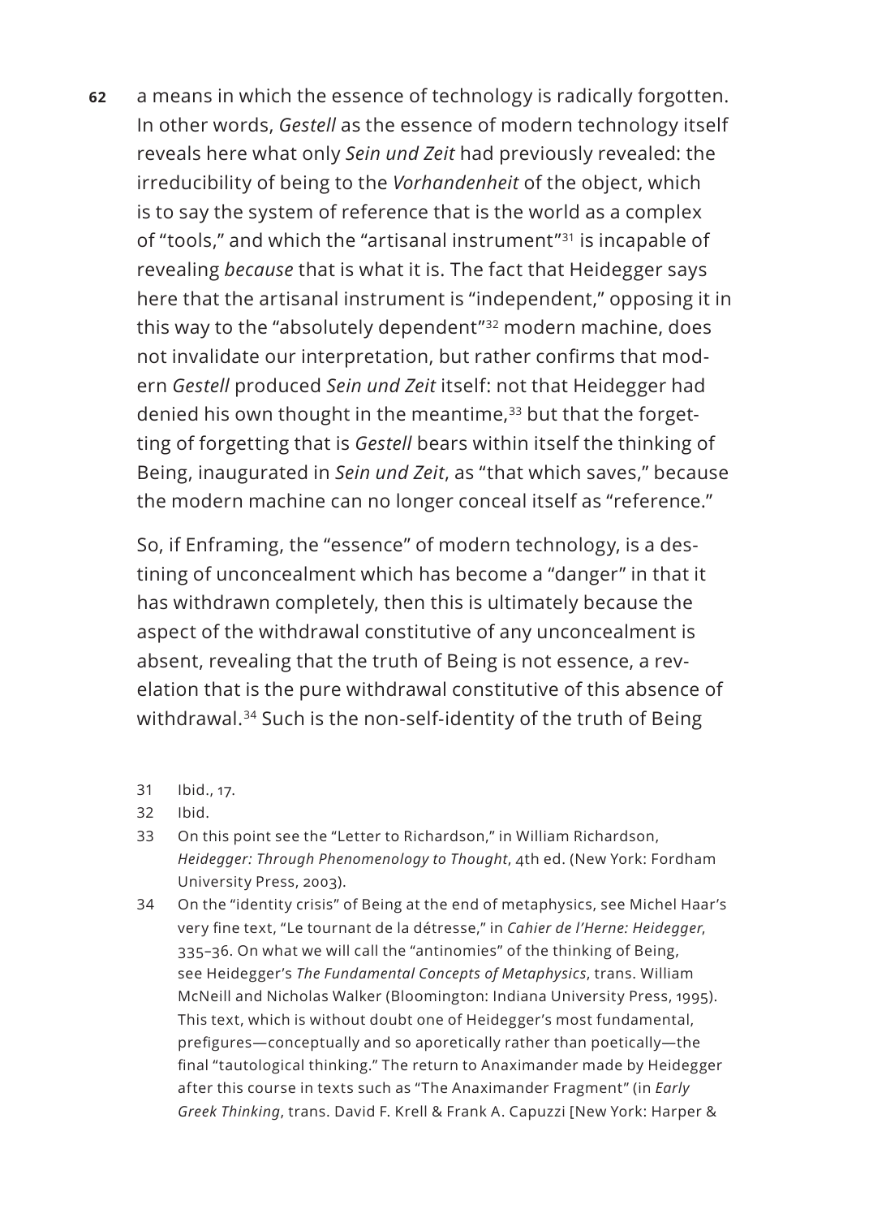a means in which the essence of technology is radically forgotten. In other words, *Gestell* as the essence of modern technology itself reveals here what only *Sein und Zeit* had previously revealed: the irreducibility of being to the *Vorhandenheit* of the object, which is to say the system of reference that is the world as a complex of "tools," and which the "artisanal instrument"[31] is incapable of revealing *because* that is what it is. The fact that Heidegger says here that the artisanal instrument is "independent," opposing it in this way to the "absolutely dependent"[32] modern machine, does not invalidate our interpretation, but rather confirms that modern *Gestell* produced *Sein und Zeit* itself: not that Heidegger had denied his own thought in the meantime,[33] but that the forgetting of forgetting that is *Gestell* bears within itself the thinking of Being, inaugurated in *Sein und Zeit*, as "that which saves," because the modern machine can no longer conceal itself as "reference."

So, if Enframing, the "essence" of modern technology, is a destining of unconcealment which has become a "danger" in that it has withdrawn completely, then this is ultimately because the aspect of the withdrawal constitutive of any unconcealment is absent, revealing that the truth of Being is not essence, a revelation that is the pure withdrawal constitutive of this absence of withdrawal.[34] Such is the non-self-identity of the truth of Being

31 Ibid., 17.

32 Ibid.

33 On this point see the "Letter to Richardson," in William Richardson, *Heidegger: Through Phenomenology to Thought*, 4th ed. (New York: Fordham University Press, 2003).

34 On the "identity crisis" of Being at the end of metaphysics, see Michel Haar's very fine text, "Le tournant de la détresse," in *Cahier de l'Herne: Heidegger*, 335–36. On what we will call the "antinomies" of the thinking of Being, see Heidegger's *The Fundamental Concepts of Metaphysics*, trans. William McNeill and Nicholas Walker (Bloomington: Indiana University Press, 1995). This text, which is without doubt one of Heidegger's most fundamental, prefigures—conceptually and so aporetically rather than poetically—the final "tautological thinking." The return to Anaximander made by Heidegger after this course in texts such as "The Anaximander Fragment" (in *Early Greek Thinking*, trans. David F. Krell & Frank A. Capuzzi [New York: Harper &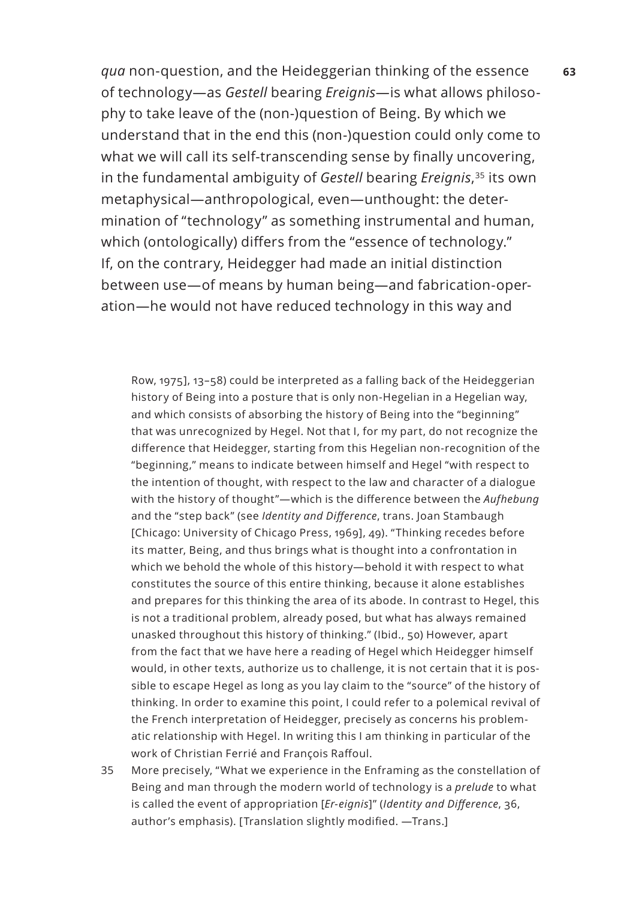*qua* non-question, and the Heideggerian thinking of the essence of technology—as *Gestell* bearing *Ereignis*—is what allows philosophy to take leave of the (non-)question of Being. By which we understand that in the end this (non-)question could only come to what we will call its self-transcending sense by finally uncovering, in the fundamental ambiguity of *Gestell* bearing *Ereignis*,[35] its own metaphysical—anthropological, even—unthought: the determination of "technology" as something instrumental and human, which (ontologically) differs from the "essence of technology." If, on the contrary, Heidegger had made an initial distinction between use—of means by human being—and fabrication-operation—he would not have reduced technology in this way and

Row, 1975], 13–58) could be interpreted as a falling back of the Heideggerian history of Being into a posture that is only non-Hegelian in a Hegelian way, and which consists of absorbing the history of Being into the "beginning" that was unrecognized by Hegel. Not that I, for my part, do not recognize the difference that Heidegger, starting from this Hegelian non-recognition of the "beginning," means to indicate between himself and Hegel "with respect to the intention of thought, with respect to the law and character of a dialogue with the history of thought"—which is the difference between the *Aufhebung* and the "step back" (see *Identity and Difference*, trans. Joan Stambaugh [Chicago: University of Chicago Press, 1969], 49). "Thinking recedes before its matter, Being, and thus brings what is thought into a confrontation in which we behold the whole of this history—behold it with respect to what constitutes the source of this entire thinking, because it alone establishes and prepares for this thinking the area of its abode. In contrast to Hegel, this is not a traditional problem, already posed, but what has always remained unasked throughout this history of thinking." (Ibid., 50) However, apart from the fact that we have here a reading of Hegel which Heidegger himself would, in other texts, authorize us to challenge, it is not certain that it is possible to escape Hegel as long as you lay claim to the "source" of the history of thinking. In order to examine this point, I could refer to a polemical revival of the French interpretation of Heidegger, precisely as concerns his problematic relationship with Hegel. In writing this I am thinking in particular of the work of Christian Ferrié and François Raffoul.

35 More precisely, "What we experience in the Enframing as the constellation of Being and man through the modern world of technology is a *prelude* to what is called the event of appropriation [*Er-eignis*]" (*Identity and Difference*, 36, author's emphasis). [Translation slightly modified. —Trans.]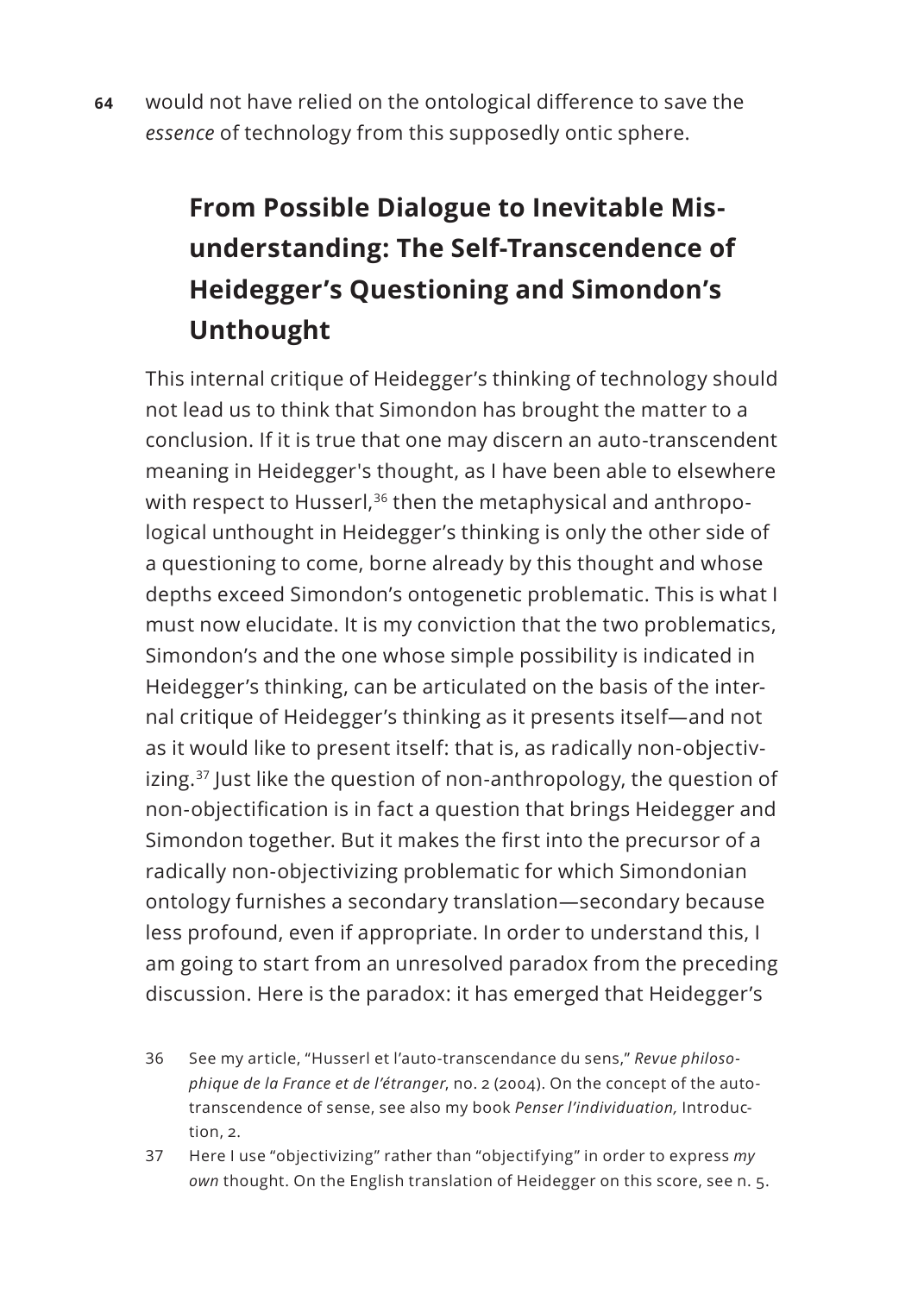would not have relied on the ontological difference to save the *essence* of technology from this supposedly ontic sphere.

## From Possible Dialogue to Inevitable Misunderstanding: The Self-Transcendence of Heidegger's Questioning and Simondon's Unthought

This internal critique of Heidegger's thinking of technology should not lead us to think that Simondon has brought the matter to a conclusion. If it is true that one may discern an auto-transcendent meaning in Heidegger's thought, as I have been able to elsewhere with respect to Husserl,[36] then the metaphysical and anthropological unthought in Heidegger's thinking is only the other side of a questioning to come, borne already by this thought and whose depths exceed Simondon's ontogenetic problematic. This is what I must now elucidate. It is my conviction that the two problematics, Simondon's and the one whose simple possibility is indicated in Heidegger's thinking, can be articulated on the basis of the internal critique of Heidegger's thinking as it presents itself—and not as it would like to present itself: that is, as radically non-objectivizing.[37] Just like the question of non-anthropology, the question of non-objectification is in fact a question that brings Heidegger and Simondon together. But it makes the first into the precursor of a radically non-objectivizing problematic for which Simondonian ontology furnishes a secondary translation—secondary because less profound, even if appropriate. In order to understand this, I am going to start from an unresolved paradox from the preceding discussion. Here is the paradox: it has emerged that Heidegger's

36 See my article, "Husserl et l'auto-transcendance du sens," *Revue philosophique de la France et de l'étranger*, no. 2 (2004). On the concept of the auto-transcendence of sense, see also my book *Penser l'individuation,* Introduction, 2.

37 Here I use "objectivizing" rather than "objectifying" in order to express *my own* thought. On the English translation of Heidegger on this score, see n. 5.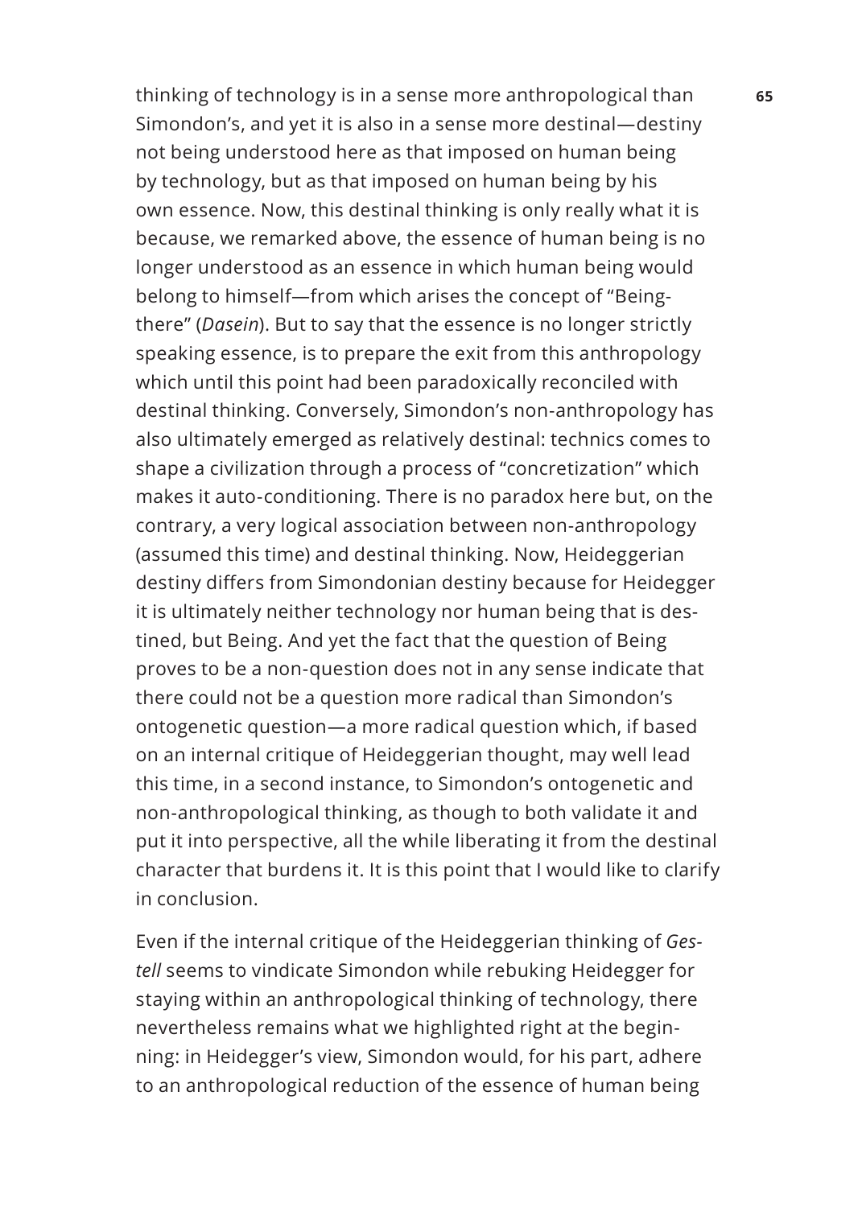thinking of technology is in a sense more anthropological than Simondon's, and yet it is also in a sense more destinal—destiny not being understood here as that imposed on human being by technology, but as that imposed on human being by his own essence. Now, this destinal thinking is only really what it is because, we remarked above, the essence of human being is no longer understood as an essence in which human being would belong to himself—from which arises the concept of "Being-there" (*Dasein*). But to say that the essence is no longer strictly speaking essence, is to prepare the exit from this anthropology which until this point had been paradoxically reconciled with destinal thinking. Conversely, Simondon's non-anthropology has also ultimately emerged as relatively destinal: technics comes to shape a civilization through a process of "concretization" which makes it auto-conditioning. There is no paradox here but, on the contrary, a very logical association between non-anthropology (assumed this time) and destinal thinking. Now, Heideggerian destiny differs from Simondonian destiny because for Heidegger it is ultimately neither technology nor human being that is destined, but Being. And yet the fact that the question of Being proves to be a non-question does not in any sense indicate that there could not be a question more radical than Simondon's ontogenetic question—a more radical question which, if based on an internal critique of Heideggerian thought, may well lead this time, in a second instance, to Simondon's ontogenetic and non-anthropological thinking, as though to both validate it and put it into perspective, all the while liberating it from the destinal character that burdens it. It is this point that I would like to clarify in conclusion.

Even if the internal critique of the Heideggerian thinking of *Gestell* seems to vindicate Simondon while rebuking Heidegger for staying within an anthropological thinking of technology, there nevertheless remains what we highlighted right at the beginning: in Heidegger's view, Simondon would, for his part, adhere to an anthropological reduction of the essence of human being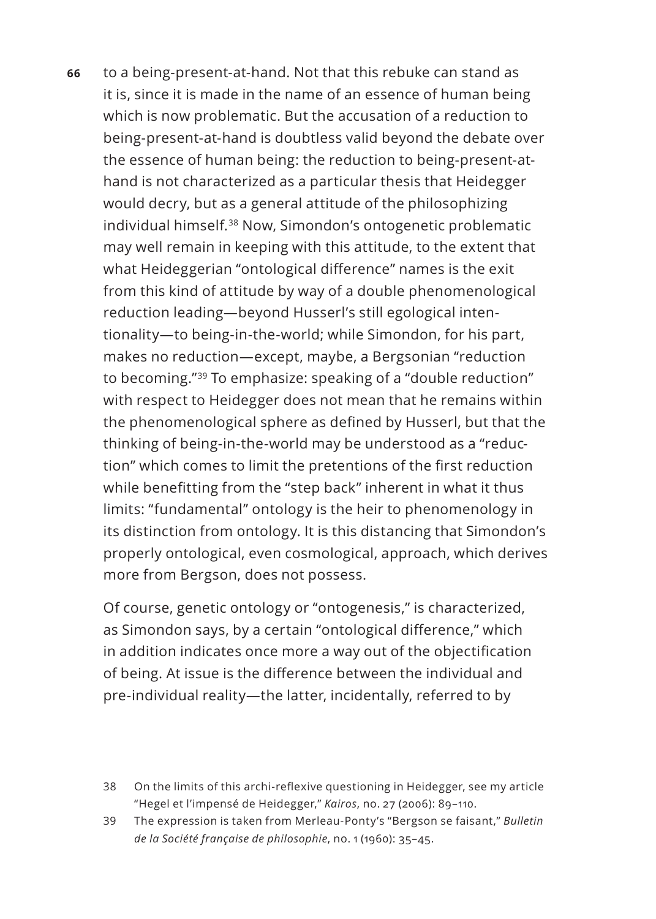to a being-present-at-hand. Not that this rebuke can stand as it is, since it is made in the name of an essence of human being which is now problematic. But the accusation of a reduction to being-present-at-hand is doubtless valid beyond the debate over the essence of human being: the reduction to being-present-at-hand is not characterized as a particular thesis that Heidegger would decry, but as a general attitude of the philosophizing individual himself.[38] Now, Simondon's ontogenetic problematic may well remain in keeping with this attitude, to the extent that what Heideggerian "ontological difference" names is the exit from this kind of attitude by way of a double phenomenological reduction leading—beyond Husserl's still egological intentionality—to being-in-the-world; while Simondon, for his part, makes no reduction—except, maybe, a Bergsonian "reduction to becoming."[39] To emphasize: speaking of a "double reduction" with respect to Heidegger does not mean that he remains within the phenomenological sphere as defined by Husserl, but that the thinking of being-in-the-world may be understood as a "reduction" which comes to limit the pretentions of the first reduction while benefitting from the "step back" inherent in what it thus limits: "fundamental" ontology is the heir to phenomenology in its distinction from ontology. It is this distancing that Simondon's properly ontological, even cosmological, approach, which derives more from Bergson, does not possess.

Of course, genetic ontology or "ontogenesis," is characterized, as Simondon says, by a certain "ontological difference," which in addition indicates once more a way out of the objectification of being. At issue is the difference between the individual and pre-individual reality—the latter, incidentally, referred to by

38 On the limits of this archi-reflexive questioning in Heidegger, see my article "Hegel et l'impensé de Heidegger," *Kairos*, no. 27 (2006): 89–110.

39 The expression is taken from Merleau-Ponty's "Bergson se faisant," *Bulletin de la Société française de philosophie*, no. 1 (1960): 35–45.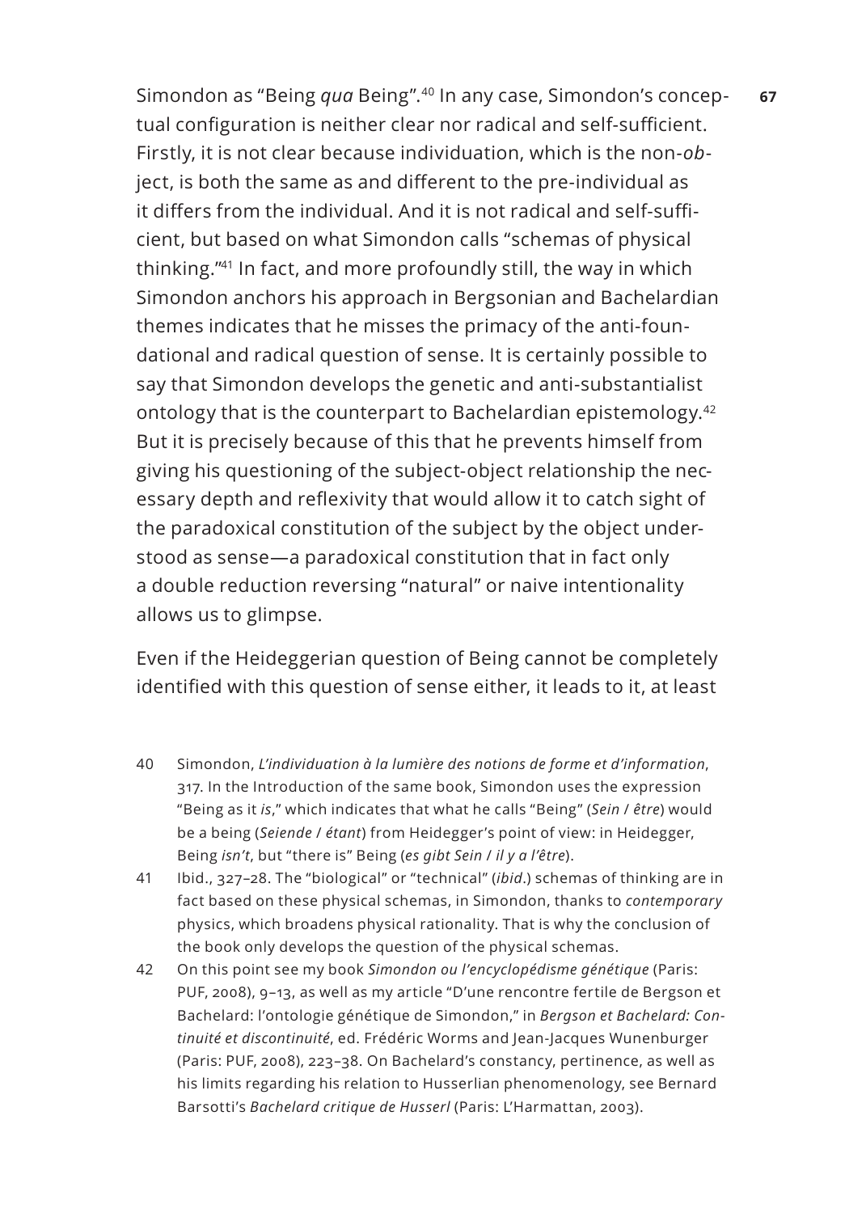Simondon as "Being *qua* Being".[40] In any case, Simondon's conceptual configuration is neither clear nor radical and self-sufficient. Firstly, it is not clear because individuation, which is the non-*ob*ject, is both the same as and different to the pre-individual as it differs from the individual. And it is not radical and self-sufficient, but based on what Simondon calls "schemas of physical thinking."[41] In fact, and more profoundly still, the way in which Simondon anchors his approach in Bergsonian and Bachelardian themes indicates that he misses the primacy of the anti-foundational and radical question of sense. It is certainly possible to say that Simondon develops the genetic and anti-substantialist ontology that is the counterpart to Bachelardian epistemology.[42] But it is precisely because of this that he prevents himself from giving his questioning of the subject-object relationship the necessary depth and reflexivity that would allow it to catch sight of the paradoxical constitution of the subject by the object understood as sense—a paradoxical constitution that in fact only a double reduction reversing "natural" or naive intentionality allows us to glimpse.

Even if the Heideggerian question of Being cannot be completely identified with this question of sense either, it leads to it, at least

40 Simondon, *L'individuation à la lumière des notions de forme et d'information*, 317. In the Introduction of the same book, Simondon uses the expression "Being as it *is*," which indicates that what he calls "Being" (*Sein / être*) would be a being (*Seiende / étant*) from Heidegger's point of view: in Heidegger, Being *isn't*, but "there is" Being (*es gibt Sein / il y a l'être*).

41 Ibid., 327–28. The "biological" or "technical" (*ibid*.) schemas of thinking are in fact based on these physical schemas, in Simondon, thanks to *contemporary* physics, which broadens physical rationality. That is why the conclusion of the book only develops the question of the physical schemas.

42 On this point see my book *Simondon ou l'encyclopédisme génétique* (Paris: PUF, 2008), 9–13, as well as my article "D'une rencontre fertile de Bergson et Bachelard: l'ontologie génétique de Simondon," in *Bergson et Bachelard: Continuité et discontinuité*, ed. Frédéric Worms and Jean-Jacques Wunenburger (Paris: PUF, 2008), 223–38. On Bachelard's constancy, pertinence, as well as his limits regarding his relation to Husserlian phenomenology, see Bernard Barsotti's *Bachelard critique de Husserl* (Paris: L'Harmattan, 2003).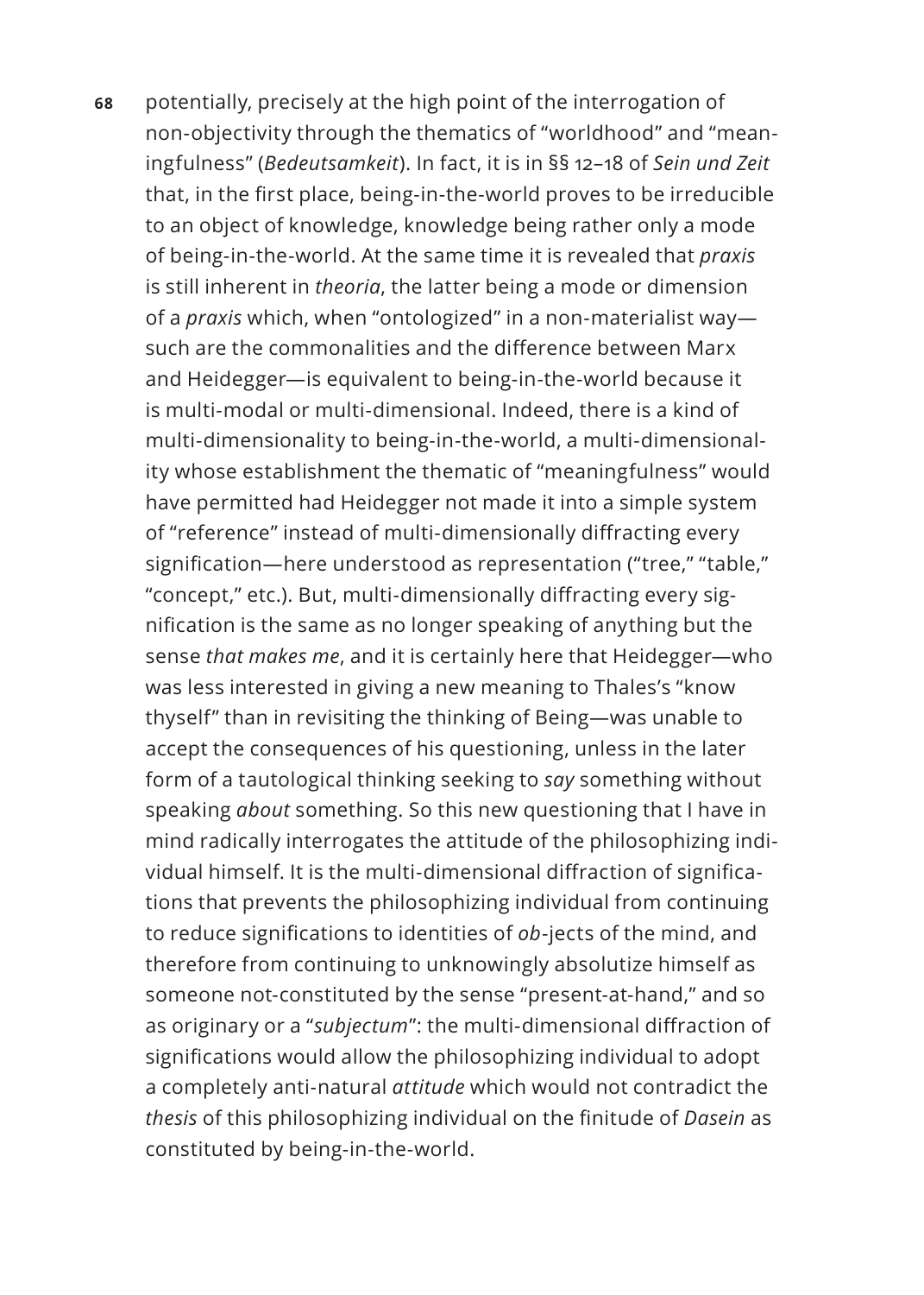potentially, precisely at the high point of the interrogation of non-objectivity through the thematics of "worldhood" and "meaningfulness" (*Bedeutsamkeit*). In fact, it is in §§ 12–18 of *Sein und Zeit* that, in the first place, being-in-the-world proves to be irreducible to an object of knowledge, knowledge being rather only a mode of being-in-the-world. At the same time it is revealed that *praxis* is still inherent in *theoria*, the latter being a mode or dimension of a *praxis* which, when "ontologized" in a non-materialist way—such are the commonalities and the difference between Marx and Heidegger—is equivalent to being-in-the-world because it is multi-modal or multi-dimensional. Indeed, there is a kind of multi-dimensionality to being-in-the-world, a multi-dimensionality whose establishment the thematic of "meaningfulness" would have permitted had Heidegger not made it into a simple system of "reference" instead of multi-dimensionally diffracting every signification—here understood as representation ("tree," "table," "concept," etc.). But, multi-dimensionally diffracting every signification is the same as no longer speaking of anything but the sense *that makes me*, and it is certainly here that Heidegger—who was less interested in giving a new meaning to Thales's "know thyself" than in revisiting the thinking of Being—was unable to accept the consequences of his questioning, unless in the later form of a tautological thinking seeking to *say* something without speaking *about* something. So this new questioning that I have in mind radically interrogates the attitude of the philosophizing individual himself. It is the multi-dimensional diffraction of significations that prevents the philosophizing individual from continuing to reduce significations to identities of *ob*-jects of the mind, and therefore from continuing to unknowingly absolutize himself as someone not-constituted by the sense "present-at-hand," and so as originary or a "*subjectum*": the multi-dimensional diffraction of significations would allow the philosophizing individual to adopt a completely anti-natural *attitude* which would not contradict the *thesis* of this philosophizing individual on the finitude of *Dasein* as constituted by being-in-the-world.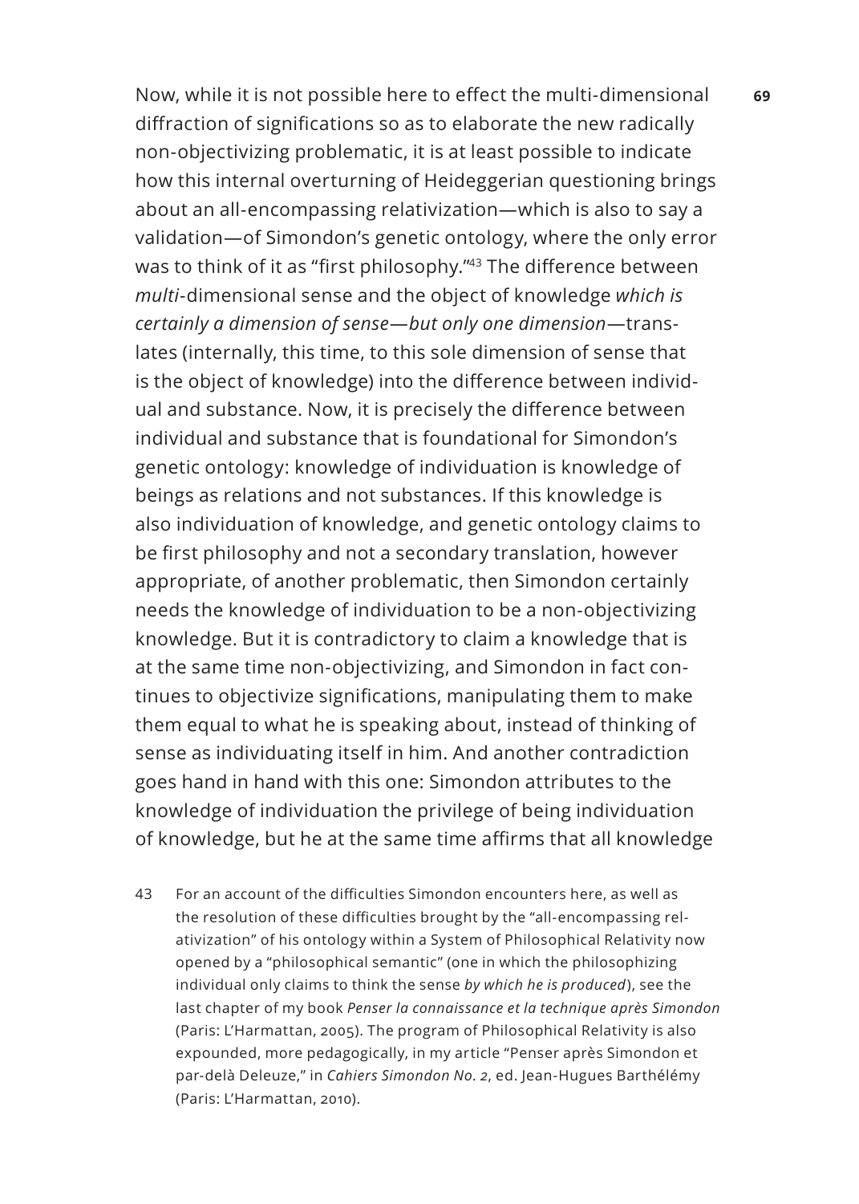Now, while it is not possible here to effect the multi-dimensional diffraction of significations so as to elaborate the new radically non-objectivizing problematic, it is at least possible to indicate how this internal overturning of Heideggerian questioning brings about an all-encompassing relativization—which is also to say a validation—of Simondon's genetic ontology, where the only error was to think of it as "first philosophy."[43] The difference between *multi*-dimensional sense and the object of knowledge *which is certainly a dimension of sense—but only one dimension*—translates (internally, this time, to this sole dimension of sense that is the object of knowledge) into the difference between individual and substance. Now, it is precisely the difference between individual and substance that is foundational for Simondon's genetic ontology: knowledge of individuation is knowledge of beings as relations and not substances. If this knowledge is also individuation of knowledge, and genetic ontology claims to be first philosophy and not a secondary translation, however appropriate, of another problematic, then Simondon certainly needs the knowledge of individuation to be a non-objectivizing knowledge. But it is contradictory to claim a knowledge that is at the same time non-objectivizing, and Simondon in fact continues to objectivize significations, manipulating them to make them equal to what he is speaking about, instead of thinking of sense as individuating itself in him. And another contradiction goes hand in hand with this one: Simondon attributes to the knowledge of individuation the privilege of being individuation of knowledge, but he at the same time affirms that all knowledge

43 For an account of the difficulties Simondon encounters here, as well as the resolution of these difficulties brought by the "all-encompassing relativization" of his ontology within a System of Philosophical Relativity now opened by a "philosophical semantic" (one in which the philosophizing individual only claims to think the sense *by which he is produced*), see the last chapter of my book *Penser la connaissance et la technique après Simondon* (Paris: L'Harmattan, 2005). The program of Philosophical Relativity is also expounded, more pedagogically, in my article "Penser après Simondon et par-delà Deleuze," in *Cahiers Simondon No. 2*, ed. Jean-Hugues Barthélémy (Paris: L'Harmattan, 2010).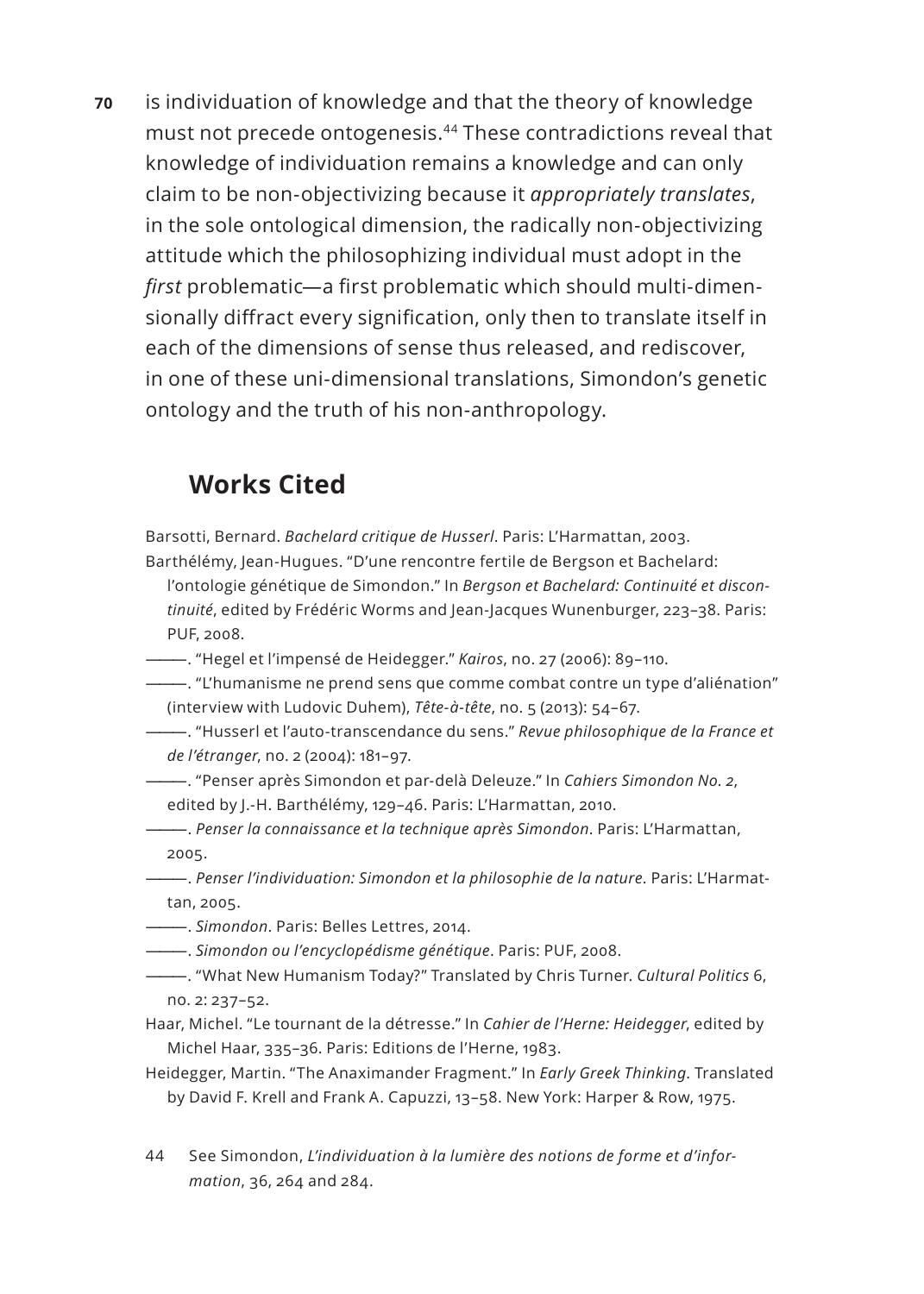is individuation of knowledge and that the theory of knowledge must not precede ontogenesis.[44] These contradictions reveal that knowledge of individuation remains a knowledge and can only claim to be non-objectivizing because it *appropriately translates*, in the sole ontological dimension, the radically non-objectivizing attitude which the philosophizing individual must adopt in the *first* problematic—a first problematic which should multi-dimensionally diffract every signification, only then to translate itself in each of the dimensions of sense thus released, and rediscover, in one of these uni-dimensional translations, Simondon's genetic ontology and the truth of his non-anthropology.

## Works Cited

Barsotti, Bernard. *Bachelard critique de Husserl*. Paris: L'Harmattan, 2003.

Barthélémy, Jean-Hugues. "D'une rencontre fertile de Bergson et Bachelard: l'ontologie génétique de Simondon." In *Bergson et Bachelard: Continuité et discontinuité*, edited by Frédéric Worms and Jean-Jacques Wunenburger, 223–38. Paris: PUF, 2008.

———. "Hegel et l'impensé de Heidegger." *Kairos*, no. 27 (2006): 89–110.

———. "L'humanisme ne prend sens que comme combat contre un type d'aliénation" (interview with Ludovic Duhem), *Tête-à-tête*, no. 5 (2013): 54–67.

———. "Husserl et l'auto-transcendance du sens." *Revue philosophique de la France et de l'étranger*, no. 2 (2004): 181–97.

———. "Penser après Simondon et par-delà Deleuze." In *Cahiers Simondon No. 2*, edited by J.-H. Barthélémy, 129–46. Paris: L'Harmattan, 2010.

———. *Penser la connaissance et la technique après Simondon*. Paris: L'Harmattan, 2005.

———. *Penser l'individuation: Simondon et la philosophie de la nature*. Paris: L'Harmattan, 2005.

———. *Simondon*. Paris: Belles Lettres, 2014.

———. *Simondon ou l'encyclopédisme génétique*. Paris: PUF, 2008.

———. "What New Humanism Today?" Translated by Chris Turner. *Cultural Politics* 6, no. 2: 237–52.

Haar, Michel. "Le tournant de la détresse." In *Cahier de l'Herne: Heidegger*, edited by Michel Haar, 335–36. Paris: Editions de l'Herne, 1983.

Heidegger, Martin. "The Anaximander Fragment." In *Early Greek Thinking*. Translated by David F. Krell and Frank A. Capuzzi, 13–58. New York: Harper & Row, 1975.

44 See Simondon, *L'individuation à la lumière des notions de forme et d'information*, 36, 264 and 284.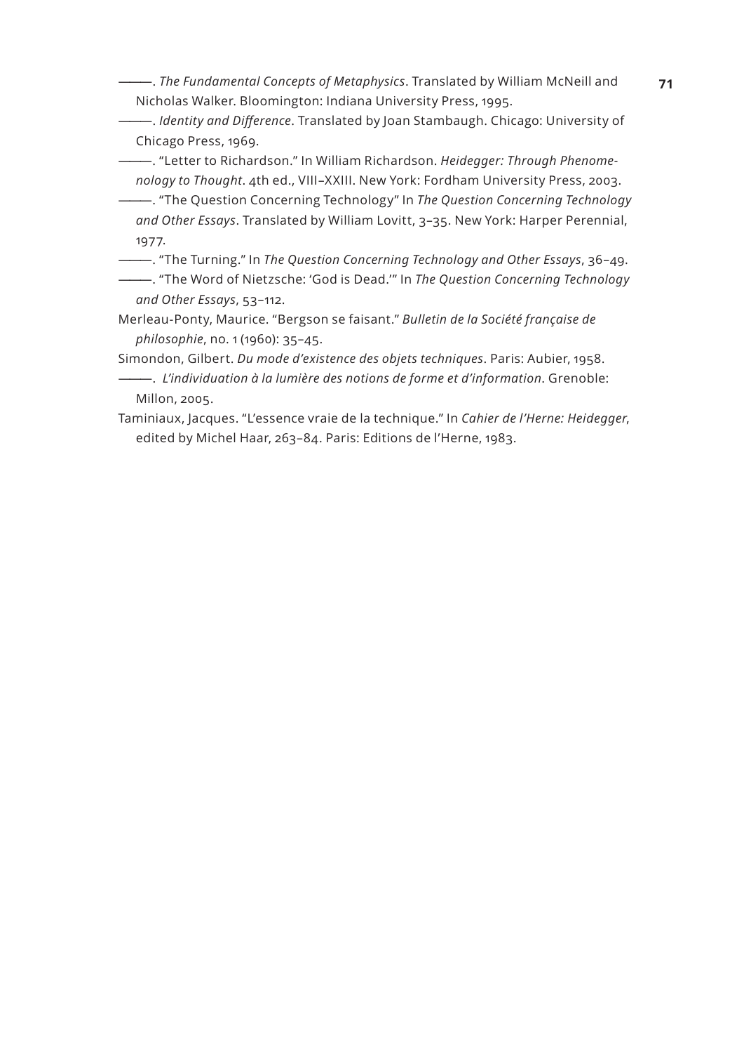———. *The Fundamental Concepts of Metaphysics*. Translated by William McNeill and Nicholas Walker. Bloomington: Indiana University Press, 1995.

———. *Identity and Difference*. Translated by Joan Stambaugh. Chicago: University of Chicago Press, 1969.

———. "Letter to Richardson." In William Richardson. *Heidegger: Through Phenomenology to Thought*. 4th ed., VIII–XXIII. New York: Fordham University Press, 2003.

———. "The Question Concerning Technology" In *The Question Concerning Technology and Other Essays*. Translated by William Lovitt, 3–35. New York: Harper Perennial, 1977.

———. "The Turning." In *The Question Concerning Technology and Other Essays*, 36–49.

———. "The Word of Nietzsche: 'God is Dead.'" In *The Question Concerning Technology and Other Essays*, 53–112.

Merleau-Ponty, Maurice. "Bergson se faisant." *Bulletin de la Société française de philosophie*, no. 1 (1960): 35–45.

Simondon, Gilbert. *Du mode d'existence des objets techniques*. Paris: Aubier, 1958.

———. *L'individuation à la lumière des notions de forme et d'information*. Grenoble: Millon, 2005.

Taminiaux, Jacques. "L'essence vraie de la technique." In *Cahier de l'Herne: Heidegger*, edited by Michel Haar, 263–84. Paris: Editions de l'Herne, 1983.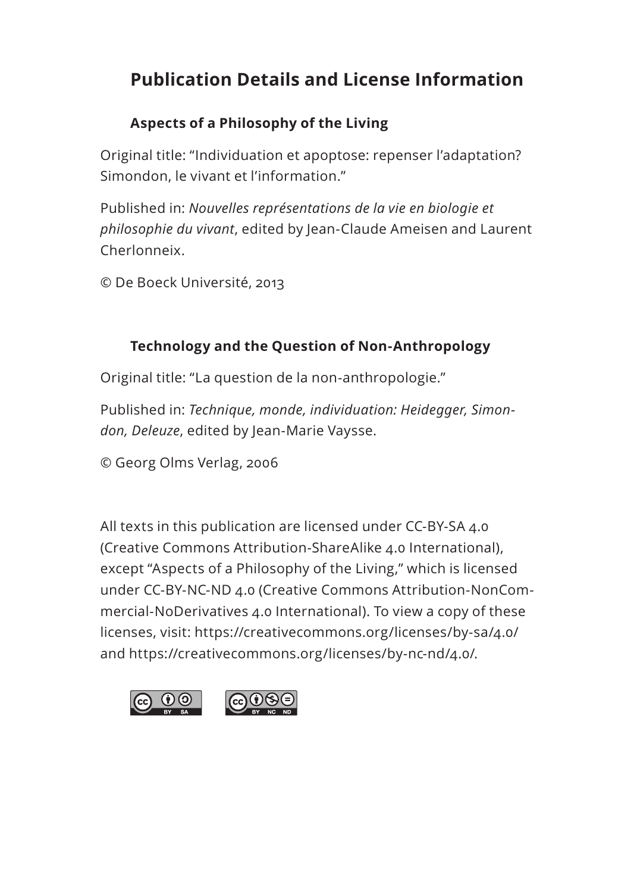# Publication Details and License Information

## Aspects of a Philosophy of the Living

Original title: "Individuation et apoptose: repenser l'adaptation? Simondon, le vivant et l'information."

Published in: *Nouvelles représentations de la vie en biologie et philosophie du vivant*, edited by Jean-Claude Ameisen and Laurent Cherlonneix.

© De Boeck Université, 2013

## Technology and the Question of Non-Anthropology

Original title: "La question de la non-anthropologie."

Published in: *Technique, monde, individuation: Heidegger, Simondon, Deleuze*, edited by Jean-Marie Vaysse.

© Georg Olms Verlag, 2006

All texts in this publication are licensed under CC-BY-SA 4.0 (Creative Commons Attribution-ShareAlike 4.0 International), except "Aspects of a Philosophy of the Living," which is licensed under CC-BY-NC-ND 4.0 (Creative Commons Attribution-NonCommercial-NoDerivatives 4.0 International). To view a copy of these licenses, visit: https://creativecommons.org/licenses/by-sa/4.0/ and https://creativecommons.org/licenses/by-nc-nd/4.0/.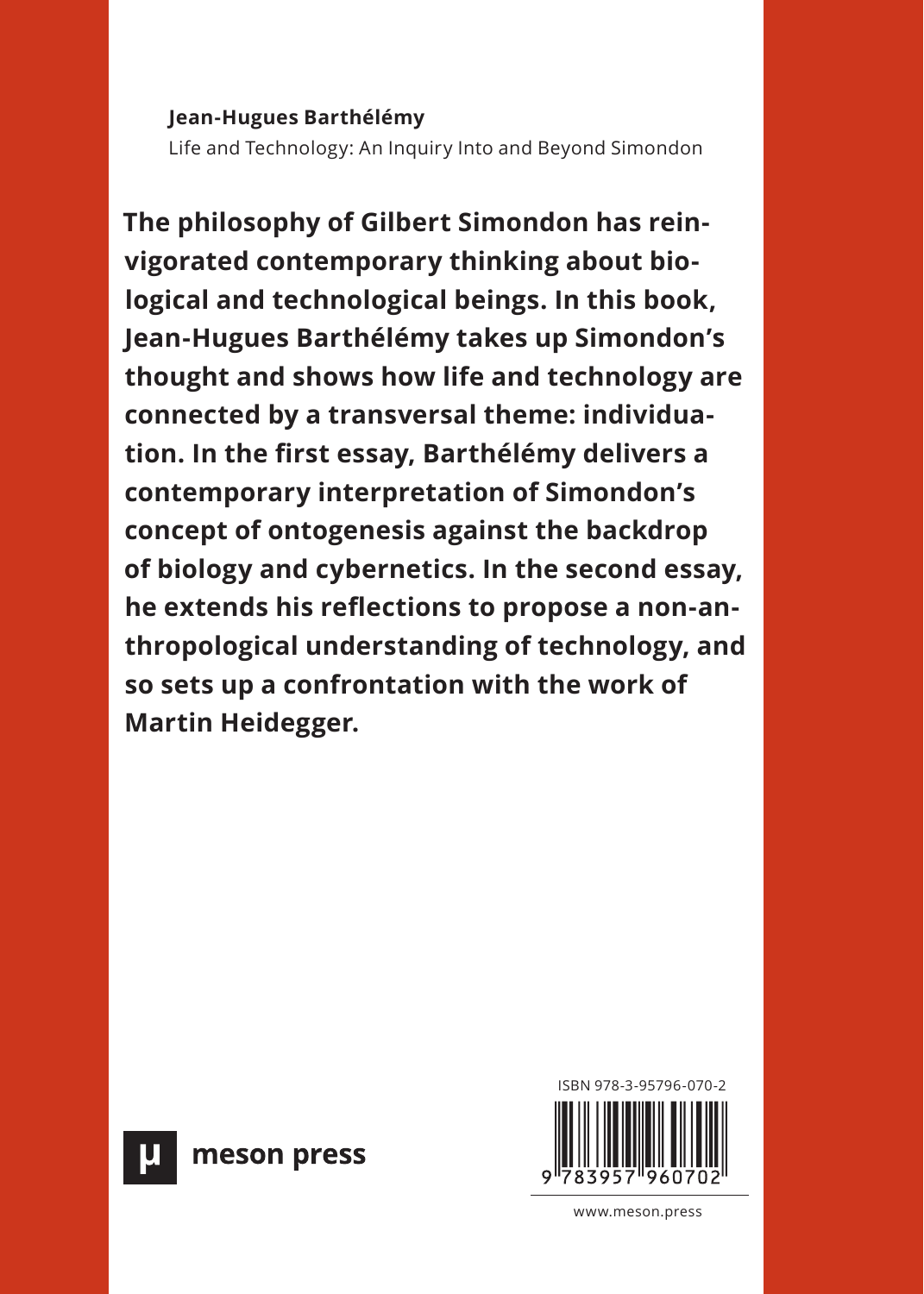**Jean-Hugues Barthélémy**

Life and Technology: An Inquiry Into and Beyond Simondon

**The philosophy of Gilbert Simondon has reinvigorated contemporary thinking about biological and technological beings. In this book, Jean-Hugues Barthélémy takes up Simondon's thought and shows how life and technology are connected by a transversal theme: individuation. In the first essay, Barthélémy delivers a contemporary interpretation of Simondon's concept of ontogenesis against the backdrop of biology and cybernetics. In the second essay, he extends his reflections to propose a non-anthropological understanding of technology, and so sets up a confrontation with the work of Martin Heidegger.**

meson press

ISBN 978-3-95796-070-2

9 783957 960702

www.meson.press